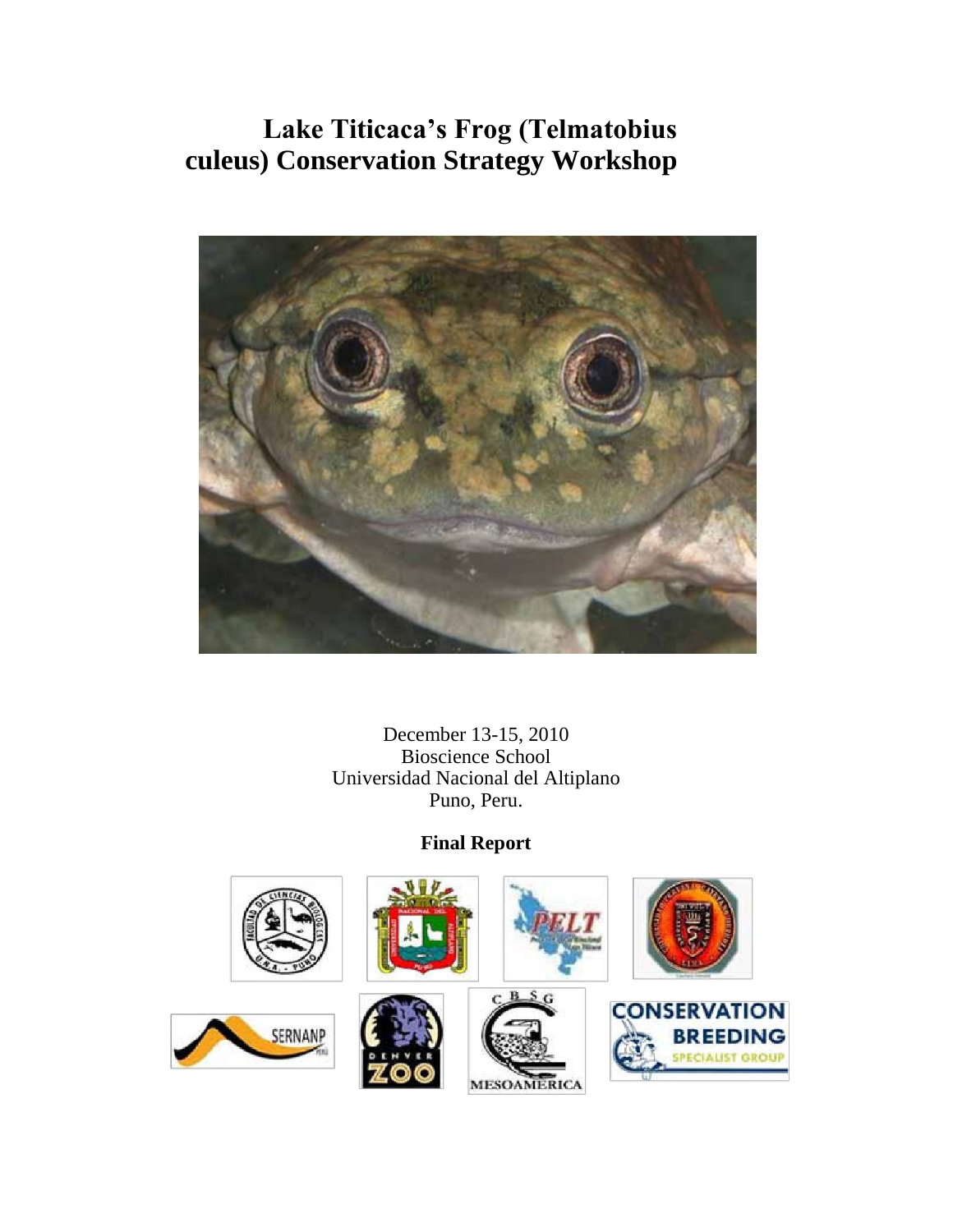# Lake Titicaca's Frog (Telmatobius culeus) Conservation Strategy Workshop

December 13-15, 2010
Bioscience School
Universidad Nacional del Altiplano
Puno, Peru.

**Final Report**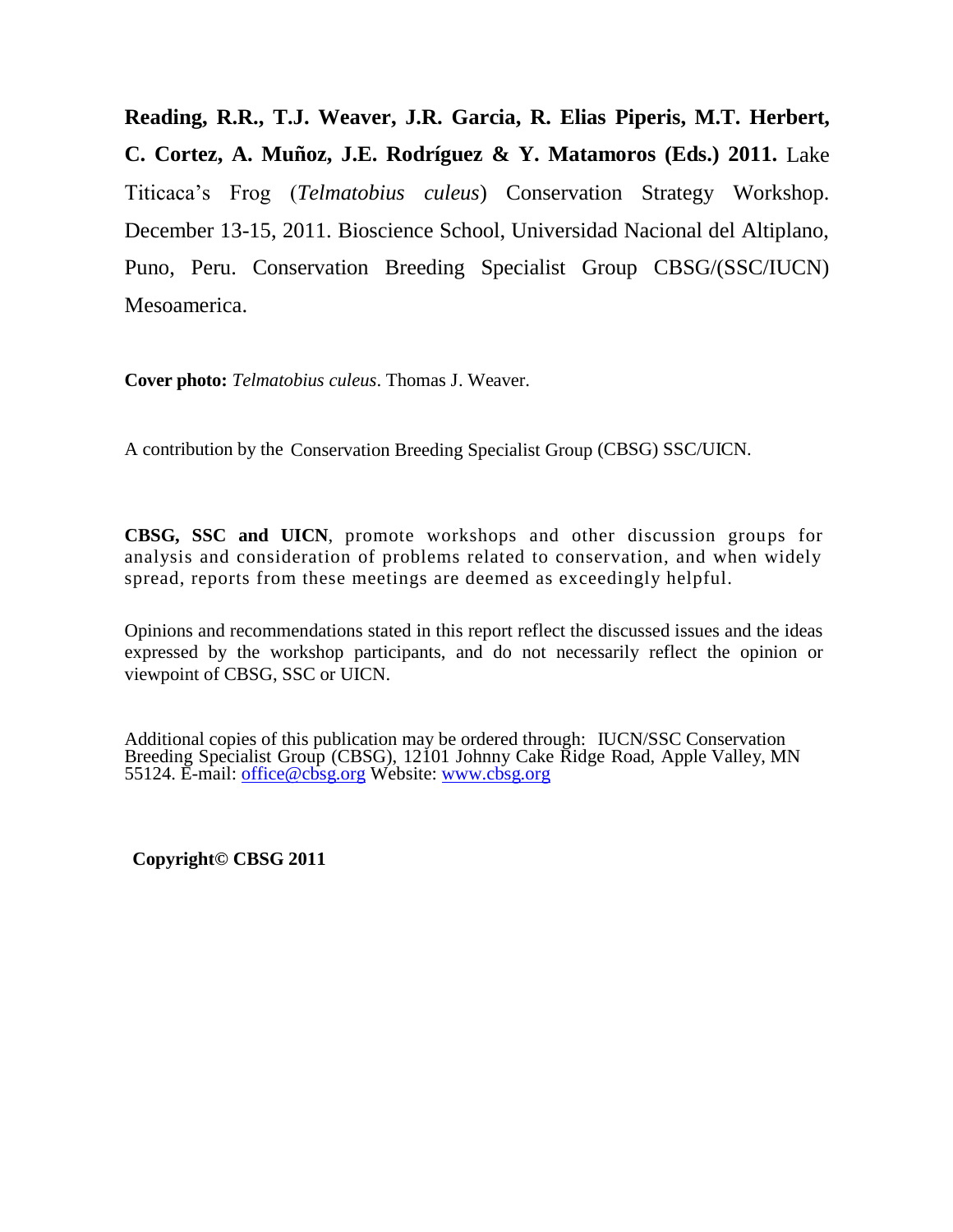**Reading, R.R., T.J. Weaver, J.R. Garcia, R. Elias Piperis, M.T. Herbert, C. Cortez, A. Muñoz, J.E. Rodríguez & Y. Matamoros (Eds.) 2011.** Lake Titicaca's Frog (*Telmatobius culeus*) Conservation Strategy Workshop. December 13-15, 2011. Bioscience School, Universidad Nacional del Altiplano, Puno, Peru. Conservation Breeding Specialist Group CBSG/(SSC/IUCN) Mesoamerica.

**Cover photo:** *Telmatobius culeus*. Thomas J. Weaver.

A contribution by the Conservation Breeding Specialist Group (CBSG) SSC/UICN.

**CBSG, SSC and UICN**, promote workshops and other discussion groups for analysis and consideration of problems related to conservation, and when widely spread, reports from these meetings are deemed as exceedingly helpful.

Opinions and recommendations stated in this report reflect the discussed issues and the ideas expressed by the workshop participants, and do not necessarily reflect the opinion or viewpoint of CBSG, SSC or UICN.

Additional copies of this publication may be ordered through: IUCN/SSC Conservation Breeding Specialist Group (CBSG), 12101 Johnny Cake Ridge Road, Apple Valley, MN 55124. E-mail: office@cbsg.org Website: www.cbsg.org

**Copyright© CBSG 2011**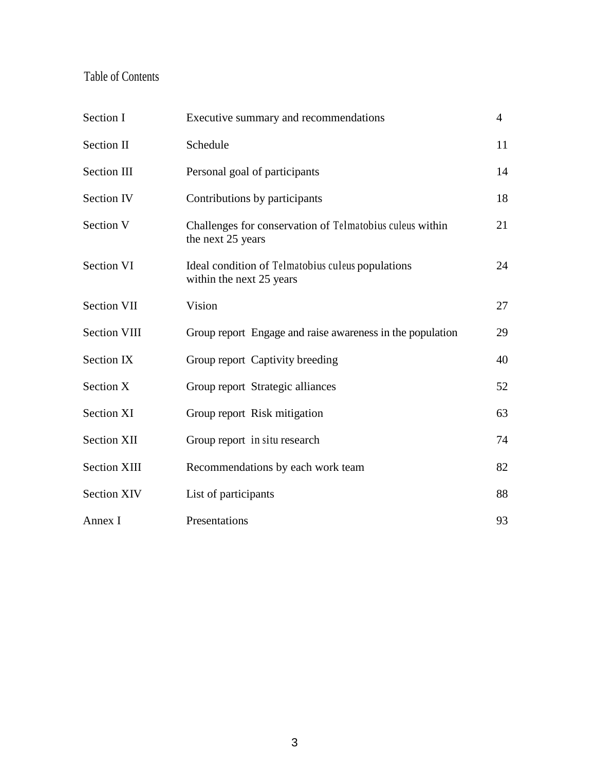# Table of Contents

| | | |
|---|---|---|
| Section I | Executive summary and recommendations | 4 |
| Section II | Schedule | 11 |
| Section III | Personal goal of participants | 14 |
| Section IV | Contributions by participants | 18 |
| Section V | Challenges for conservation of *Telmatobius culeus* within the next 25 years | 21 |
| Section VI | Ideal condition of *Telmatobius culeus* populations within the next 25 years | 24 |
| Section VII | Vision | 27 |
| Section VIII | Group report Engage and raise awareness in the population | 29 |
| Section IX | Group report Captivity breeding | 40 |
| Section X | Group report Strategic alliances | 52 |
| Section XI | Group report Risk mitigation | 63 |
| Section XII | Group report *in situ* research | 74 |
| Section XIII | Recommendations by each work team | 82 |
| Section XIV | List of participants | 88 |
| Annex I | Presentations | 93 |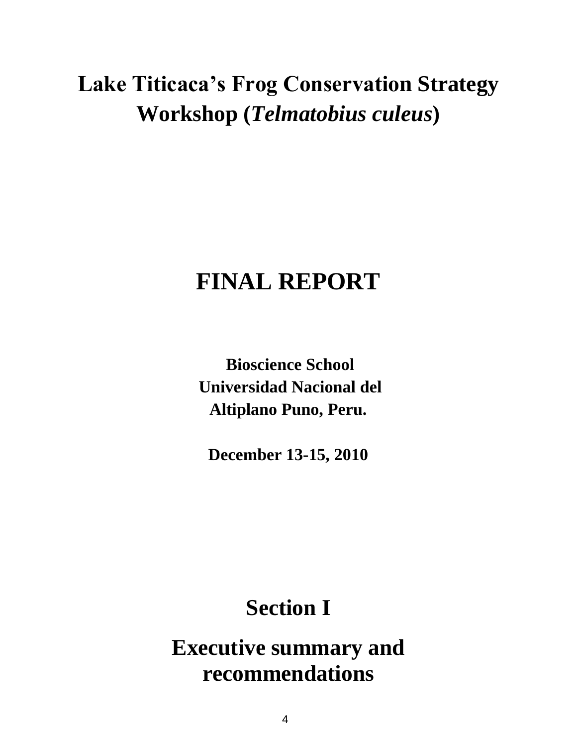# Lake Titicaca's Frog Conservation Strategy Workshop (*Telmatobius culeus*)

# FINAL REPORT

**Bioscience School**
**Universidad Nacional del Altiplano Puno, Peru.**

**December 13-15, 2010**

# Section I

# Executive summary and recommendations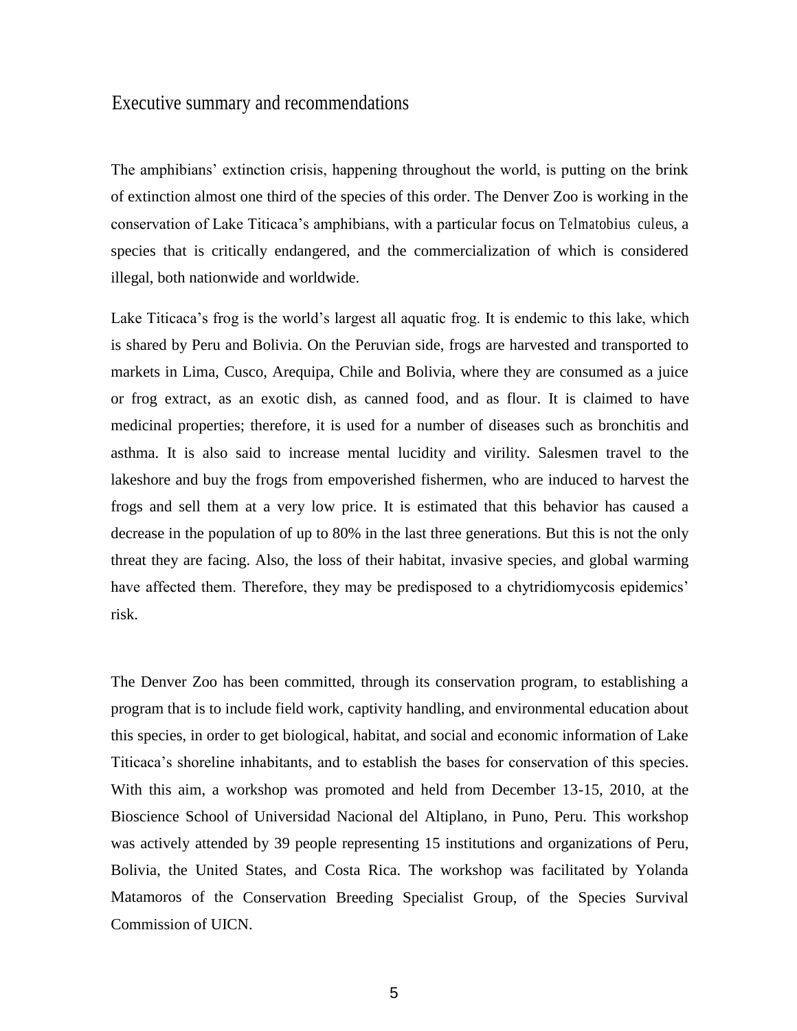## Executive summary and recommendations

The amphibians' extinction crisis, happening throughout the world, is putting on the brink of extinction almost one third of the species of this order. The Denver Zoo is working in the conservation of Lake Titicaca's amphibians, with a particular focus on *Telmatobius culeus*, a species that is critically endangered, and the commercialization of which is considered illegal, both nationwide and worldwide.

Lake Titicaca's frog is the world's largest all aquatic frog. It is endemic to this lake, which is shared by Peru and Bolivia. On the Peruvian side, frogs are harvested and transported to markets in Lima, Cusco, Arequipa, Chile and Bolivia, where they are consumed as a juice or frog extract, as an exotic dish, as canned food, and as flour. It is claimed to have medicinal properties; therefore, it is used for a number of diseases such as bronchitis and asthma. It is also said to increase mental lucidity and virility. Salesmen travel to the lakeshore and buy the frogs from empoverished fishermen, who are induced to harvest the frogs and sell them at a very low price. It is estimated that this behavior has caused a decrease in the population of up to 80% in the last three generations. But this is not the only threat they are facing. Also, the loss of their habitat, invasive species, and global warming have affected them. Therefore, they may be predisposed to a chytridiomycosis epidemics' risk.

The Denver Zoo has been committed, through its conservation program, to establishing a program that is to include field work, captivity handling, and environmental education about this species, in order to get biological, habitat, and social and economic information of Lake Titicaca's shoreline inhabitants, and to establish the bases for conservation of this species. With this aim, a workshop was promoted and held from December 13-15, 2010, at the Bioscience School of Universidad Nacional del Altiplano, in Puno, Peru. This workshop was actively attended by 39 people representing 15 institutions and organizations of Peru, Bolivia, the United States, and Costa Rica. The workshop was facilitated by Yolanda Matamoros of the Conservation Breeding Specialist Group, of the Species Survival Commission of UICN.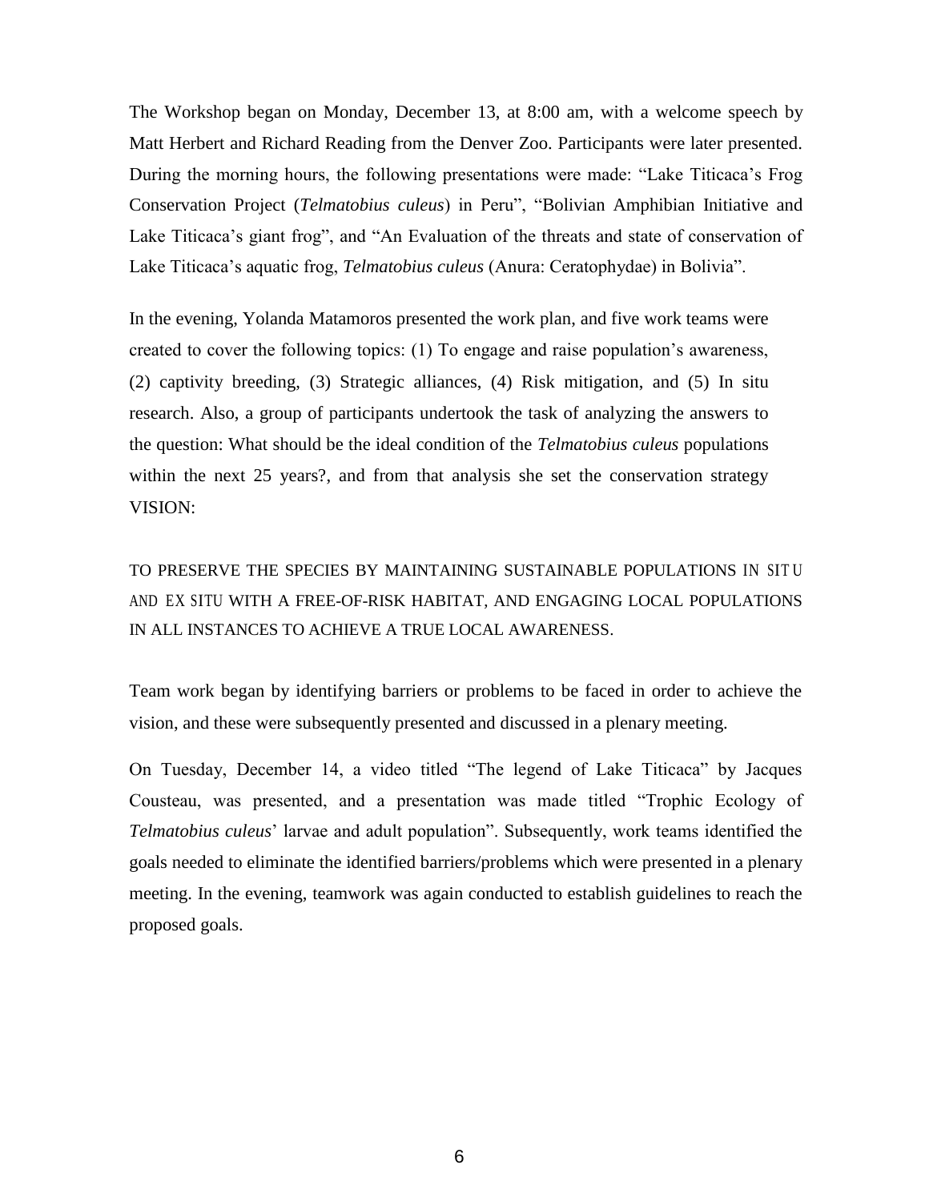The Workshop began on Monday, December 13, at 8:00 am, with a welcome speech by Matt Herbert and Richard Reading from the Denver Zoo. Participants were later presented. During the morning hours, the following presentations were made: "Lake Titicaca's Frog Conservation Project (*Telmatobius culeus*) in Peru", "Bolivian Amphibian Initiative and Lake Titicaca's giant frog", and "An Evaluation of the threats and state of conservation of Lake Titicaca's aquatic frog, *Telmatobius culeus* (Anura: Ceratophydae) in Bolivia".

In the evening, Yolanda Matamoros presented the work plan, and five work teams were created to cover the following topics: (1) To engage and raise population's awareness, (2) captivity breeding, (3) Strategic alliances, (4) Risk mitigation, and (5) In situ research. Also, a group of participants undertook the task of analyzing the answers to the question: What should be the ideal condition of the *Telmatobius culeus* populations within the next 25 years?, and from that analysis she set the conservation strategy VISION:

TO PRESERVE THE SPECIES BY MAINTAINING SUSTAINABLE POPULATIONS *IN SITU* AND *EX SITU* WITH A FREE-OF-RISK HABITAT, AND ENGAGING LOCAL POPULATIONS IN ALL INSTANCES TO ACHIEVE A TRUE LOCAL AWARENESS.

Team work began by identifying barriers or problems to be faced in order to achieve the vision, and these were subsequently presented and discussed in a plenary meeting.

On Tuesday, December 14, a video titled "The legend of Lake Titicaca" by Jacques Cousteau, was presented, and a presentation was made titled "Trophic Ecology of *Telmatobius culeus*' larvae and adult population". Subsequently, work teams identified the goals needed to eliminate the identified barriers/problems which were presented in a plenary meeting. In the evening, teamwork was again conducted to establish guidelines to reach the proposed goals.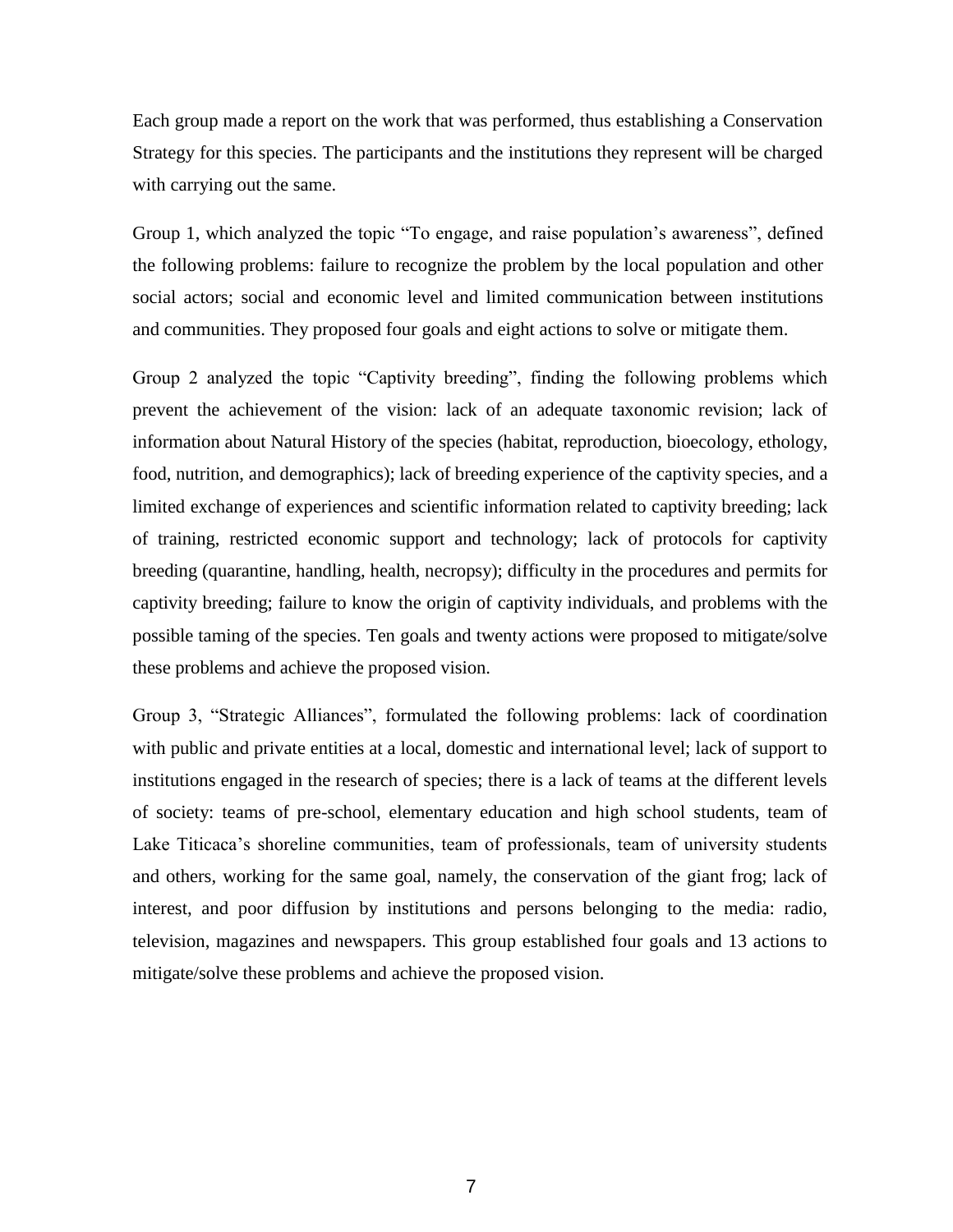Each group made a report on the work that was performed, thus establishing a Conservation Strategy for this species. The participants and the institutions they represent will be charged with carrying out the same.

Group 1, which analyzed the topic "To engage, and raise population's awareness", defined the following problems: failure to recognize the problem by the local population and other social actors; social and economic level and limited communication between institutions and communities. They proposed four goals and eight actions to solve or mitigate them.

Group 2 analyzed the topic "Captivity breeding", finding the following problems which prevent the achievement of the vision: lack of an adequate taxonomic revision; lack of information about Natural History of the species (habitat, reproduction, bioecology, ethology, food, nutrition, and demographics); lack of breeding experience of the captivity species, and a limited exchange of experiences and scientific information related to captivity breeding; lack of training, restricted economic support and technology; lack of protocols for captivity breeding (quarantine, handling, health, necropsy); difficulty in the procedures and permits for captivity breeding; failure to know the origin of captivity individuals, and problems with the possible taming of the species. Ten goals and twenty actions were proposed to mitigate/solve these problems and achieve the proposed vision.

Group 3, "Strategic Alliances", formulated the following problems: lack of coordination with public and private entities at a local, domestic and international level; lack of support to institutions engaged in the research of species; there is a lack of teams at the different levels of society: teams of pre-school, elementary education and high school students, team of Lake Titicaca's shoreline communities, team of professionals, team of university students and others, working for the same goal, namely, the conservation of the giant frog; lack of interest, and poor diffusion by institutions and persons belonging to the media: radio, television, magazines and newspapers. This group established four goals and 13 actions to mitigate/solve these problems and achieve the proposed vision.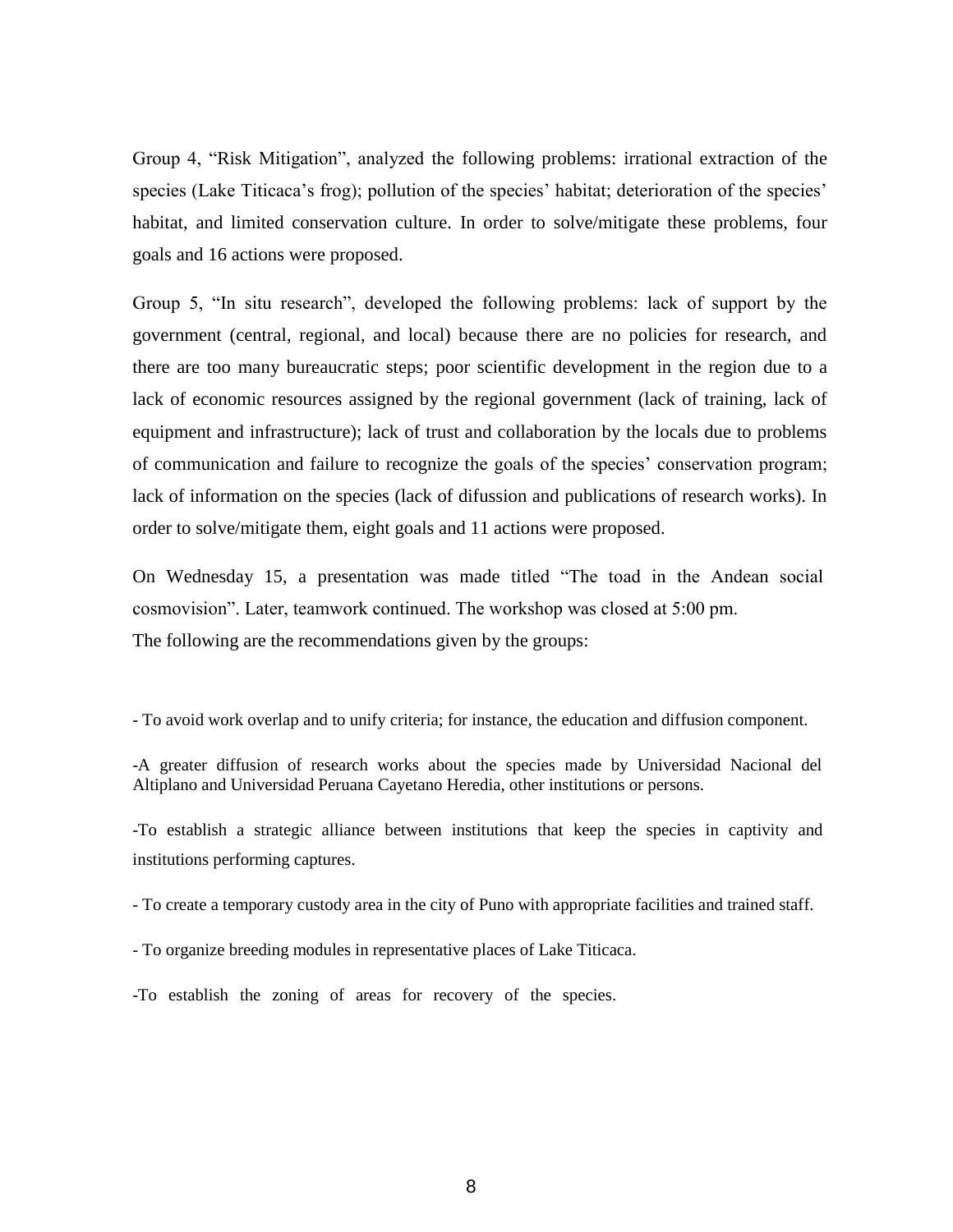Group 4, “Risk Mitigation”, analyzed the following problems: irrational extraction of the species (Lake Titicaca’s frog); pollution of the species’ habitat; deterioration of the species’ habitat, and limited conservation culture. In order to solve/mitigate these problems, four goals and 16 actions were proposed.

Group 5, “In situ research”, developed the following problems: lack of support by the government (central, regional, and local) because there are no policies for research, and there are too many bureaucratic steps; poor scientific development in the region due to a lack of economic resources assigned by the regional government (lack of training, lack of equipment and infrastructure); lack of trust and collaboration by the locals due to problems of communication and failure to recognize the goals of the species’ conservation program; lack of information on the species (lack of difussion and publications of research works). In order to solve/mitigate them, eight goals and 11 actions were proposed.

On Wednesday 15, a presentation was made titled “The toad in the Andean social cosmovision”. Later, teamwork continued. The workshop was closed at 5:00 pm.
The following are the recommendations given by the groups:

- To avoid work overlap and to unify criteria; for instance, the education and diffusion component.

- A greater diffusion of research works about the species made by Universidad Nacional del Altiplano and Universidad Peruana Cayetano Heredia, other institutions or persons.

- To establish a strategic alliance between institutions that keep the species in captivity and institutions performing captures.

- To create a temporary custody area in the city of Puno with appropriate facilities and trained staff.

- To organize breeding modules in representative places of Lake Titicaca.

- To establish the zoning of areas for recovery of the species.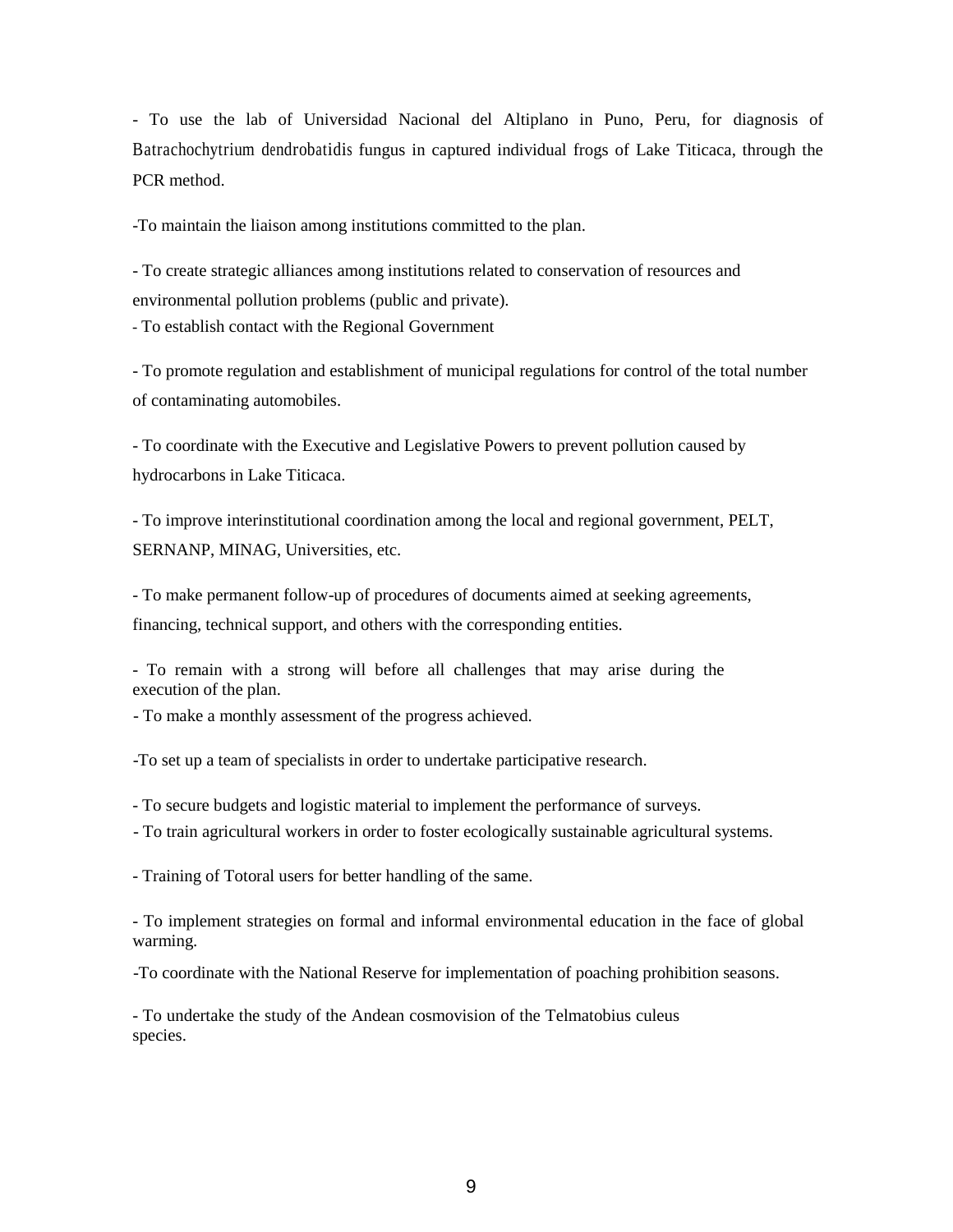- To use the lab of Universidad Nacional del Altiplano in Puno, Peru, for diagnosis of Batrachochytrium dendrobatidis fungus in captured individual frogs of Lake Titicaca, through the PCR method.

-To maintain the liaison among institutions committed to the plan.

- To create strategic alliances among institutions related to conservation of resources and environmental pollution problems (public and private).
- To establish contact with the Regional Government

- To promote regulation and establishment of municipal regulations for control of the total number of contaminating automobiles.

- To coordinate with the Executive and Legislative Powers to prevent pollution caused by hydrocarbons in Lake Titicaca.

- To improve interinstitutional coordination among the local and regional government, PELT, SERNANP, MINAG, Universities, etc.

- To make permanent follow-up of procedures of documents aimed at seeking agreements, financing, technical support, and others with the corresponding entities.

- To remain with a strong will before all challenges that may arise during the execution of the plan.
- To make a monthly assessment of the progress achieved.

-To set up a team of specialists in order to undertake participative research.

- To secure budgets and logistic material to implement the performance of surveys.
- To train agricultural workers in order to foster ecologically sustainable agricultural systems.

- Training of Totoral users for better handling of the same.

- To implement strategies on formal and informal environmental education in the face of global warming.

-To coordinate with the National Reserve for implementation of poaching prohibition seasons.

- To undertake the study of the Andean cosmovision of the Telmatobius culeus species.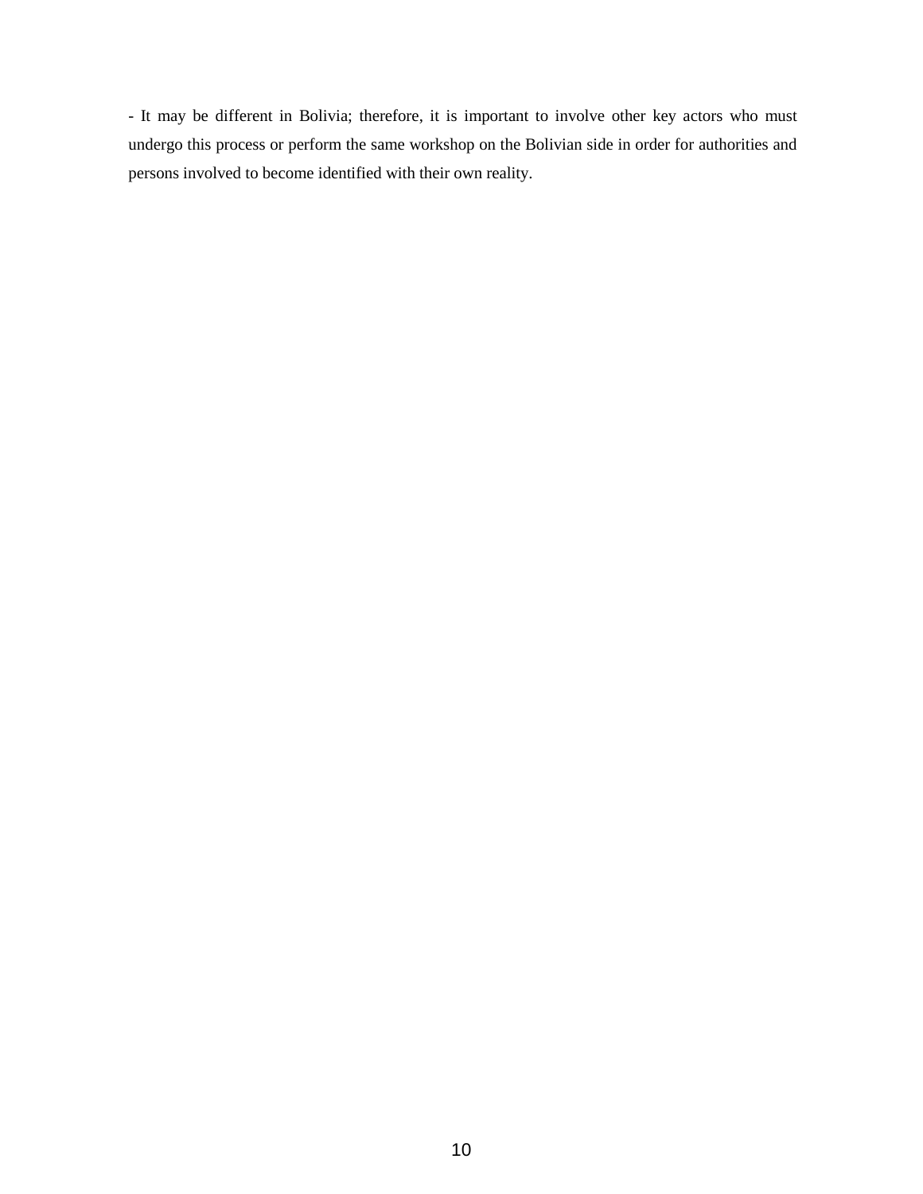- It may be different in Bolivia; therefore, it is important to involve other key actors who must undergo this process or perform the same workshop on the Bolivian side in order for authorities and persons involved to become identified with their own reality.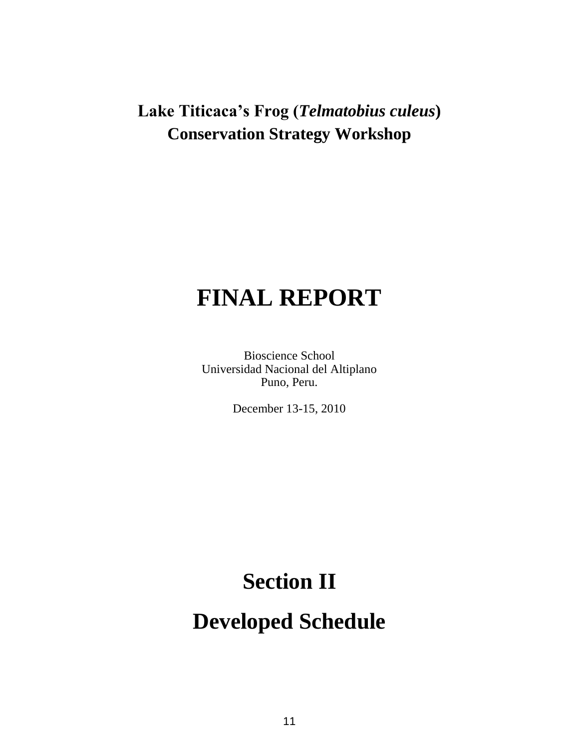**Lake Titicaca's Frog (*Telmatobius culeus*)**
**Conservation Strategy Workshop**

# FINAL REPORT

Bioscience School
Universidad Nacional del Altiplano
Puno, Peru.

December 13-15, 2010

# Section II

# Developed Schedule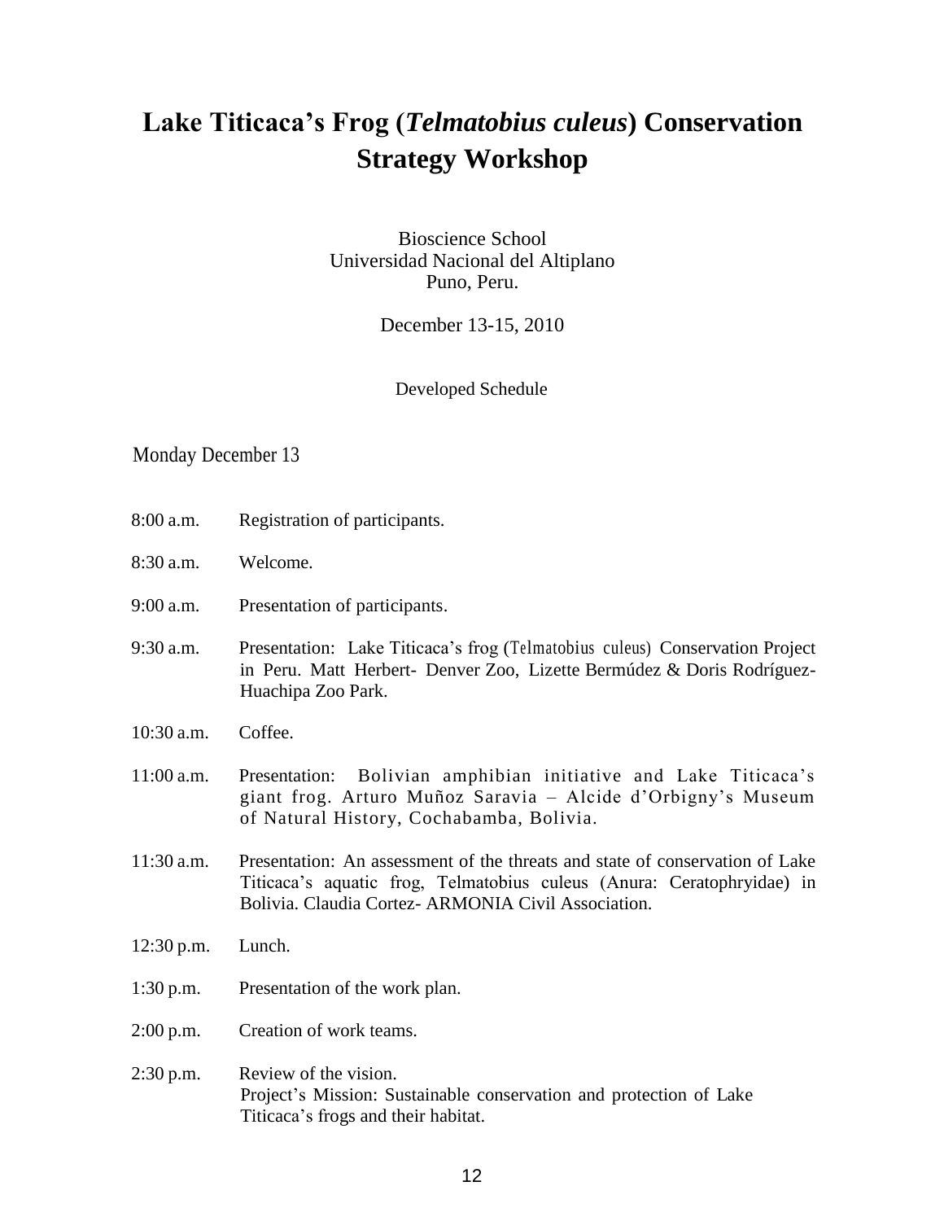# Lake Titicaca's Frog (*Telmatobius culeus*) Conservation Strategy Workshop

Bioscience School
Universidad Nacional del Altiplano
Puno, Peru.

December 13-15, 2010

Developed Schedule

Monday December 13

8:00 a.m. Registration of participants.

8:30 a.m. Welcome.

9:00 a.m. Presentation of participants.

9:30 a.m. Presentation: Lake Titicaca's frog (Telmatobius culeus) Conservation Project in Peru. Matt Herbert- Denver Zoo, Lizette Bermúdez & Doris Rodríguez- Huachipa Zoo Park.

10:30 a.m. Coffee.

11:00 a.m. Presentation: Bolivian amphibian initiative and Lake Titicaca's giant frog. Arturo Muñoz Saravia – Alcide d'Orbigny's Museum of Natural History, Cochabamba, Bolivia.

11:30 a.m. Presentation: An assessment of the threats and state of conservation of Lake Titicaca's aquatic frog, Telmatobius culeus (Anura: Ceratophryidae) in Bolivia. Claudia Cortez- ARMONIA Civil Association.

12:30 p.m. Lunch.

1:30 p.m. Presentation of the work plan.

2:00 p.m. Creation of work teams.

2:30 p.m. Review of the vision.
Project's Mission: Sustainable conservation and protection of Lake Titicaca's frogs and their habitat.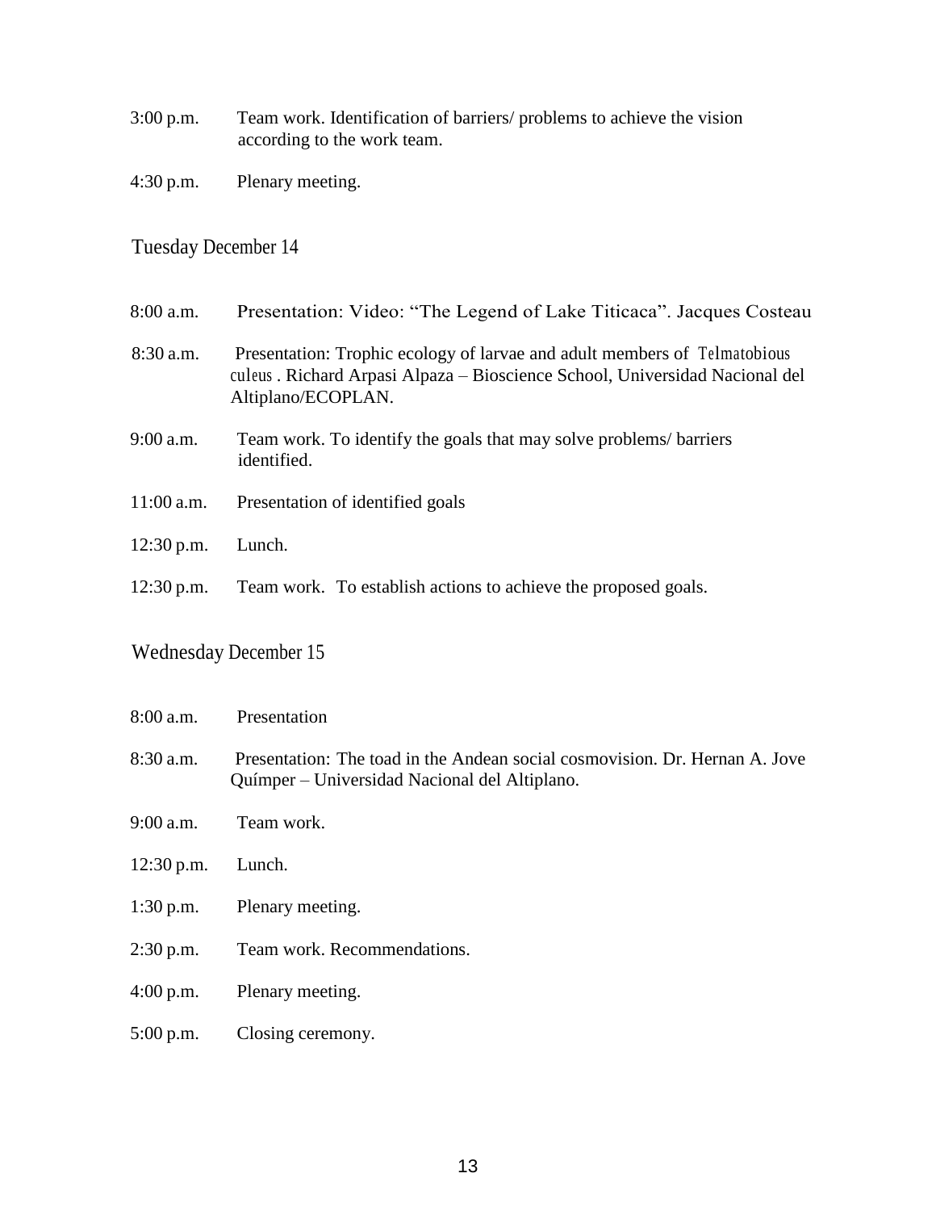3:00 p.m. Team work. Identification of barriers/ problems to achieve the vision according to the work team.

4:30 p.m. Plenary meeting.

Tuesday December 14

8:00 a.m. Presentation: Video: "The Legend of Lake Titicaca". Jacques Costeau

8:30 a.m. Presentation: Trophic ecology of larvae and adult members of *Telmatobious culeus*. Richard Arpasi Alpaza – Bioscience School, Universidad Nacional del Altiplano/ECOPLAN.

9:00 a.m. Team work. To identify the goals that may solve problems/ barriers identified.

11:00 a.m. Presentation of identified goals

12:30 p.m. Lunch.

12:30 p.m. Team work. To establish actions to achieve the proposed goals.

Wednesday December 15

8:00 a.m. Presentation

8:30 a.m. Presentation: The toad in the Andean social cosmovision. Dr. Hernan A. Jove Químper – Universidad Nacional del Altiplano.

9:00 a.m. Team work.

12:30 p.m. Lunch.

1:30 p.m. Plenary meeting.

2:30 p.m. Team work. Recommendations.

4:00 p.m. Plenary meeting.

5:00 p.m. Closing ceremony.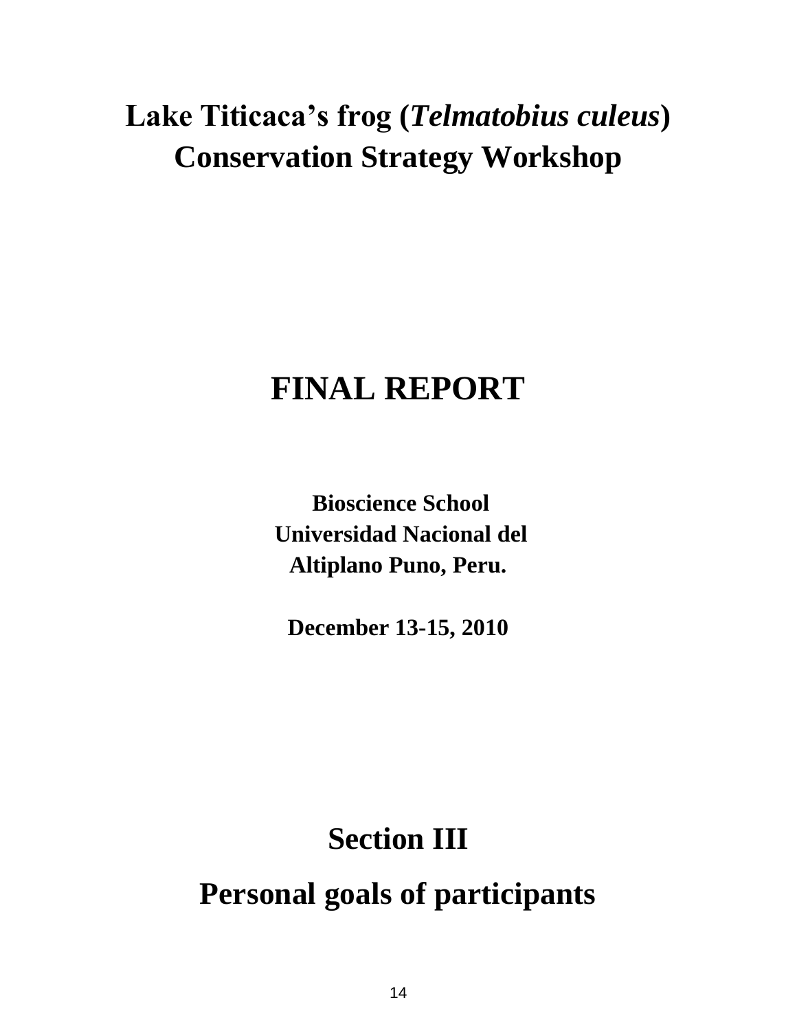# Lake Titicaca's frog (*Telmatobius culeus*) Conservation Strategy Workshop

# FINAL REPORT

**Bioscience School**
**Universidad Nacional del Altiplano Puno, Peru.**

**December 13-15, 2010**

# Section III

# Personal goals of participants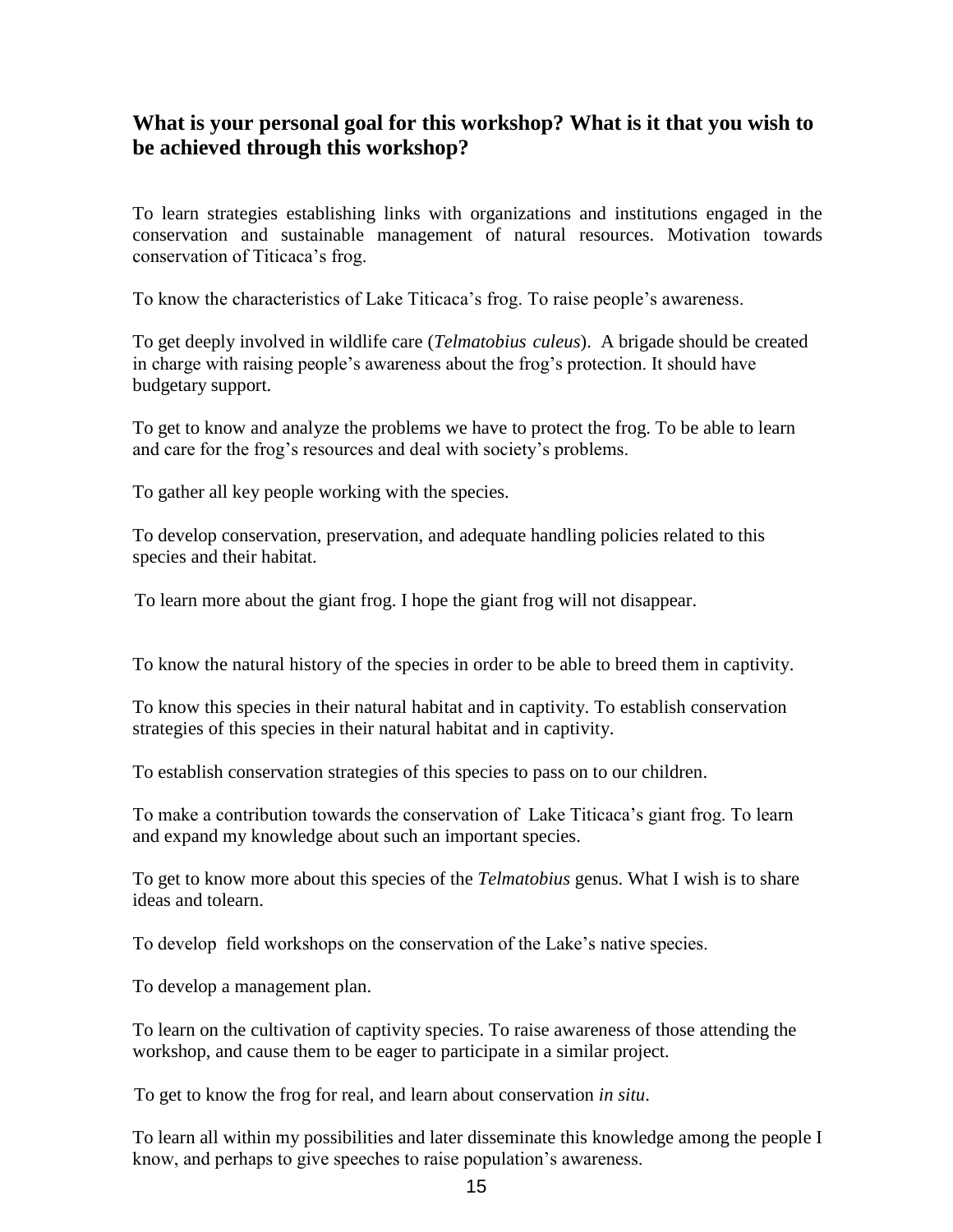## What is your personal goal for this workshop? What is it that you wish to be achieved through this workshop?

To learn strategies establishing links with organizations and institutions engaged in the conservation and sustainable management of natural resources. Motivation towards conservation of Titicaca's frog.

To know the characteristics of Lake Titicaca's frog. To raise people's awareness.

To get deeply involved in wildlife care (*Telmatobius culeus*). A brigade should be created in charge with raising people's awareness about the frog's protection. It should have budgetary support.

To get to know and analyze the problems we have to protect the frog. To be able to learn and care for the frog's resources and deal with society's problems.

To gather all key people working with the species.

To develop conservation, preservation, and adequate handling policies related to this species and their habitat.

To learn more about the giant frog. I hope the giant frog will not disappear.

To know the natural history of the species in order to be able to breed them in captivity.

To know this species in their natural habitat and in captivity. To establish conservation strategies of this species in their natural habitat and in captivity.

To establish conservation strategies of this species to pass on to our children.

To make a contribution towards the conservation of Lake Titicaca's giant frog. To learn and expand my knowledge about such an important species.

To get to know more about this species of the *Telmatobius* genus. What I wish is to share ideas and tolearn.

To develop field workshops on the conservation of the Lake's native species.

To develop a management plan.

To learn on the cultivation of captivity species. To raise awareness of those attending the workshop, and cause them to be eager to participate in a similar project.

To get to know the frog for real, and learn about conservation *in situ*.

To learn all within my possibilities and later disseminate this knowledge among the people I know, and perhaps to give speeches to raise population's awareness.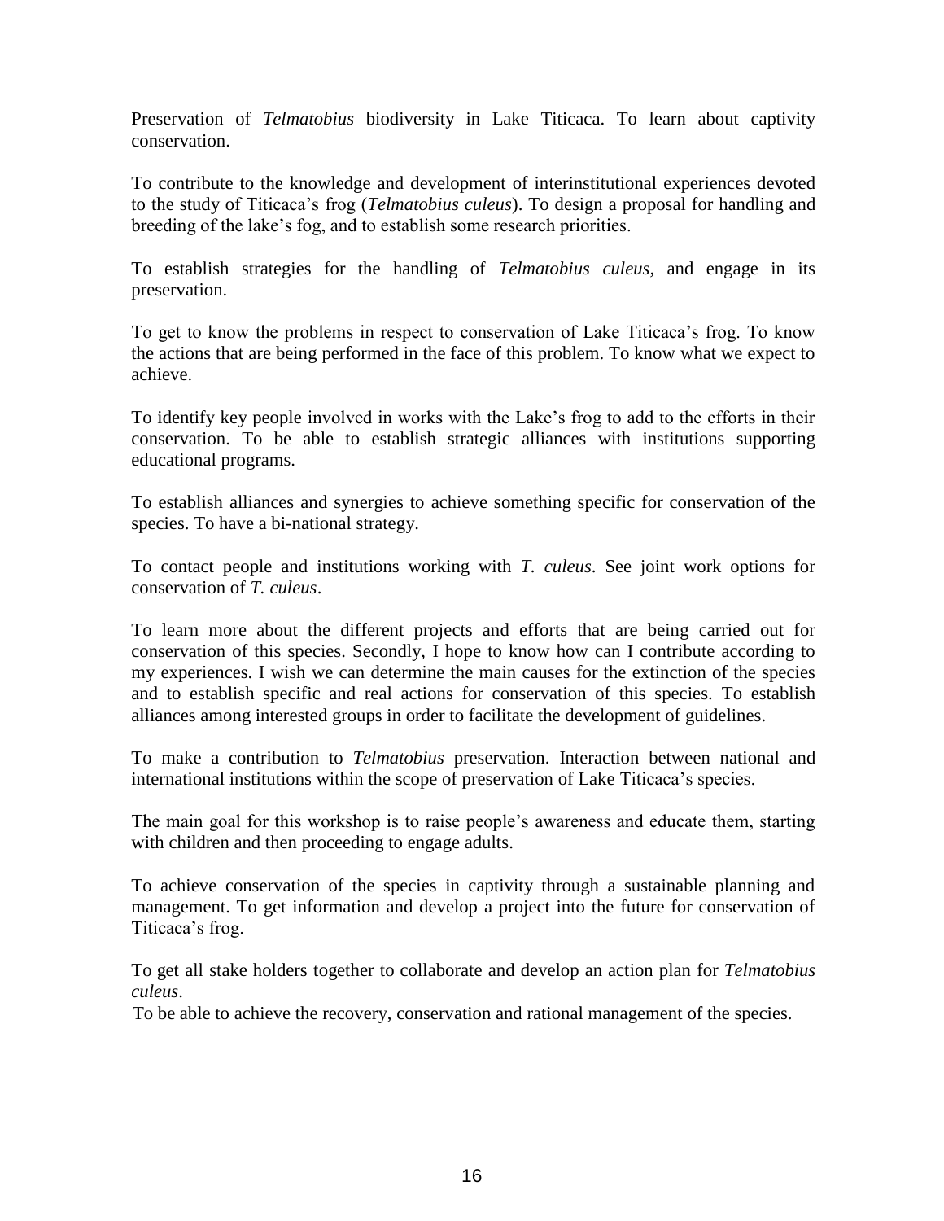Preservation of *Telmatobius* biodiversity in Lake Titicaca. To learn about captivity conservation.

To contribute to the knowledge and development of interinstitutional experiences devoted to the study of Titicaca's frog (*Telmatobius culeus*). To design a proposal for handling and breeding of the lake's fog, and to establish some research priorities.

To establish strategies for the handling of *Telmatobius culeus,* and engage in its preservation.

To get to know the problems in respect to conservation of Lake Titicaca's frog. To know the actions that are being performed in the face of this problem. To know what we expect to achieve.

To identify key people involved in works with the Lake's frog to add to the efforts in their conservation. To be able to establish strategic alliances with institutions supporting educational programs.

To establish alliances and synergies to achieve something specific for conservation of the species. To have a bi-national strategy.

To contact people and institutions working with *T. culeus*. See joint work options for conservation of *T. culeus*.

To learn more about the different projects and efforts that are being carried out for conservation of this species. Secondly, I hope to know how can I contribute according to my experiences. I wish we can determine the main causes for the extinction of the species and to establish specific and real actions for conservation of this species. To establish alliances among interested groups in order to facilitate the development of guidelines.

To make a contribution to *Telmatobius* preservation. Interaction between national and international institutions within the scope of preservation of Lake Titicaca's species.

The main goal for this workshop is to raise people's awareness and educate them, starting with children and then proceeding to engage adults.

To achieve conservation of the species in captivity through a sustainable planning and management. To get information and develop a project into the future for conservation of Titicaca's frog.

To get all stake holders together to collaborate and develop an action plan for *Telmatobius culeus*.

To be able to achieve the recovery, conservation and rational management of the species.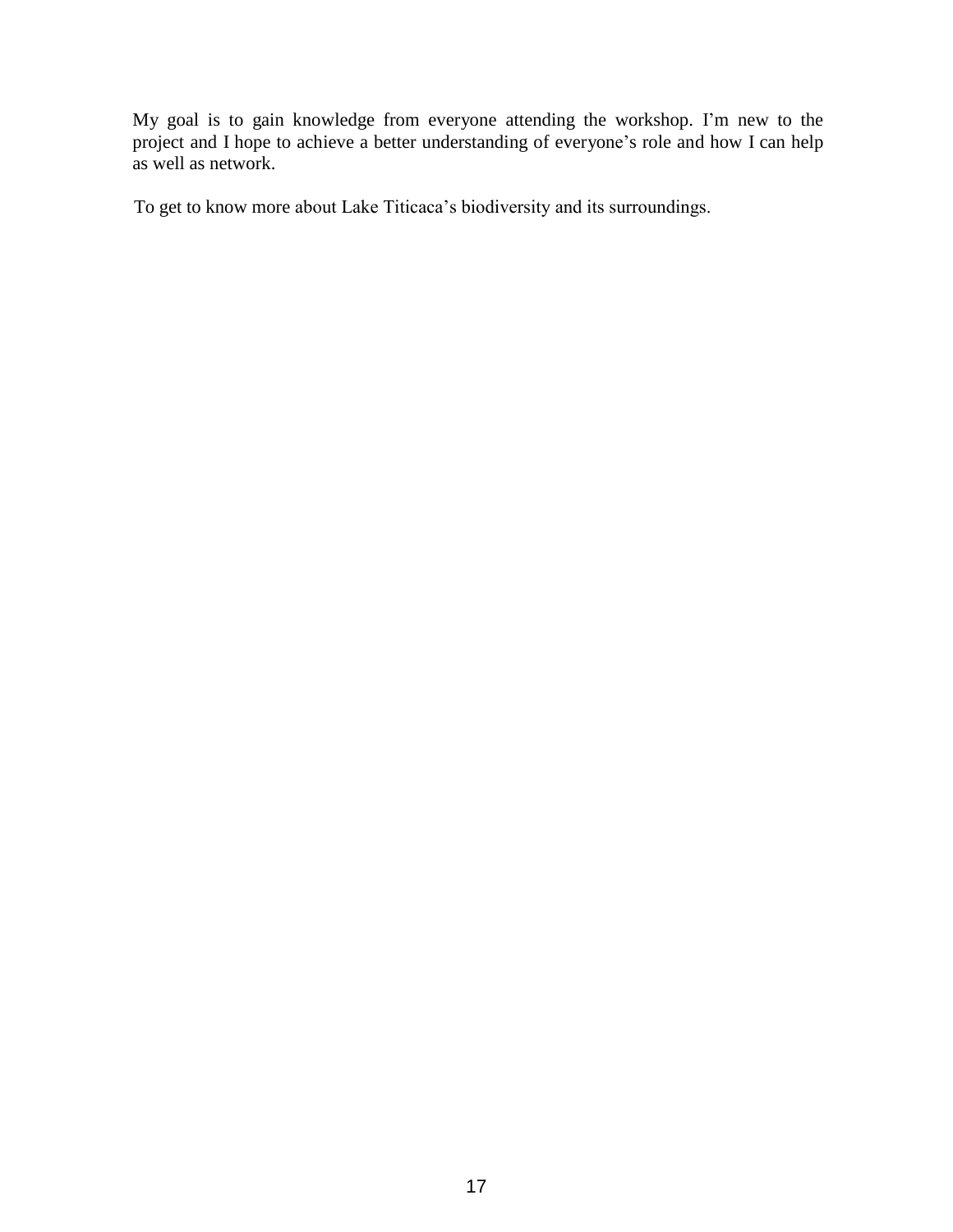My goal is to gain knowledge from everyone attending the workshop. I'm new to the project and I hope to achieve a better understanding of everyone's role and how I can help as well as network.

To get to know more about Lake Titicaca's biodiversity and its surroundings.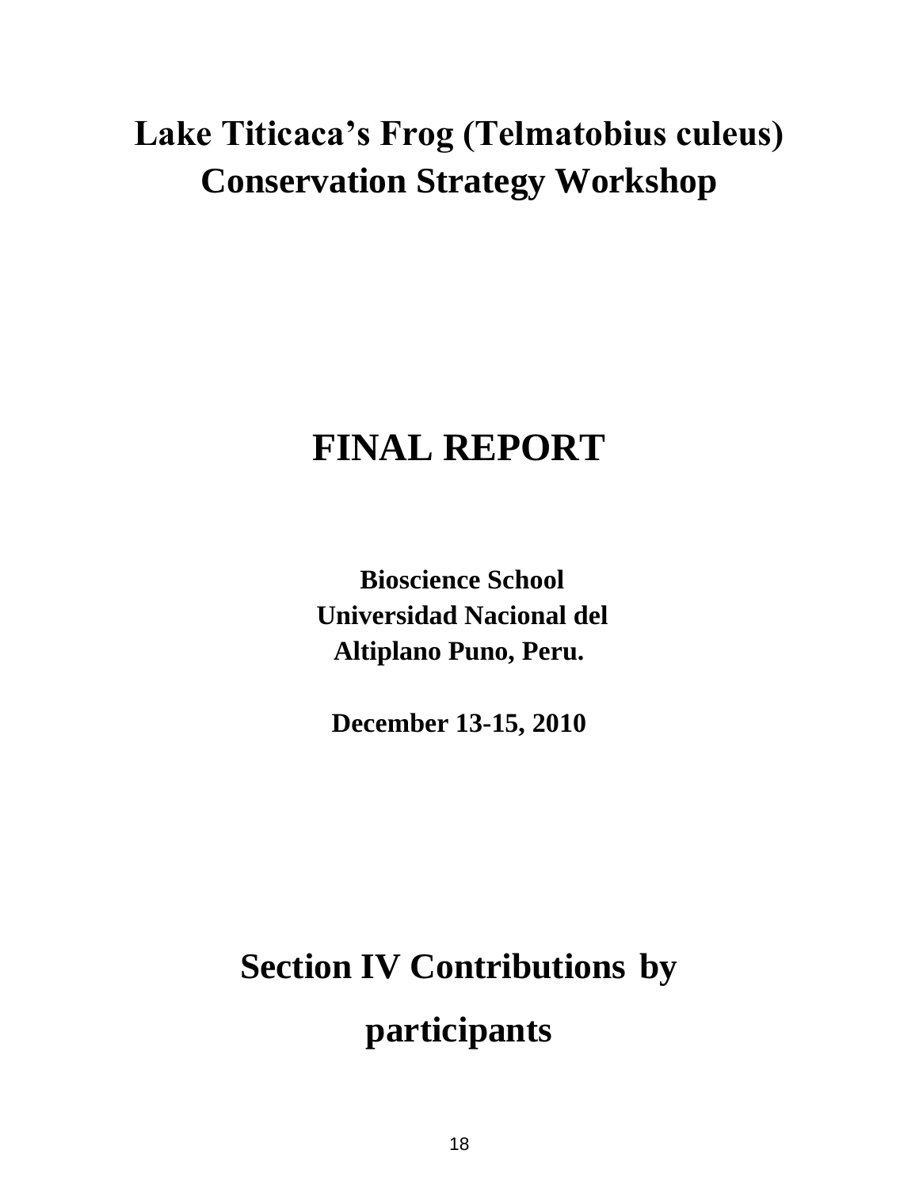# Lake Titicaca's Frog (Telmatobius culeus) Conservation Strategy Workshop

# FINAL REPORT

**Bioscience School**
**Universidad Nacional del Altiplano Puno, Peru.**

**December 13-15, 2010**

# Section IV Contributions by participants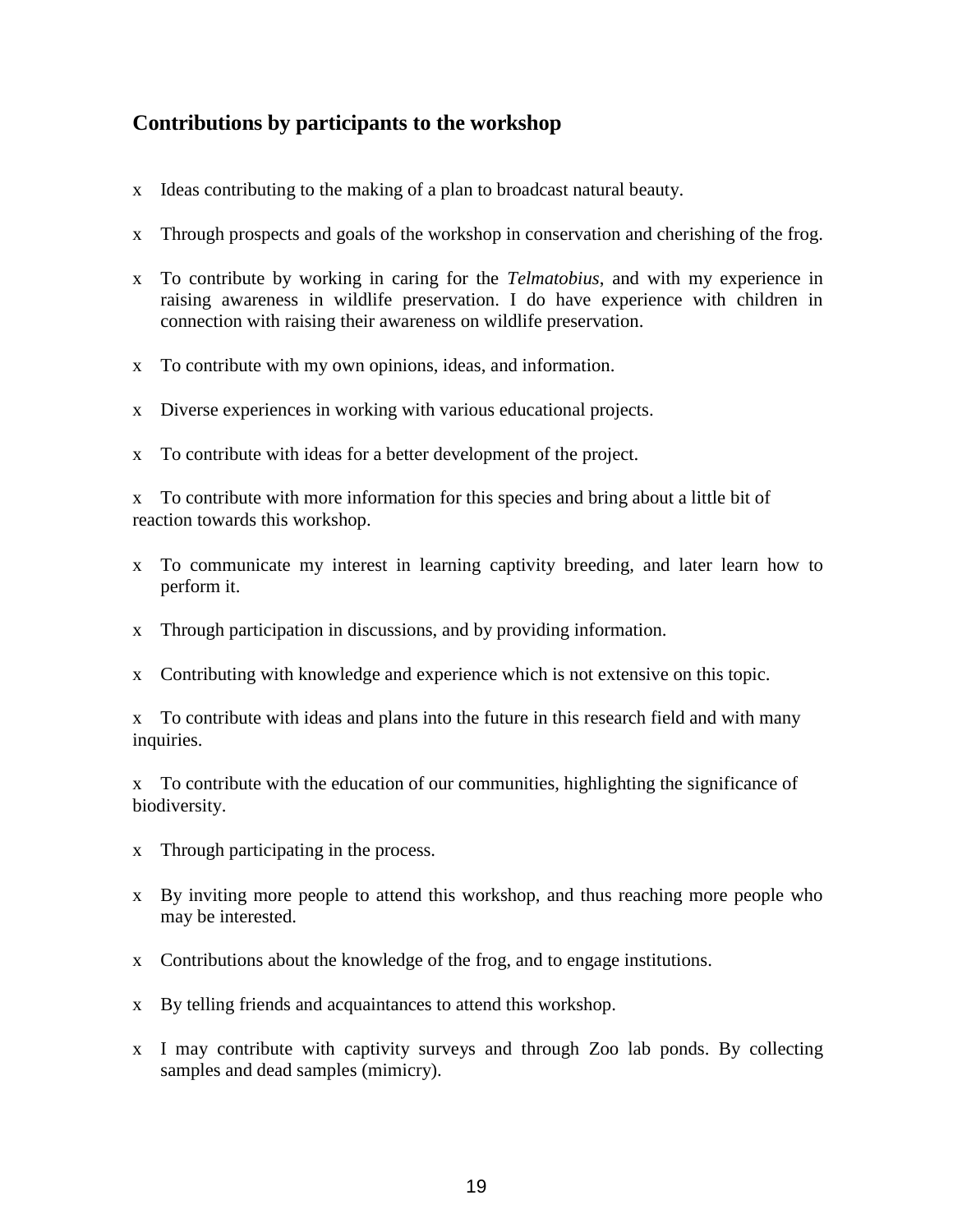## Contributions by participants to the workshop

- Ideas contributing to the making of a plan to broadcast natural beauty.
- Through prospects and goals of the workshop in conservation and cherishing of the frog.
- To contribute by working in caring for the *Telmatobius*, and with my experience in raising awareness in wildlife preservation. I do have experience with children in connection with raising their awareness on wildlife preservation.
- To contribute with my own opinions, ideas, and information.
- Diverse experiences in working with various educational projects.
- To contribute with ideas for a better development of the project.
- To contribute with more information for this species and bring about a little bit of reaction towards this workshop.
- To communicate my interest in learning captivity breeding, and later learn how to perform it.
- Through participation in discussions, and by providing information.
- Contributing with knowledge and experience which is not extensive on this topic.
- To contribute with ideas and plans into the future in this research field and with many inquiries.
- To contribute with the education of our communities, highlighting the significance of biodiversity.
- Through participating in the process.
- By inviting more people to attend this workshop, and thus reaching more people who may be interested.
- Contributions about the knowledge of the frog, and to engage institutions.
- By telling friends and acquaintances to attend this workshop.
- I may contribute with captivity surveys and through Zoo lab ponds. By collecting samples and dead samples (mimicry).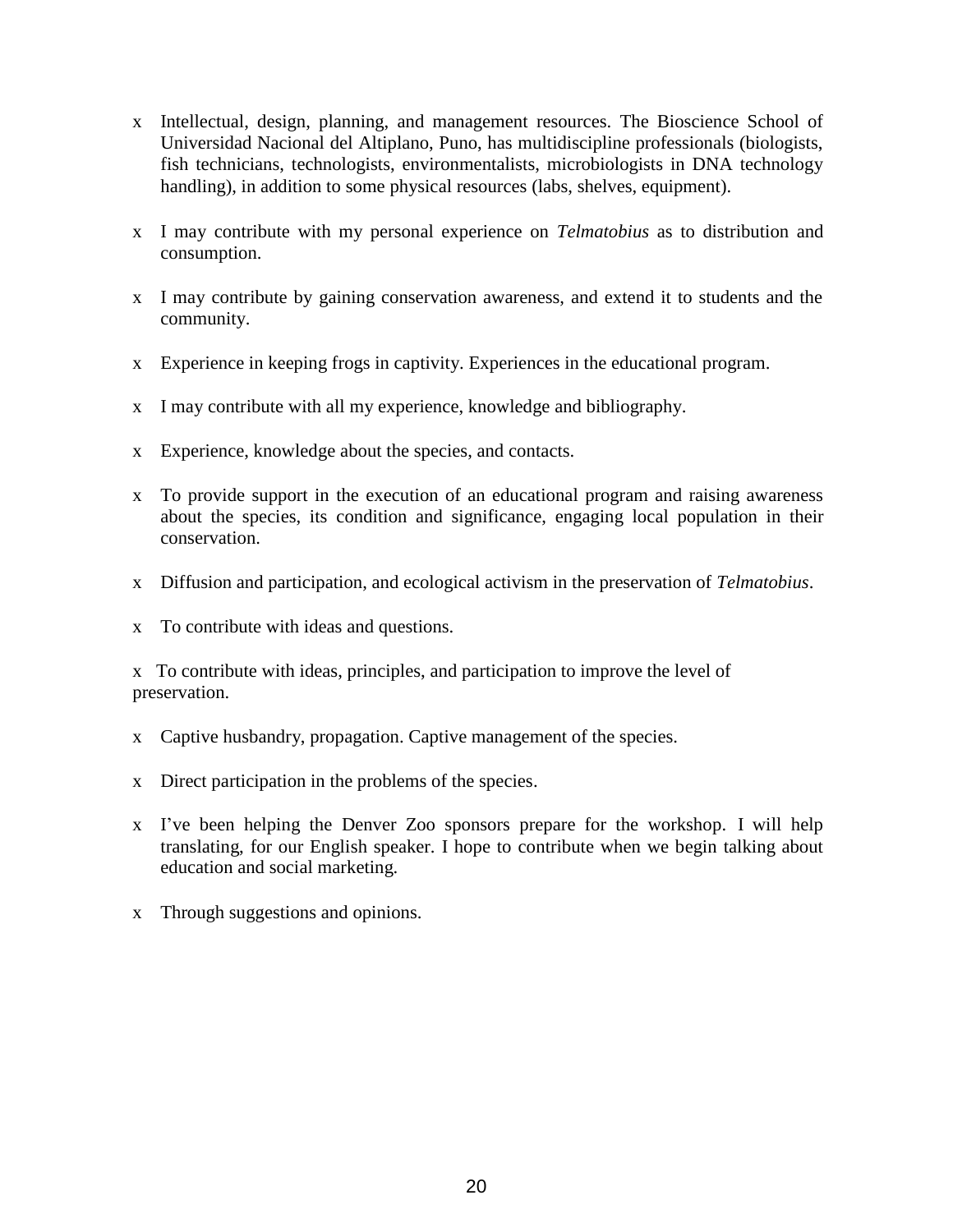- Intellectual, design, planning, and management resources. The Bioscience School of Universidad Nacional del Altiplano, Puno, has multidiscipline professionals (biologists, fish technicians, technologists, environmentalists, microbiologists in DNA technology handling), in addition to some physical resources (labs, shelves, equipment).

- I may contribute with my personal experience on *Telmatobius* as to distribution and consumption.

- I may contribute by gaining conservation awareness, and extend it to students and the community.

- Experience in keeping frogs in captivity. Experiences in the educational program.

- I may contribute with all my experience, knowledge and bibliography.

- Experience, knowledge about the species, and contacts.

- To provide support in the execution of an educational program and raising awareness about the species, its condition and significance, engaging local population in their conservation.

- Diffusion and participation, and ecological activism in the preservation of *Telmatobius*.

- To contribute with ideas and questions.

- To contribute with ideas, principles, and participation to improve the level of preservation.

- Captive husbandry, propagation. Captive management of the species.

- Direct participation in the problems of the species.

- I've been helping the Denver Zoo sponsors prepare for the workshop. I will help translating, for our English speaker. I hope to contribute when we begin talking about education and social marketing.

- Through suggestions and opinions.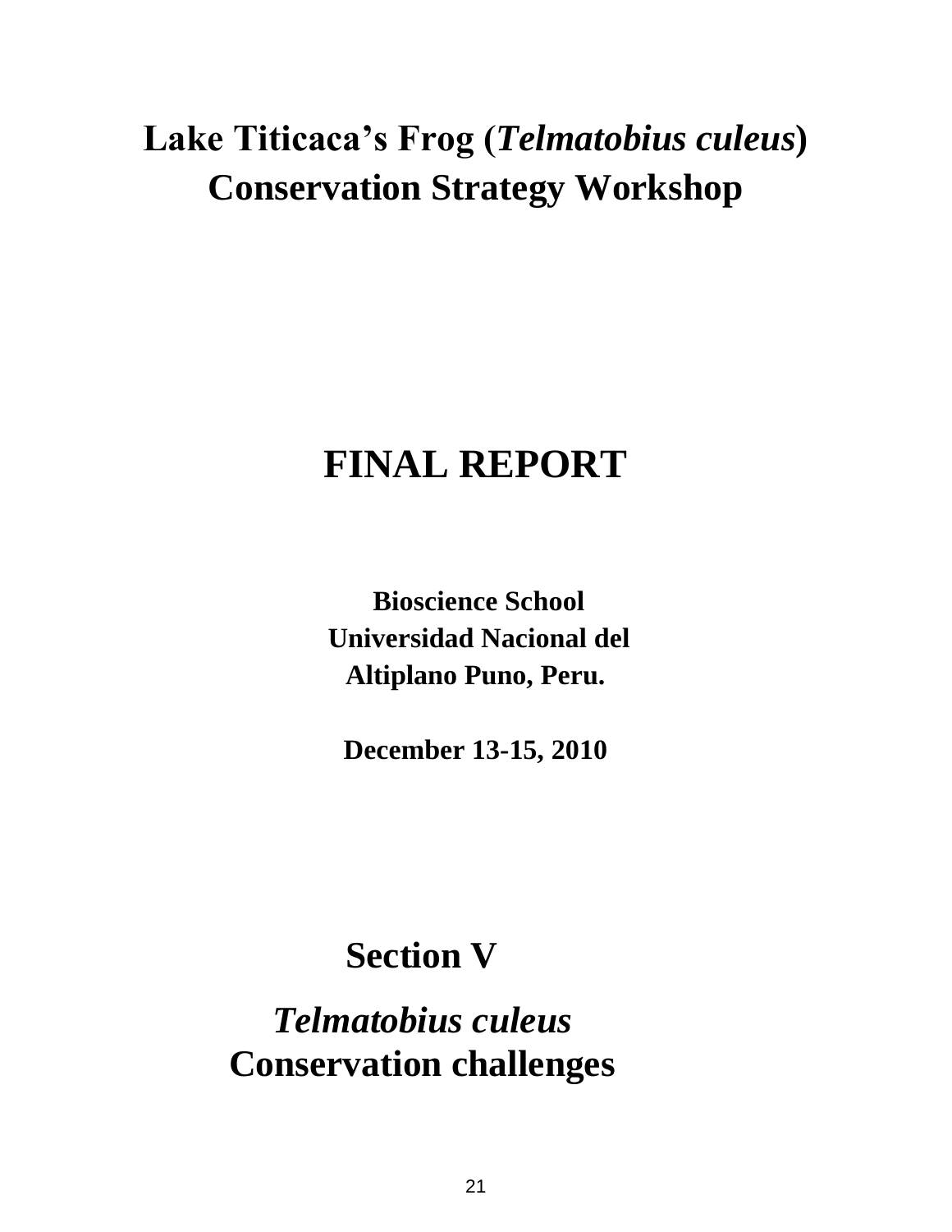# Lake Titicaca's Frog (*Telmatobius culeus*) Conservation Strategy Workshop

# FINAL REPORT

**Bioscience School**
**Universidad Nacional del Altiplano Puno, Peru.**

**December 13-15, 2010**

# Section V

## *Telmatobius culeus* Conservation challenges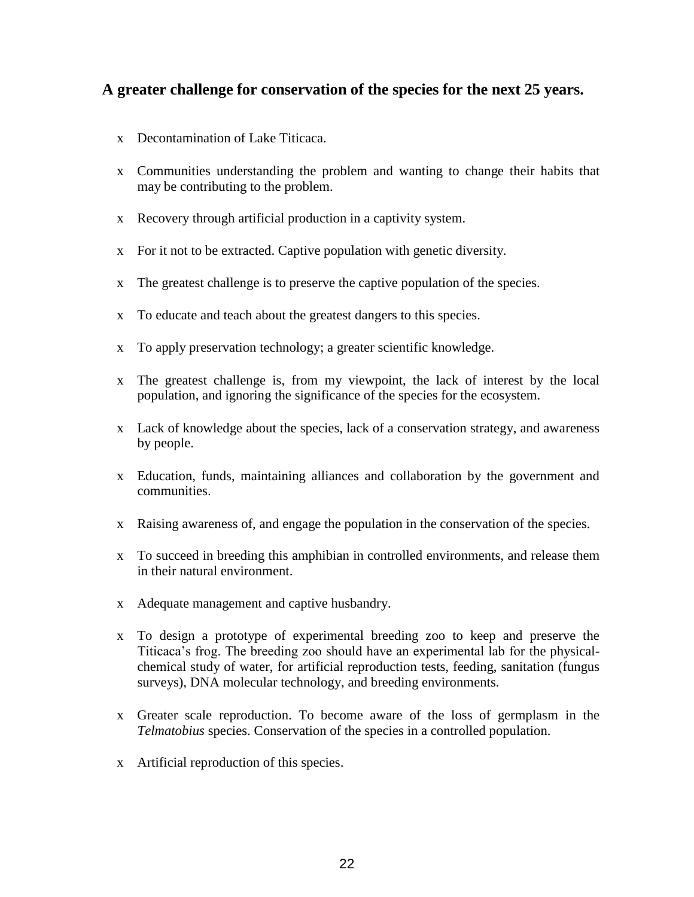## A greater challenge for conservation of the species for the next 25 years.

- Decontamination of Lake Titicaca.
- Communities understanding the problem and wanting to change their habits that may be contributing to the problem.
- Recovery through artificial production in a captivity system.
- For it not to be extracted. Captive population with genetic diversity.
- The greatest challenge is to preserve the captive population of the species.
- To educate and teach about the greatest dangers to this species.
- To apply preservation technology; a greater scientific knowledge.
- The greatest challenge is, from my viewpoint, the lack of interest by the local population, and ignoring the significance of the species for the ecosystem.
- Lack of knowledge about the species, lack of a conservation strategy, and awareness by people.
- Education, funds, maintaining alliances and collaboration by the government and communities.
- Raising awareness of, and engage the population in the conservation of the species.
- To succeed in breeding this amphibian in controlled environments, and release them in their natural environment.
- Adequate management and captive husbandry.
- To design a prototype of experimental breeding zoo to keep and preserve the Titicaca's frog. The breeding zoo should have an experimental lab for the physical-chemical study of water, for artificial reproduction tests, feeding, sanitation (fungus surveys), DNA molecular technology, and breeding environments.
- Greater scale reproduction. To become aware of the loss of germplasm in the *Telmatobius* species. Conservation of the species in a controlled population.
- Artificial reproduction of this species.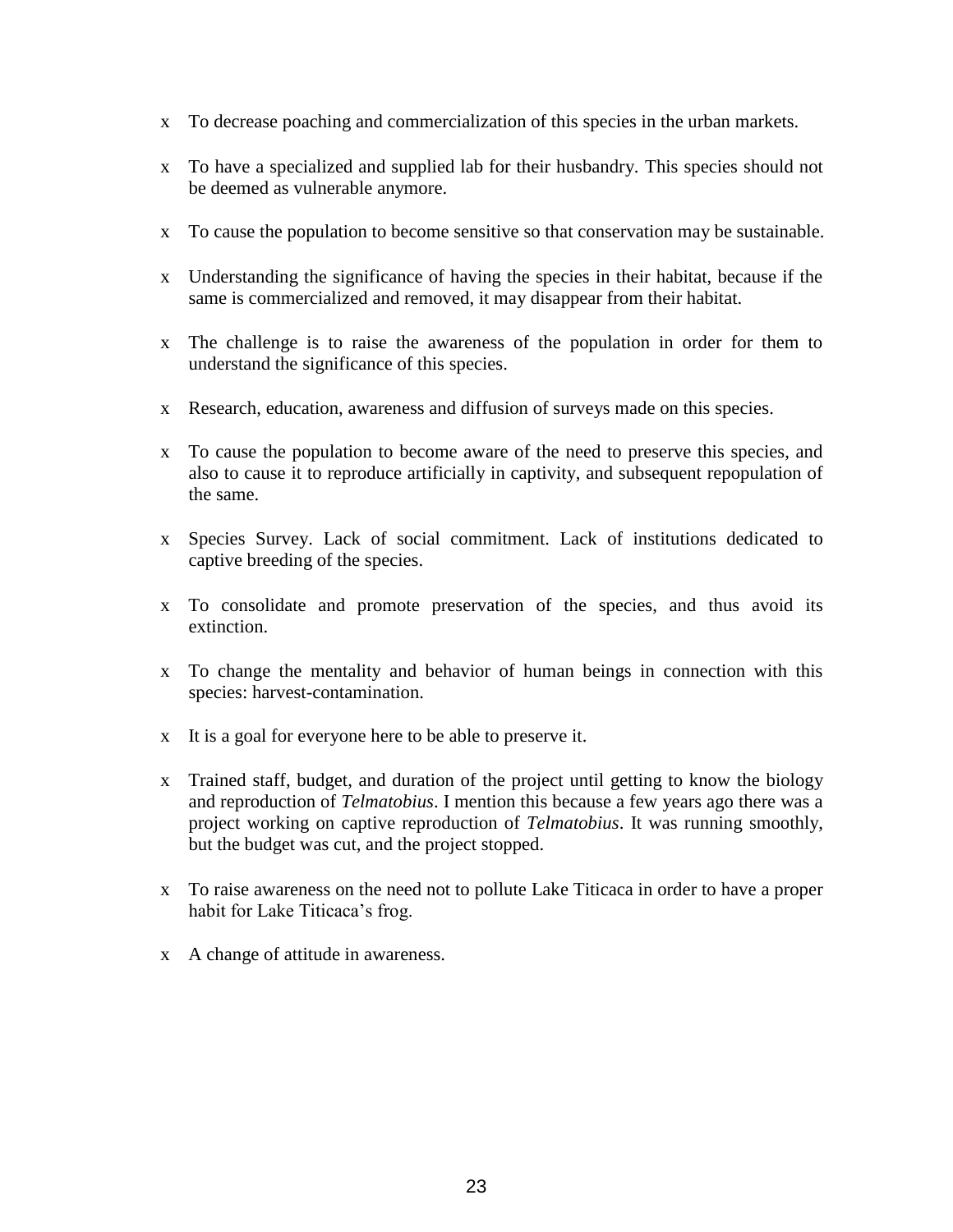- To decrease poaching and commercialization of this species in the urban markets.
- To have a specialized and supplied lab for their husbandry. This species should not be deemed as vulnerable anymore.
- To cause the population to become sensitive so that conservation may be sustainable.
- Understanding the significance of having the species in their habitat, because if the same is commercialized and removed, it may disappear from their habitat.
- The challenge is to raise the awareness of the population in order for them to understand the significance of this species.
- Research, education, awareness and diffusion of surveys made on this species.
- To cause the population to become aware of the need to preserve this species, and also to cause it to reproduce artificially in captivity, and subsequent repopulation of the same.
- Species Survey. Lack of social commitment. Lack of institutions dedicated to captive breeding of the species.
- To consolidate and promote preservation of the species, and thus avoid its extinction.
- To change the mentality and behavior of human beings in connection with this species: harvest-contamination.
- It is a goal for everyone here to be able to preserve it.
- Trained staff, budget, and duration of the project until getting to know the biology and reproduction of *Telmatobius*. I mention this because a few years ago there was a project working on captive reproduction of *Telmatobius*. It was running smoothly, but the budget was cut, and the project stopped.
- To raise awareness on the need not to pollute Lake Titicaca in order to have a proper habit for Lake Titicaca's frog.
- A change of attitude in awareness.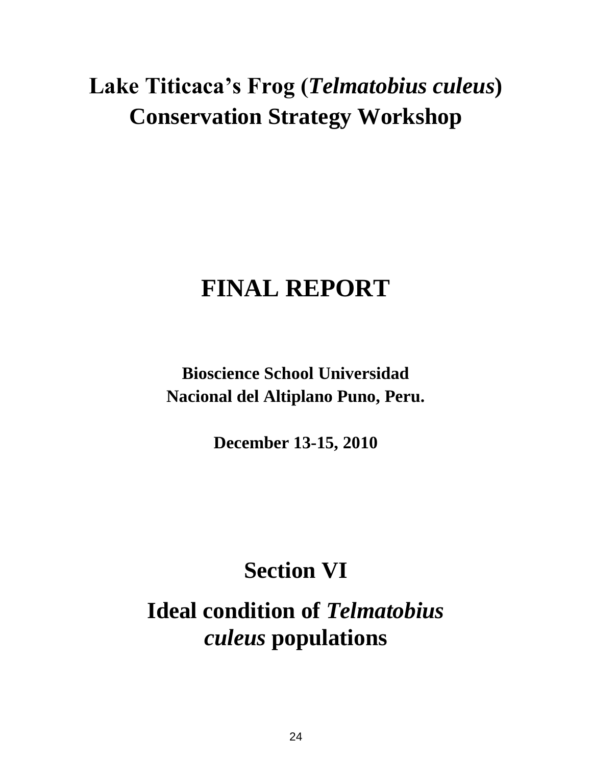# Lake Titicaca's Frog (*Telmatobius culeus*) Conservation Strategy Workshop

# FINAL REPORT

**Bioscience School Universidad Nacional del Altiplano Puno, Peru.**

**December 13-15, 2010**

# Section VI

# Ideal condition of *Telmatobius culeus* populations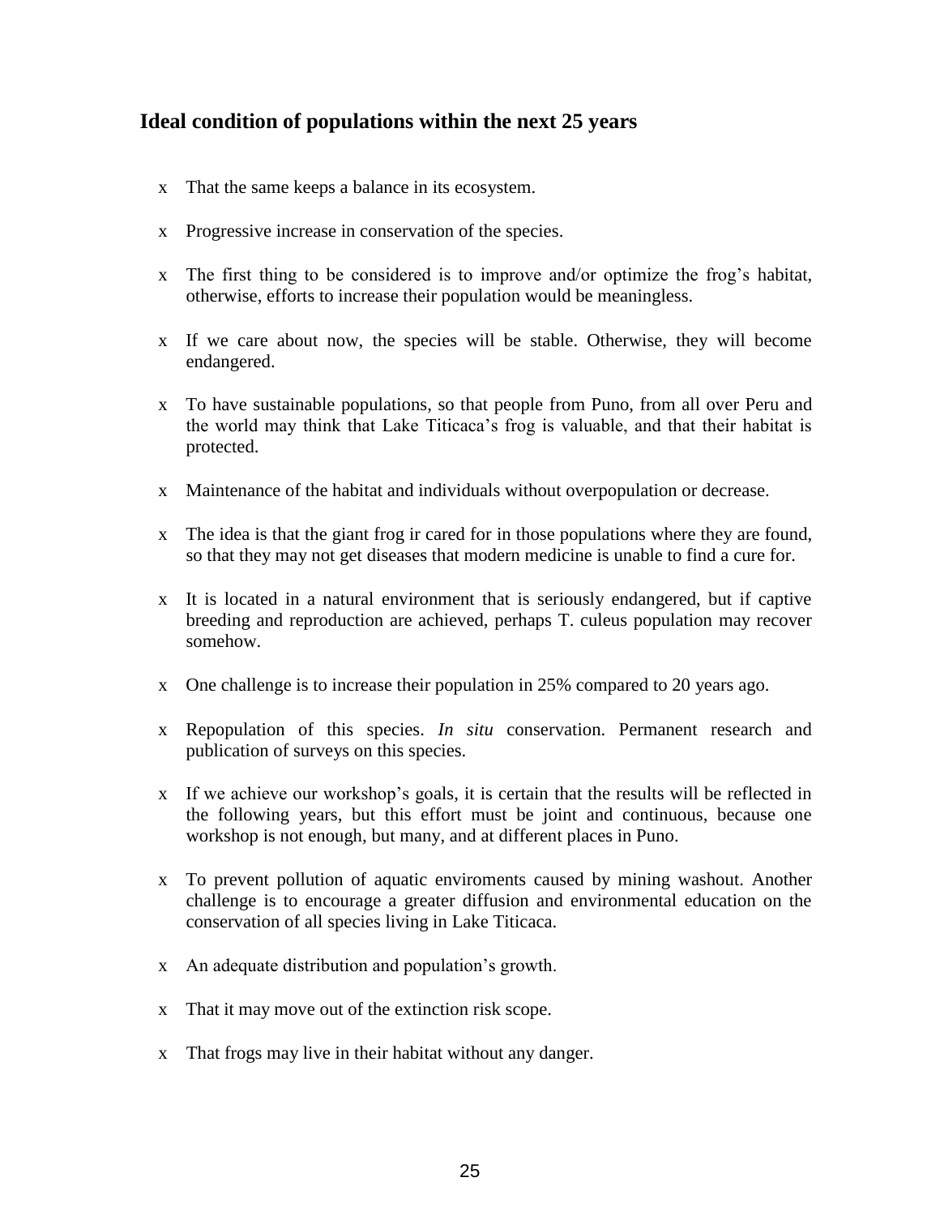### Ideal condition of populations within the next 25 years

- That the same keeps a balance in its ecosystem.
- Progressive increase in conservation of the species.
- The first thing to be considered is to improve and/or optimize the frog's habitat, otherwise, efforts to increase their population would be meaningless.
- If we care about now, the species will be stable. Otherwise, they will become endangered.
- To have sustainable populations, so that people from Puno, from all over Peru and the world may think that Lake Titicaca's frog is valuable, and that their habitat is protected.
- Maintenance of the habitat and individuals without overpopulation or decrease.
- The idea is that the giant frog ir cared for in those populations where they are found, so that they may not get diseases that modern medicine is unable to find a cure for.
- It is located in a natural environment that is seriously endangered, but if captive breeding and reproduction are achieved, perhaps T. culeus population may recover somehow.
- One challenge is to increase their population in 25% compared to 20 years ago.
- Repopulation of this species. *In situ* conservation. Permanent research and publication of surveys on this species.
- If we achieve our workshop's goals, it is certain that the results will be reflected in the following years, but this effort must be joint and continuous, because one workshop is not enough, but many, and at different places in Puno.
- To prevent pollution of aquatic enviroments caused by mining washout. Another challenge is to encourage a greater diffusion and environmental education on the conservation of all species living in Lake Titicaca.
- An adequate distribution and population's growth.
- That it may move out of the extinction risk scope.
- That frogs may live in their habitat without any danger.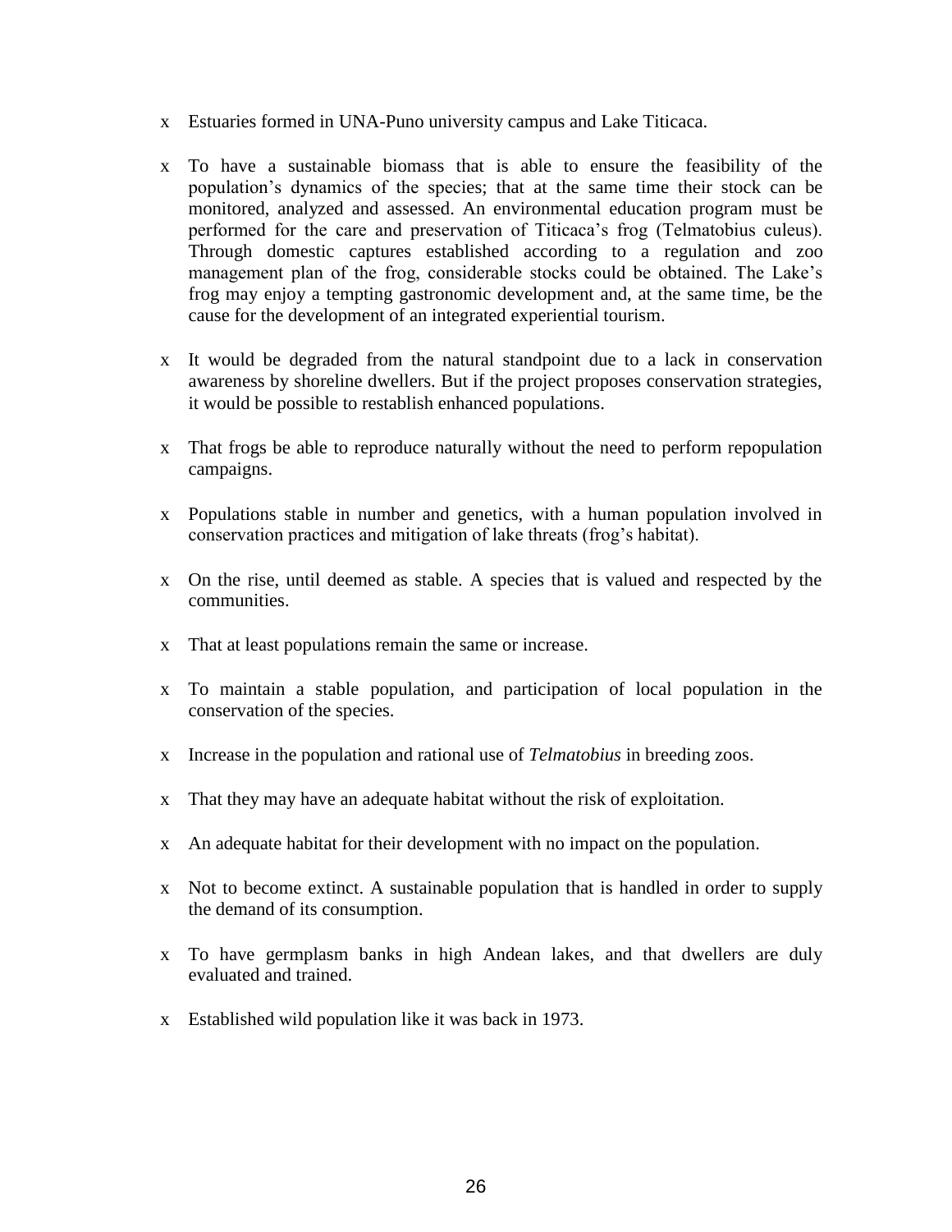- Estuaries formed in UNA-Puno university campus and Lake Titicaca.

- To have a sustainable biomass that is able to ensure the feasibility of the population's dynamics of the species; that at the same time their stock can be monitored, analyzed and assessed. An environmental education program must be performed for the care and preservation of Titicaca's frog (Telmatobius culeus). Through domestic captures established according to a regulation and zoo management plan of the frog, considerable stocks could be obtained. The Lake's frog may enjoy a tempting gastronomic development and, at the same time, be the cause for the development of an integrated experiential tourism.

- It would be degraded from the natural standpoint due to a lack in conservation awareness by shoreline dwellers. But if the project proposes conservation strategies, it would be possible to restablish enhanced populations.

- That frogs be able to reproduce naturally without the need to perform repopulation campaigns.

- Populations stable in number and genetics, with a human population involved in conservation practices and mitigation of lake threats (frog's habitat).

- On the rise, until deemed as stable. A species that is valued and respected by the communities.

- That at least populations remain the same or increase.

- To maintain a stable population, and participation of local population in the conservation of the species.

- Increase in the population and rational use of *Telmatobius* in breeding zoos.

- That they may have an adequate habitat without the risk of exploitation.

- An adequate habitat for their development with no impact on the population.

- Not to become extinct. A sustainable population that is handled in order to supply the demand of its consumption.

- To have germplasm banks in high Andean lakes, and that dwellers are duly evaluated and trained.

- Established wild population like it was back in 1973.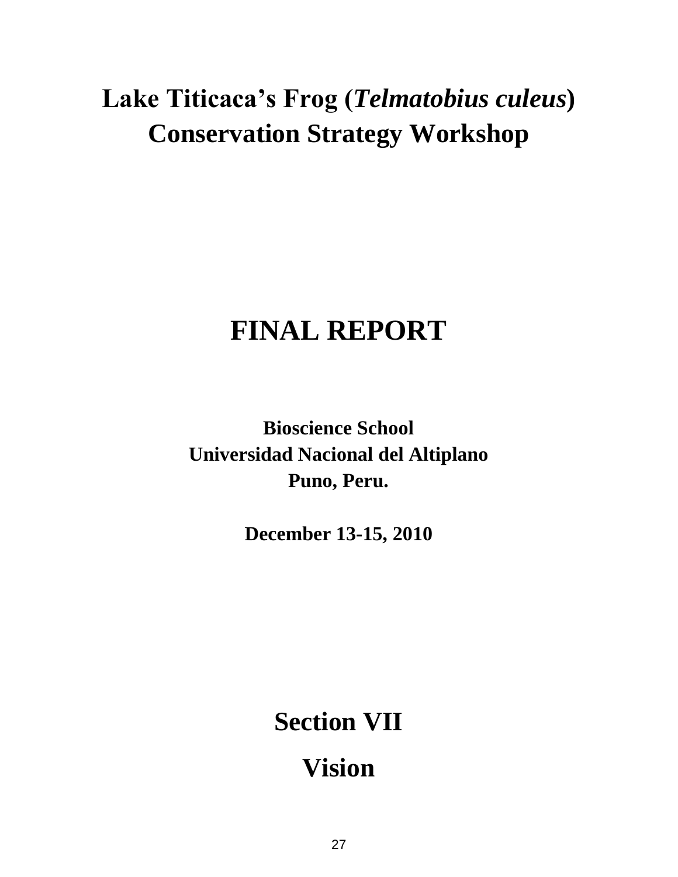# Lake Titicaca’s Frog (*Telmatobius culeus*) Conservation Strategy Workshop

# FINAL REPORT

**Bioscience School**
**Universidad Nacional del Altiplano**
**Puno, Peru.**

**December 13-15, 2010**

# Section VII

# Vision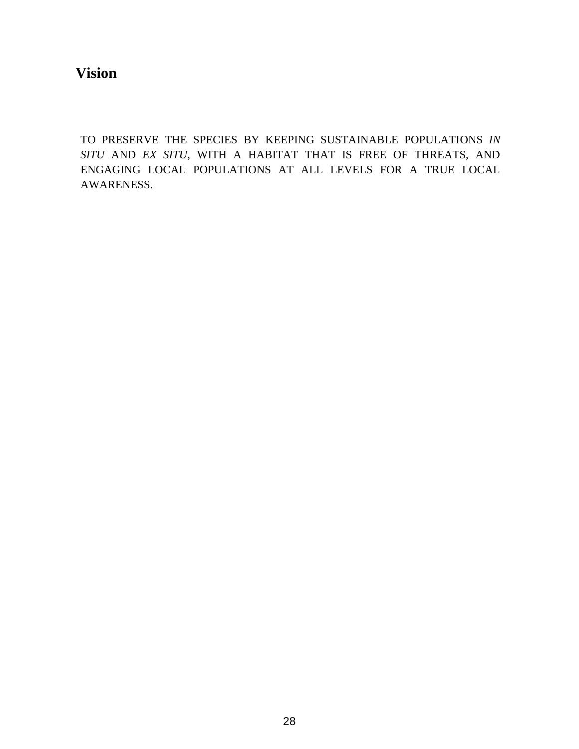## Vision

TO PRESERVE THE SPECIES BY KEEPING SUSTAINABLE POPULATIONS *IN SITU* AND *EX SITU*, WITH A HABITAT THAT IS FREE OF THREATS, AND ENGAGING LOCAL POPULATIONS AT ALL LEVELS FOR A TRUE LOCAL AWARENESS.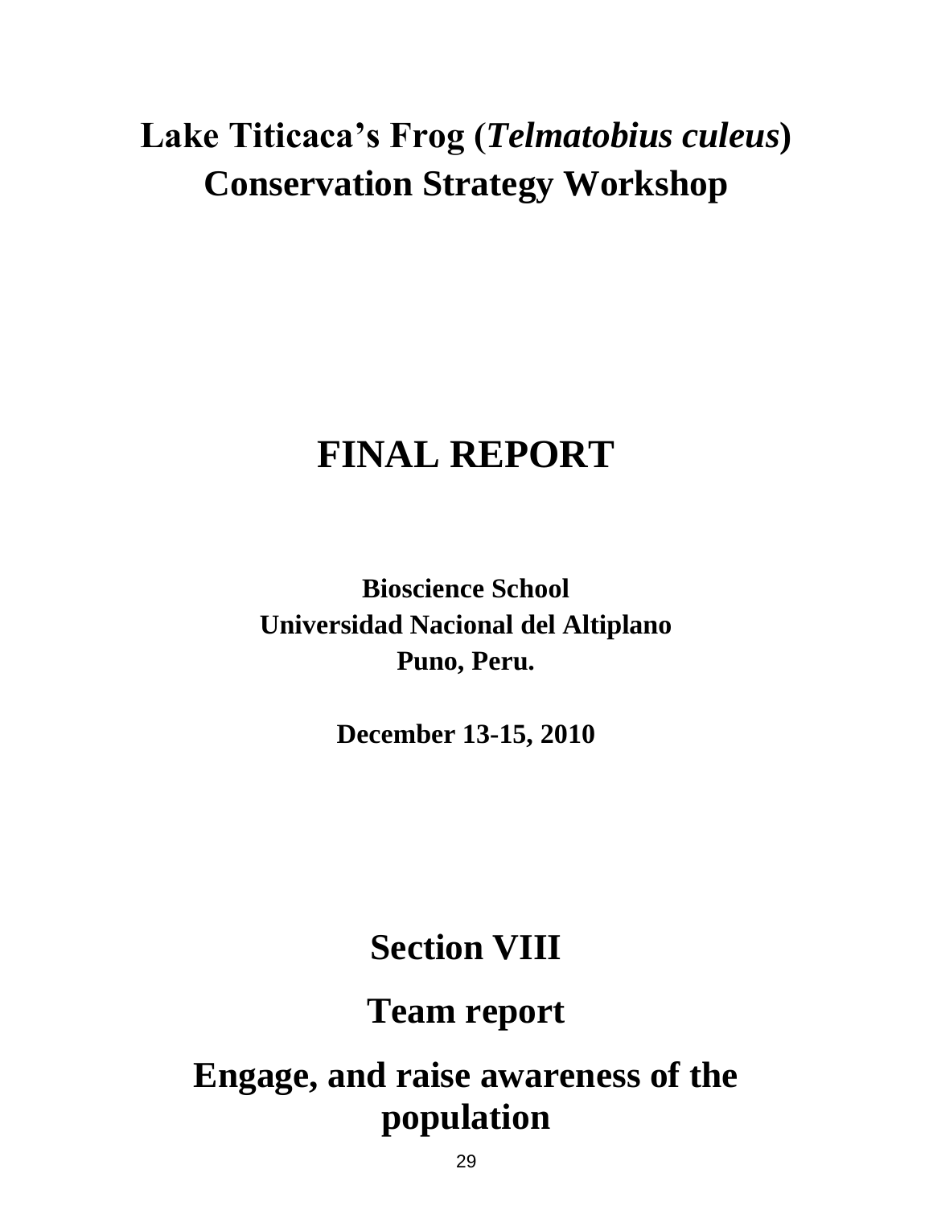# Lake Titicaca's Frog (*Telmatobius culeus*) Conservation Strategy Workshop

# FINAL REPORT

**Bioscience School**
**Universidad Nacional del Altiplano**
**Puno, Peru.**

**December 13-15, 2010**

# Section VIII

# Team report

# Engage, and raise awareness of the population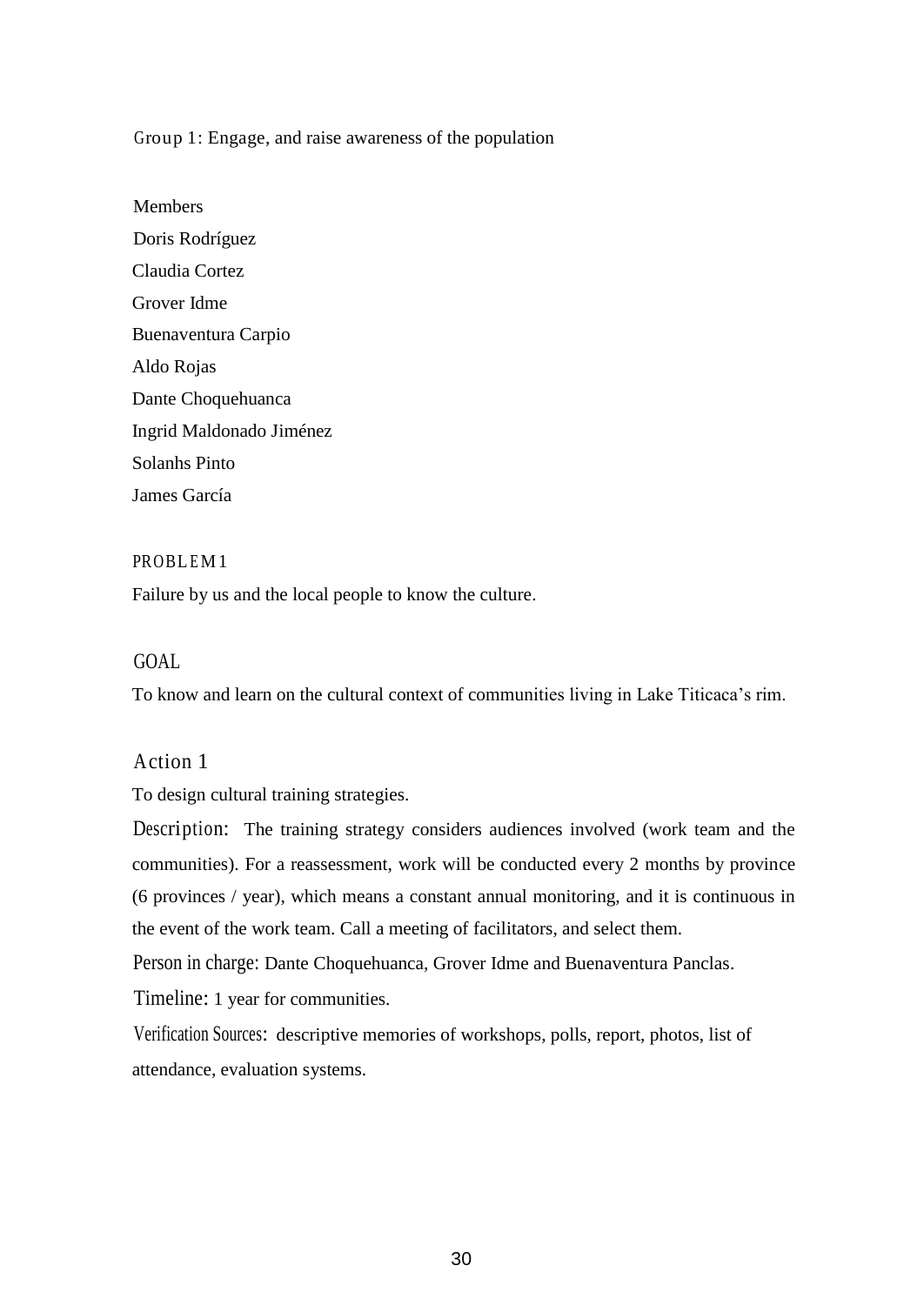Group 1: Engage, and raise awareness of the population

Members

Doris Rodríguez
Claudia Cortez
Grover Idme
Buenaventura Carpio
Aldo Rojas
Dante Choquehuanca
Ingrid Maldonado Jiménez
Solanhs Pinto
James García

PROBLEM 1

Failure by us and the local people to know the culture.

GOAL

To know and learn on the cultural context of communities living in Lake Titicaca's rim.

Action 1

To design cultural training strategies.

Description: The training strategy considers audiences involved (work team and the communities). For a reassessment, work will be conducted every 2 months by province (6 provinces / year), which means a constant annual monitoring, and it is continuous in the event of the work team. Call a meeting of facilitators, and select them.

Person in charge: Dante Choquehuanca, Grover Idme and Buenaventura Panclas.

Timeline: 1 year for communities.

Verification Sources: descriptive memories of workshops, polls, report, photos, list of attendance, evaluation systems.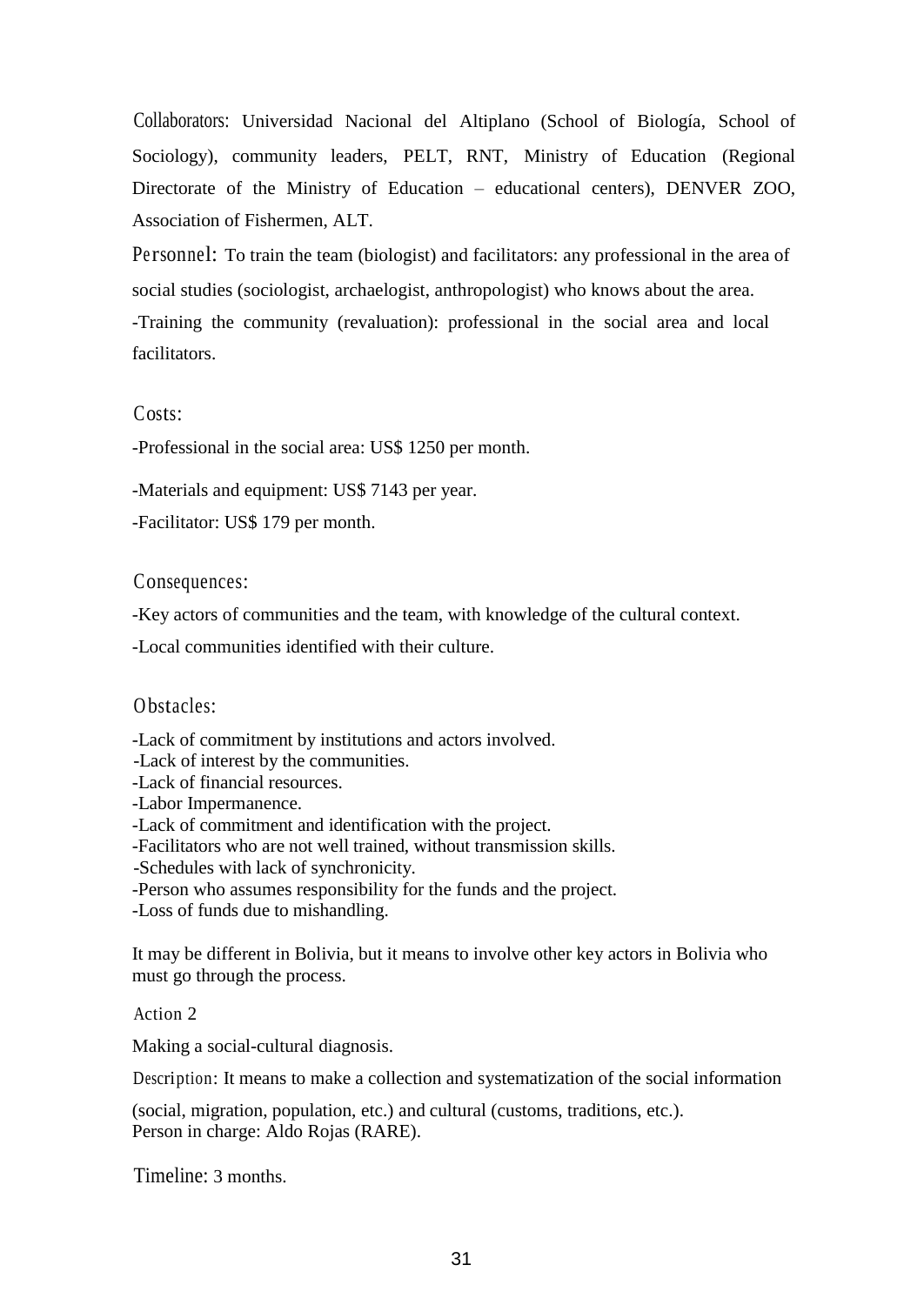**Collaborators:** Universidad Nacional del Altiplano (School of Biología, School of Sociology), community leaders, PELT, RNT, Ministry of Education (Regional Directorate of the Ministry of Education – educational centers), DENVER ZOO, Association of Fishermen, ALT.

**Personnel:** To train the team (biologist) and facilitators: any professional in the area of social studies (sociologist, archaelogist, anthropologist) who knows about the area.

-Training the community (revaluation): professional in the social area and local facilitators.

**Costs:**

-Professional in the social area: US$ 1250 per month.

-Materials and equipment: US$ 7143 per year.

-Facilitator: US$ 179 per month.

**Consequences:**

-Key actors of communities and the team, with knowledge of the cultural context.

-Local communities identified with their culture.

**Obstacles:**

-Lack of commitment by institutions and actors involved.
-Lack of interest by the communities.
-Lack of financial resources.
-Labor Impermanence.
-Lack of commitment and identification with the project.
-Facilitators who are not well trained, without transmission skills.
-Schedules with lack of synchronicity.
-Person who assumes responsibility for the funds and the project.
-Loss of funds due to mishandling.

It may be different in Bolivia, but it means to involve other key actors in Bolivia who must go through the process.

**Action 2**

Making a social-cultural diagnosis.

**Description:** It means to make a collection and systematization of the social information (social, migration, population, etc.) and cultural (customs, traditions, etc.).
Person in charge: Aldo Rojas (RARE).

**Timeline:** 3 months.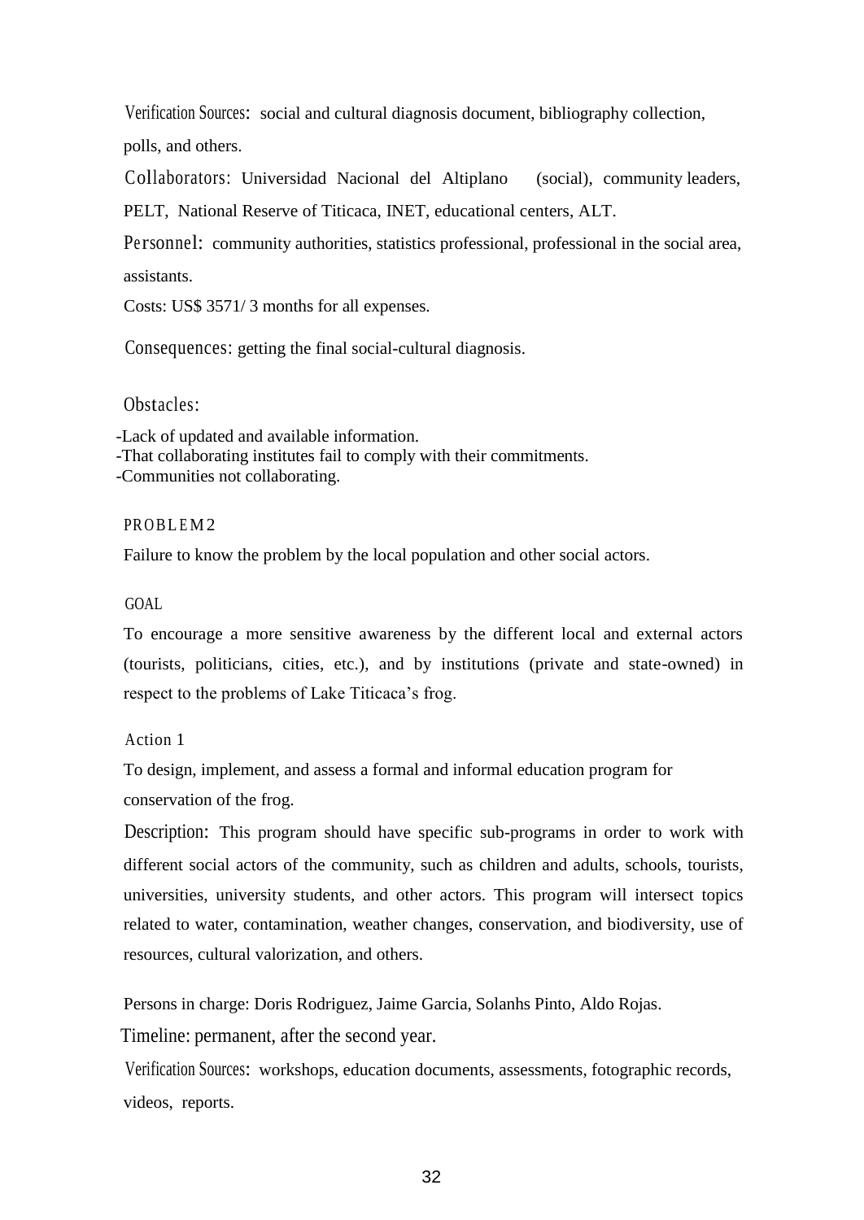**Verification Sources:** social and cultural diagnosis document, bibliography collection, polls, and others.

**Collaborators:** Universidad Nacional del Altiplano (social), community leaders, PELT, National Reserve of Titicaca, INET, educational centers, ALT.

**Personnel:** community authorities, statistics professional, professional in the social area, assistants.

Costs: US$ 3571/ 3 months for all expenses.

**Consequences:** getting the final social-cultural diagnosis.

**Obstacles:**

- Lack of updated and available information.
- That collaborating institutes fail to comply with their commitments.
- Communities not collaborating.

## PROBLEM 2

Failure to know the problem by the local population and other social actors.

### GOAL

To encourage a more sensitive awareness by the different local and external actors (tourists, politicians, cities, etc.), and by institutions (private and state-owned) in respect to the problems of Lake Titicaca's frog.

### Action 1

To design, implement, and assess a formal and informal education program for conservation of the frog.

**Description:** This program should have specific sub-programs in order to work with different social actors of the community, such as children and adults, schools, tourists, universities, university students, and other actors. This program will intersect topics related to water, contamination, weather changes, conservation, and biodiversity, use of resources, cultural valorization, and others.

Persons in charge: Doris Rodriguez, Jaime Garcia, Solanhs Pinto, Aldo Rojas.

Timeline: permanent, after the second year.

**Verification Sources:** workshops, education documents, assessments, fotographic records, videos, reports.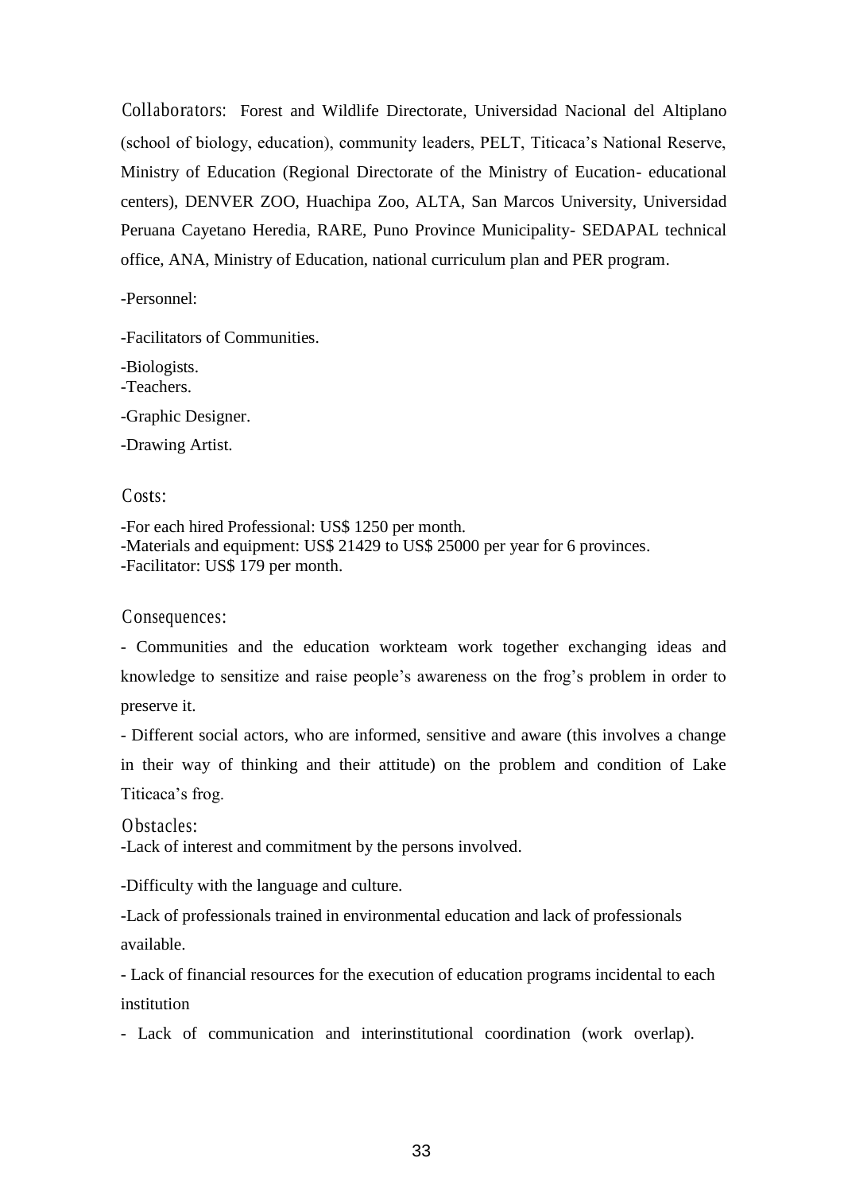Collaborators: Forest and Wildlife Directorate, Universidad Nacional del Altiplano (school of biology, education), community leaders, PELT, Titicaca's National Reserve, Ministry of Education (Regional Directorate of the Ministry of Eucation- educational centers), DENVER ZOO, Huachipa Zoo, ALTA, San Marcos University, Universidad Peruana Cayetano Heredia, RARE, Puno Province Municipality- SEDAPAL technical office, ANA, Ministry of Education, national curriculum plan and PER program.

-Personnel:

-Facilitators of Communities.

-Biologists.
-Teachers.

-Graphic Designer.

-Drawing Artist.

Costs:

-For each hired Professional: US$ 1250 per month.
-Materials and equipment: US$ 21429 to US$ 25000 per year for 6 provinces.
-Facilitator: US$ 179 per month.

Consequences:

- Communities and the education workteam work together exchanging ideas and knowledge to sensitize and raise people's awareness on the frog's problem in order to preserve it.
- Different social actors, who are informed, sensitive and aware (this involves a change in their way of thinking and their attitude) on the problem and condition of Lake Titicaca's frog.

Obstacles:
-Lack of interest and commitment by the persons involved.

-Difficulty with the language and culture.

-Lack of professionals trained in environmental education and lack of professionals available.

- Lack of financial resources for the execution of education programs incidental to each institution

- Lack of communication and interinstitutional coordination (work overlap).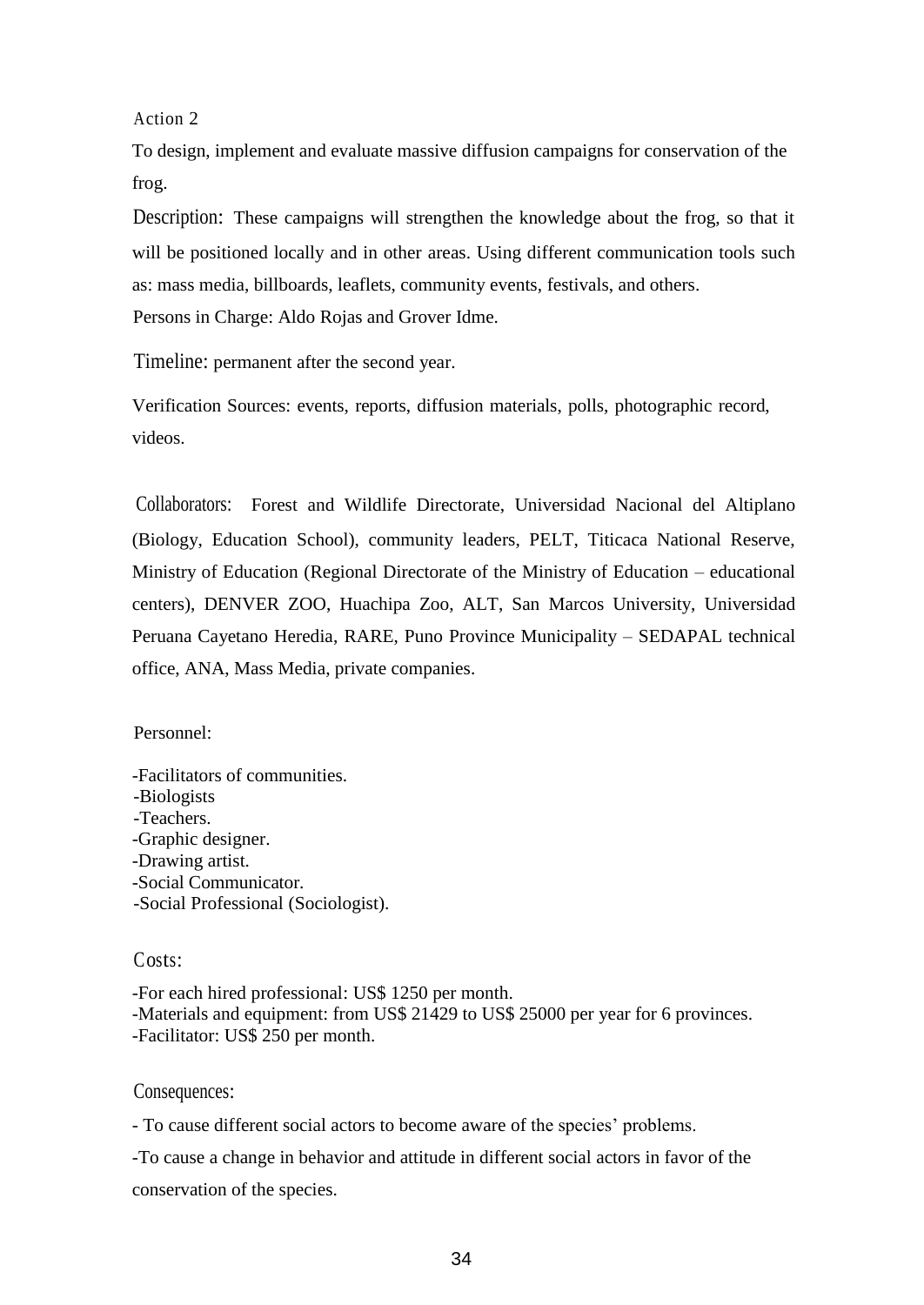Action 2

To design, implement and evaluate massive diffusion campaigns for conservation of the frog.

Description: These campaigns will strengthen the knowledge about the frog, so that it will be positioned locally and in other areas. Using different communication tools such as: mass media, billboards, leaflets, community events, festivals, and others.

Persons in Charge: Aldo Rojas and Grover Idme.

Timeline: permanent after the second year.

Verification Sources: events, reports, diffusion materials, polls, photographic record, videos.

Collaborators: Forest and Wildlife Directorate, Universidad Nacional del Altiplano (Biology, Education School), community leaders, PELT, Titicaca National Reserve, Ministry of Education (Regional Directorate of the Ministry of Education – educational centers), DENVER ZOO, Huachipa Zoo, ALT, San Marcos University, Universidad Peruana Cayetano Heredia, RARE, Puno Province Municipality – SEDAPAL technical office, ANA, Mass Media, private companies.

Personnel:

- Facilitators of communities.
- Biologists
- Teachers.
- Graphic designer.
- Drawing artist.
- Social Communicator.
- Social Professional (Sociologist).

Costs:

- For each hired professional: US$ 1250 per month.
- Materials and equipment: from US$ 21429 to US$ 25000 per year for 6 provinces.
- Facilitator: US$ 250 per month.

Consequences:

- To cause different social actors to become aware of the species' problems.
- To cause a change in behavior and attitude in different social actors in favor of the conservation of the species.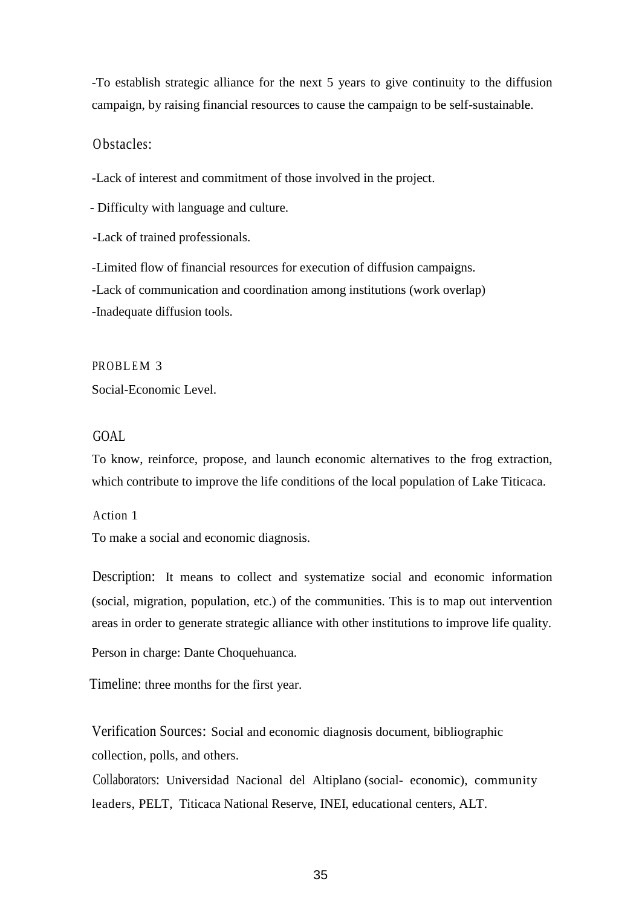-To establish strategic alliance for the next 5 years to give continuity to the diffusion campaign, by raising financial resources to cause the campaign to be self-sustainable.

Obstacles:

-Lack of interest and commitment of those involved in the project.

- Difficulty with language and culture.

-Lack of trained professionals.

-Limited flow of financial resources for execution of diffusion campaigns.

-Lack of communication and coordination among institutions (work overlap)

-Inadequate diffusion tools.

## PROBLEM 3

Social-Economic Level.

### GOAL

To know, reinforce, propose, and launch economic alternatives to the frog extraction, which contribute to improve the life conditions of the local population of Lake Titicaca.

#### Action 1

To make a social and economic diagnosis.

Description: It means to collect and systematize social and economic information (social, migration, population, etc.) of the communities. This is to map out intervention areas in order to generate strategic alliance with other institutions to improve life quality.

Person in charge: Dante Choquehuanca.

Timeline: three months for the first year.

Verification Sources: Social and economic diagnosis document, bibliographic collection, polls, and others.

Collaborators: Universidad Nacional del Altiplano (social- economic), community leaders, PELT, Titicaca National Reserve, INEI, educational centers, ALT.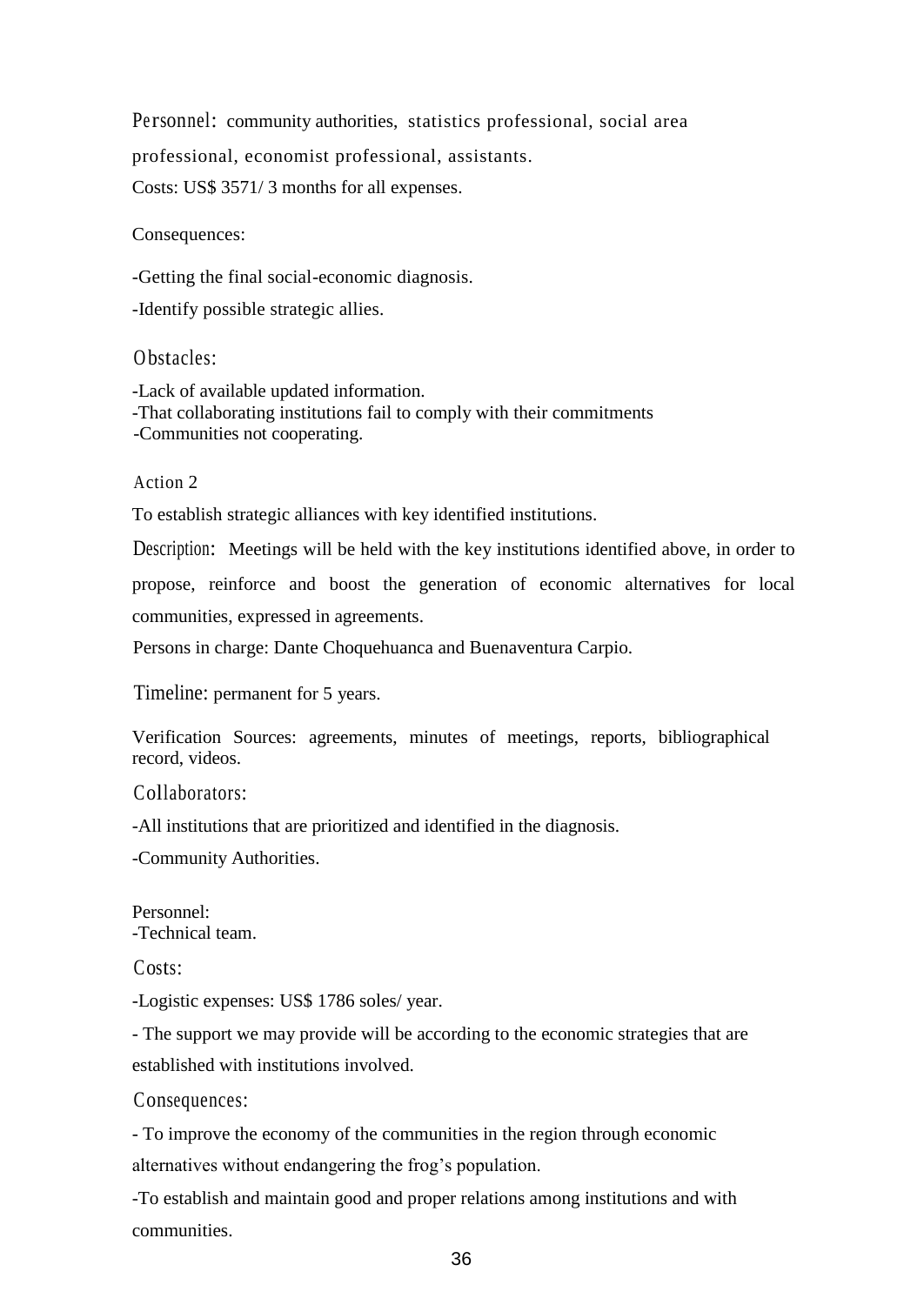Personnel: community authorities, statistics professional, social area professional, economist professional, assistants.

Costs: US$ 3571/ 3 months for all expenses.

Consequences:

-Getting the final social-economic diagnosis.

-Identify possible strategic allies.

Obstacles:

-Lack of available updated information.
-That collaborating institutions fail to comply with their commitments
-Communities not cooperating.

Action 2

To establish strategic alliances with key identified institutions.

Description: Meetings will be held with the key institutions identified above, in order to propose, reinforce and boost the generation of economic alternatives for local communities, expressed in agreements.

Persons in charge: Dante Choquehuanca and Buenaventura Carpio.

Timeline: permanent for 5 years.

Verification Sources: agreements, minutes of meetings, reports, bibliographical record, videos.

Collaborators:

-All institutions that are prioritized and identified in the diagnosis.

-Community Authorities.

Personnel:
-Technical team.

Costs:

-Logistic expenses: US$ 1786 soles/ year.

- The support we may provide will be according to the economic strategies that are established with institutions involved.

Consequences:

- To improve the economy of the communities in the region through economic alternatives without endangering the frog's population.

-To establish and maintain good and proper relations among institutions and with communities.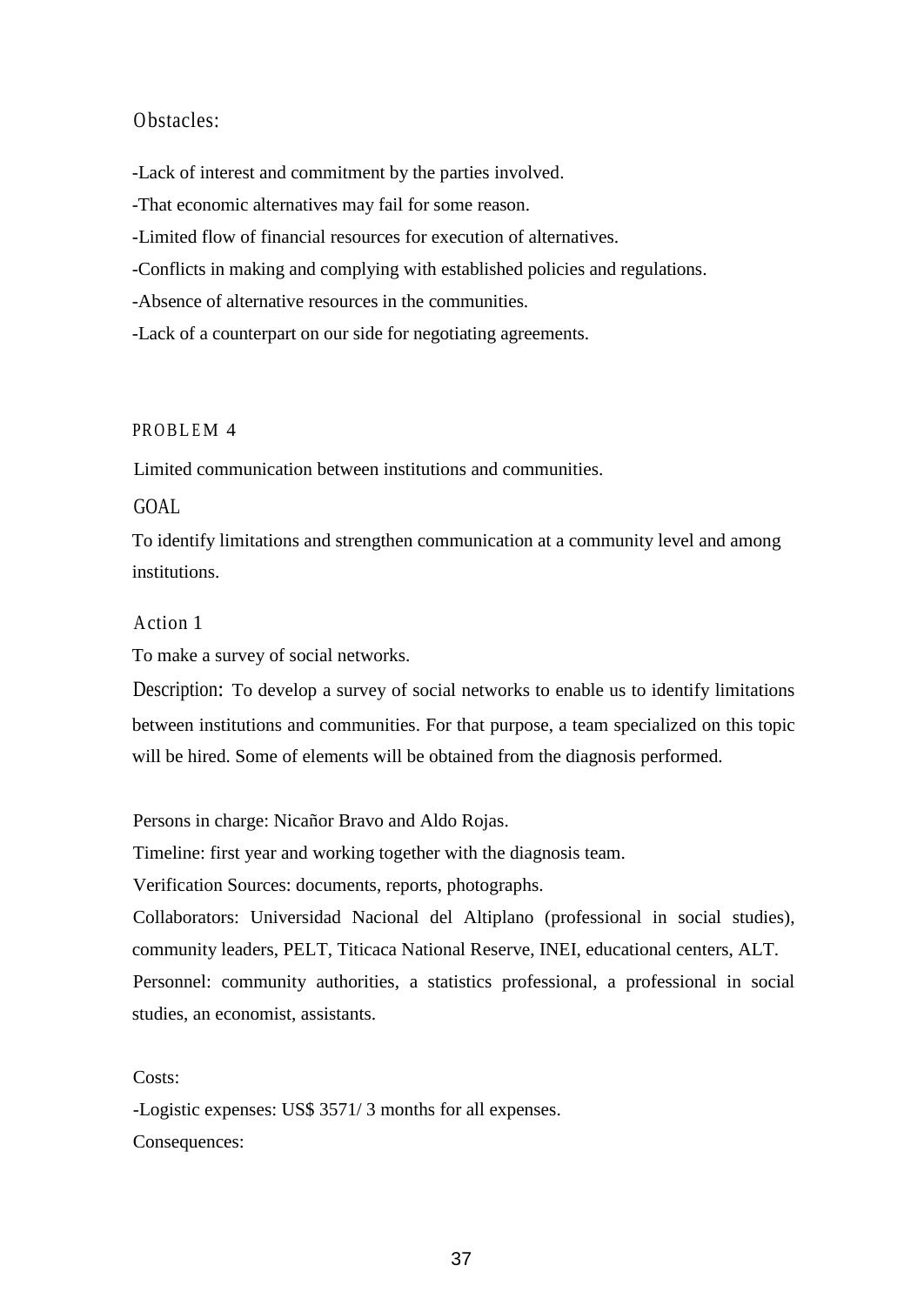Obstacles:

-Lack of interest and commitment by the parties involved.

-That economic alternatives may fail for some reason.

-Limited flow of financial resources for execution of alternatives.

-Conflicts in making and complying with established policies and regulations.

-Absence of alternative resources in the communities.

-Lack of a counterpart on our side for negotiating agreements.

## PROBLEM 4

Limited communication between institutions and communities.

### GOAL

To identify limitations and strengthen communication at a community level and among institutions.

### Action 1

To make a survey of social networks.

Description: To develop a survey of social networks to enable us to identify limitations between institutions and communities. For that purpose, a team specialized on this topic will be hired. Some of elements will be obtained from the diagnosis performed.

Persons in charge: Nicañor Bravo and Aldo Rojas.

Timeline: first year and working together with the diagnosis team.

Verification Sources: documents, reports, photographs.

Collaborators: Universidad Nacional del Altiplano (professional in social studies), community leaders, PELT, Titicaca National Reserve, INEI, educational centers, ALT.

Personnel: community authorities, a statistics professional, a professional in social studies, an economist, assistants.

Costs:

-Logistic expenses: US$ 3571/ 3 months for all expenses.

Consequences: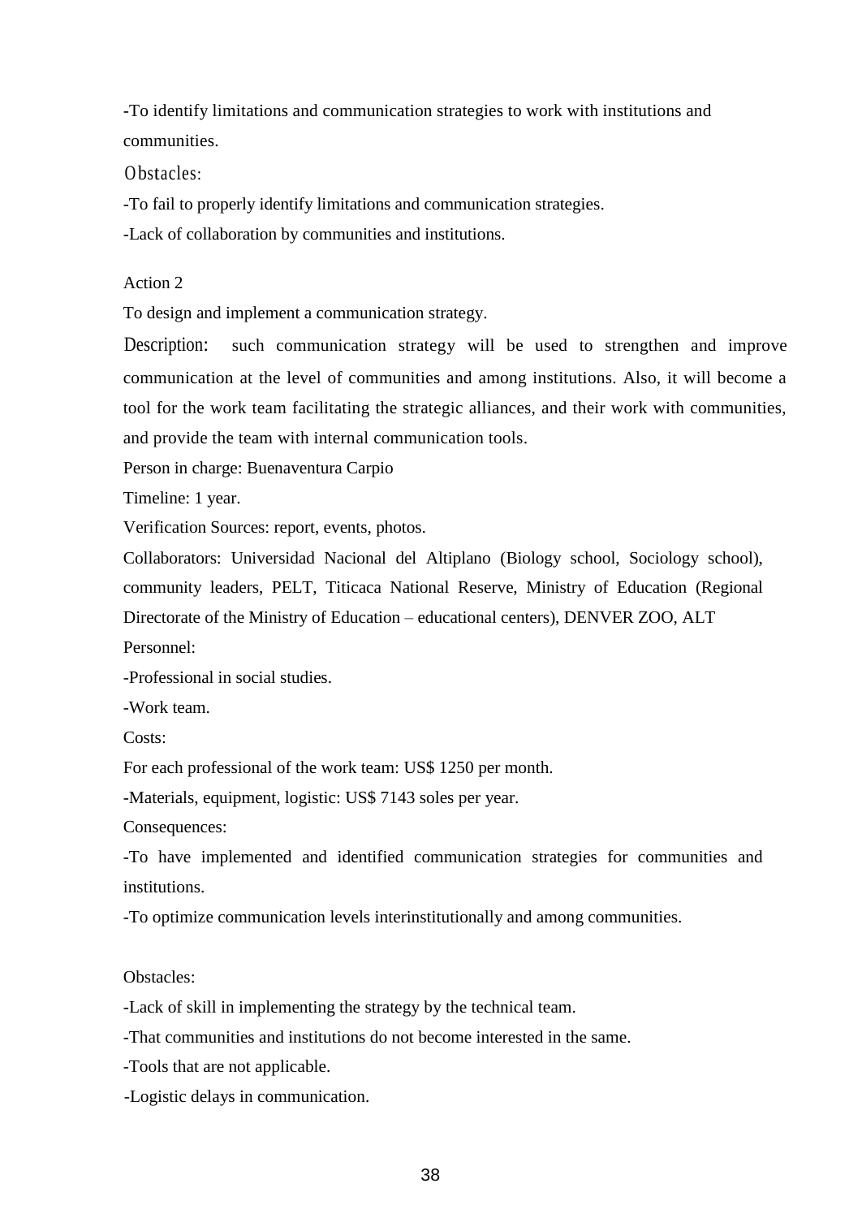-To identify limitations and communication strategies to work with institutions and communities.

Obstacles:

-To fail to properly identify limitations and communication strategies.

-Lack of collaboration by communities and institutions.

Action 2

To design and implement a communication strategy.

Description: such communication strategy will be used to strengthen and improve communication at the level of communities and among institutions. Also, it will become a tool for the work team facilitating the strategic alliances, and their work with communities, and provide the team with internal communication tools.

Person in charge: Buenaventura Carpio

Timeline: 1 year.

Verification Sources: report, events, photos.

Collaborators: Universidad Nacional del Altiplano (Biology school, Sociology school), community leaders, PELT, Titicaca National Reserve, Ministry of Education (Regional Directorate of the Ministry of Education – educational centers), DENVER ZOO, ALT

Personnel:

-Professional in social studies.

-Work team.

Costs:

For each professional of the work team: US$ 1250 per month.

-Materials, equipment, logistic: US$ 7143 soles per year.

Consequences:

-To have implemented and identified communication strategies for communities and institutions.

-To optimize communication levels interinstitutionally and among communities.

Obstacles:

-Lack of skill in implementing the strategy by the technical team.

-That communities and institutions do not become interested in the same.

-Tools that are not applicable.

-Logistic delays in communication.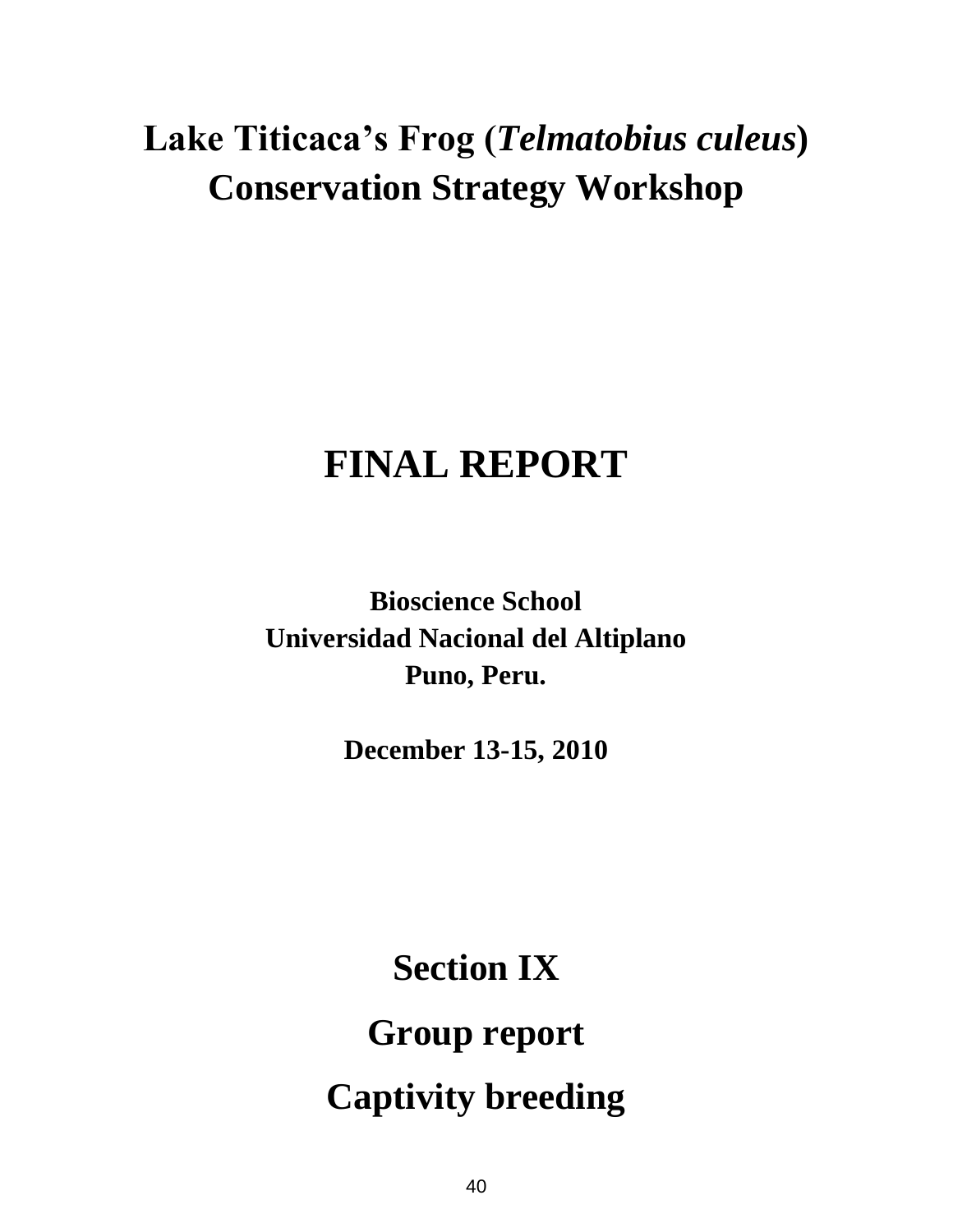# Lake Titicaca's Frog (*Telmatobius culeus*) Conservation Strategy Workshop

# FINAL REPORT

**Bioscience School**
**Universidad Nacional del Altiplano**
**Puno, Peru.**

**December 13-15, 2010**

# Section IX

# Group report

# Captivity breeding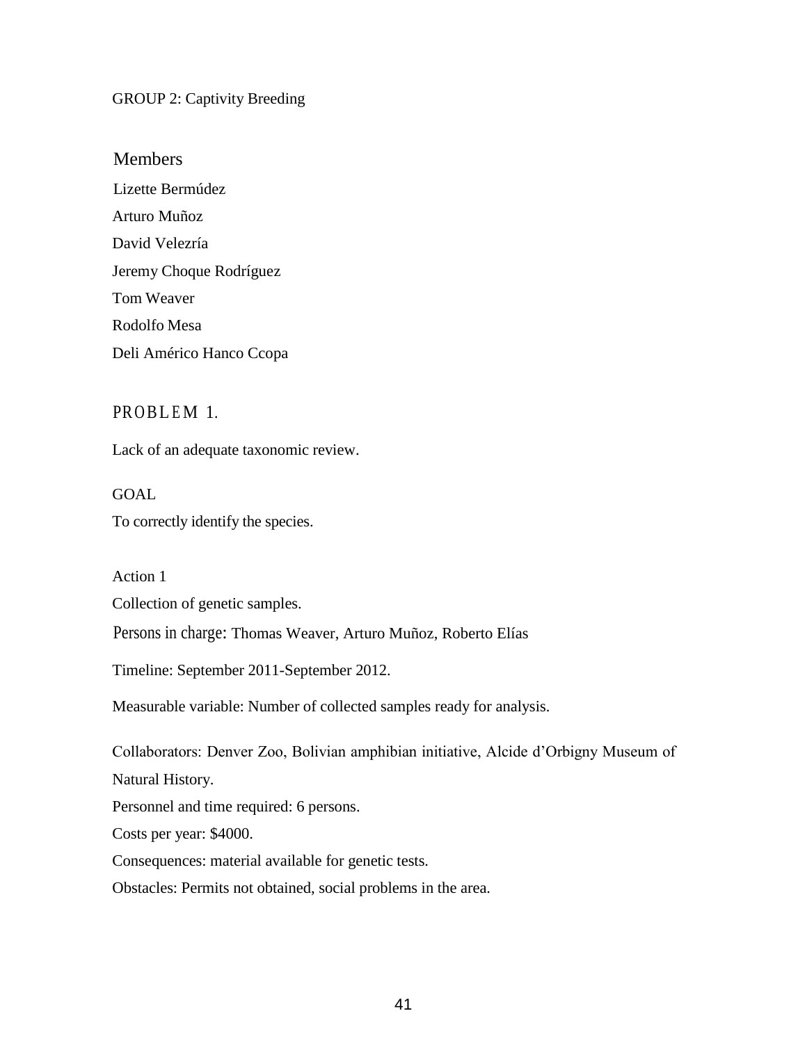## GROUP 2: Captivity Breeding

### Members

Lizette Bermúdez

Arturo Muñoz

David Velezría

Jeremy Choque Rodríguez

Tom Weaver

Rodolfo Mesa

Deli Américo Hanco Ccopa

### PROBLEM 1.

Lack of an adequate taxonomic review.

GOAL

To correctly identify the species.

Action 1

Collection of genetic samples.

Persons in charge: Thomas Weaver, Arturo Muñoz, Roberto Elías

Timeline: September 2011-September 2012.

Measurable variable: Number of collected samples ready for analysis.

Collaborators: Denver Zoo, Bolivian amphibian initiative, Alcide d'Orbigny Museum of Natural History.

Personnel and time required: 6 persons.

Costs per year: $4000.

Consequences: material available for genetic tests.

Obstacles: Permits not obtained, social problems in the area.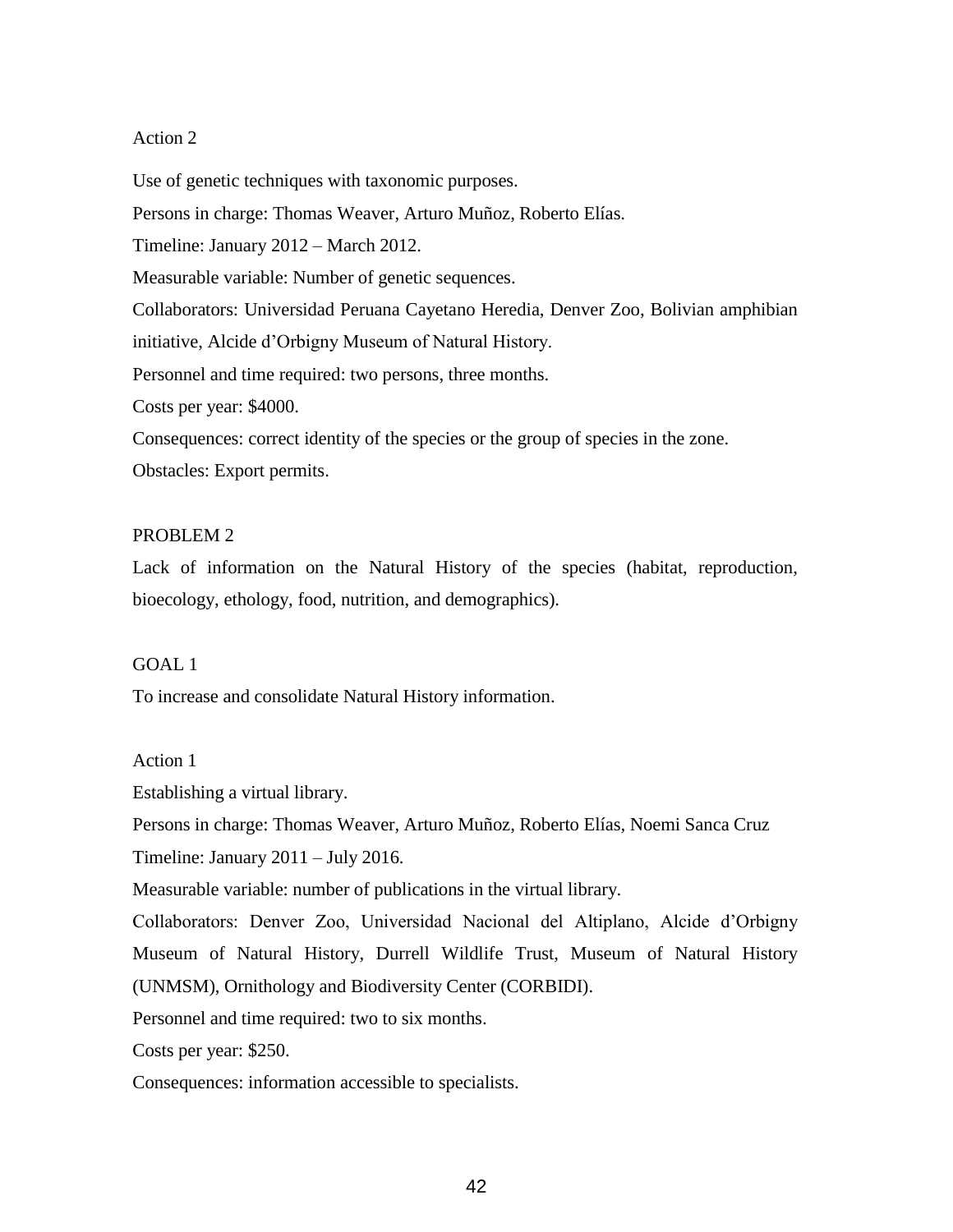Action 2

Use of genetic techniques with taxonomic purposes.

Persons in charge: Thomas Weaver, Arturo Muñoz, Roberto Elías.

Timeline: January 2012 – March 2012.

Measurable variable: Number of genetic sequences.

Collaborators: Universidad Peruana Cayetano Heredia, Denver Zoo, Bolivian amphibian initiative, Alcide d'Orbigny Museum of Natural History.

Personnel and time required: two persons, three months.

Costs per year: $4000.

Consequences: correct identity of the species or the group of species in the zone.

Obstacles: Export permits.

PROBLEM 2

Lack of information on the Natural History of the species (habitat, reproduction, bioecology, ethology, food, nutrition, and demographics).

GOAL 1

To increase and consolidate Natural History information.

Action 1

Establishing a virtual library.

Persons in charge: Thomas Weaver, Arturo Muñoz, Roberto Elías, Noemi Sanca Cruz

Timeline: January 2011 – July 2016.

Measurable variable: number of publications in the virtual library.

Collaborators: Denver Zoo, Universidad Nacional del Altiplano, Alcide d'Orbigny Museum of Natural History, Durrell Wildlife Trust, Museum of Natural History (UNMSM), Ornithology and Biodiversity Center (CORBIDI).

Personnel and time required: two to six months.

Costs per year: $250.

Consequences: information accessible to specialists.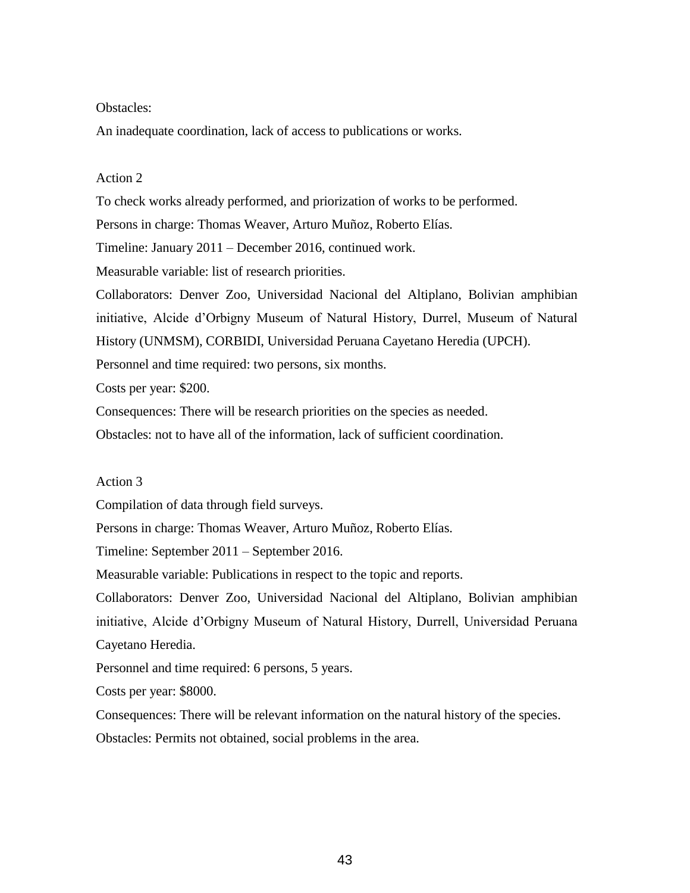Obstacles:

An inadequate coordination, lack of access to publications or works.

Action 2

To check works already performed, and priorization of works to be performed.

Persons in charge: Thomas Weaver, Arturo Muñoz, Roberto Elías.

Timeline: January 2011 – December 2016, continued work.

Measurable variable: list of research priorities.

Collaborators: Denver Zoo, Universidad Nacional del Altiplano, Bolivian amphibian initiative, Alcide d'Orbigny Museum of Natural History, Durrel, Museum of Natural History (UNMSM), CORBIDI, Universidad Peruana Cayetano Heredia (UPCH).

Personnel and time required: two persons, six months.

Costs per year: $200.

Consequences: There will be research priorities on the species as needed.

Obstacles: not to have all of the information, lack of sufficient coordination.

Action 3

Compilation of data through field surveys.

Persons in charge: Thomas Weaver, Arturo Muñoz, Roberto Elías.

Timeline: September 2011 – September 2016.

Measurable variable: Publications in respect to the topic and reports.

Collaborators: Denver Zoo, Universidad Nacional del Altiplano, Bolivian amphibian initiative, Alcide d'Orbigny Museum of Natural History, Durrell, Universidad Peruana Cayetano Heredia.

Personnel and time required: 6 persons, 5 years.

Costs per year: $8000.

Consequences: There will be relevant information on the natural history of the species.

Obstacles: Permits not obtained, social problems in the area.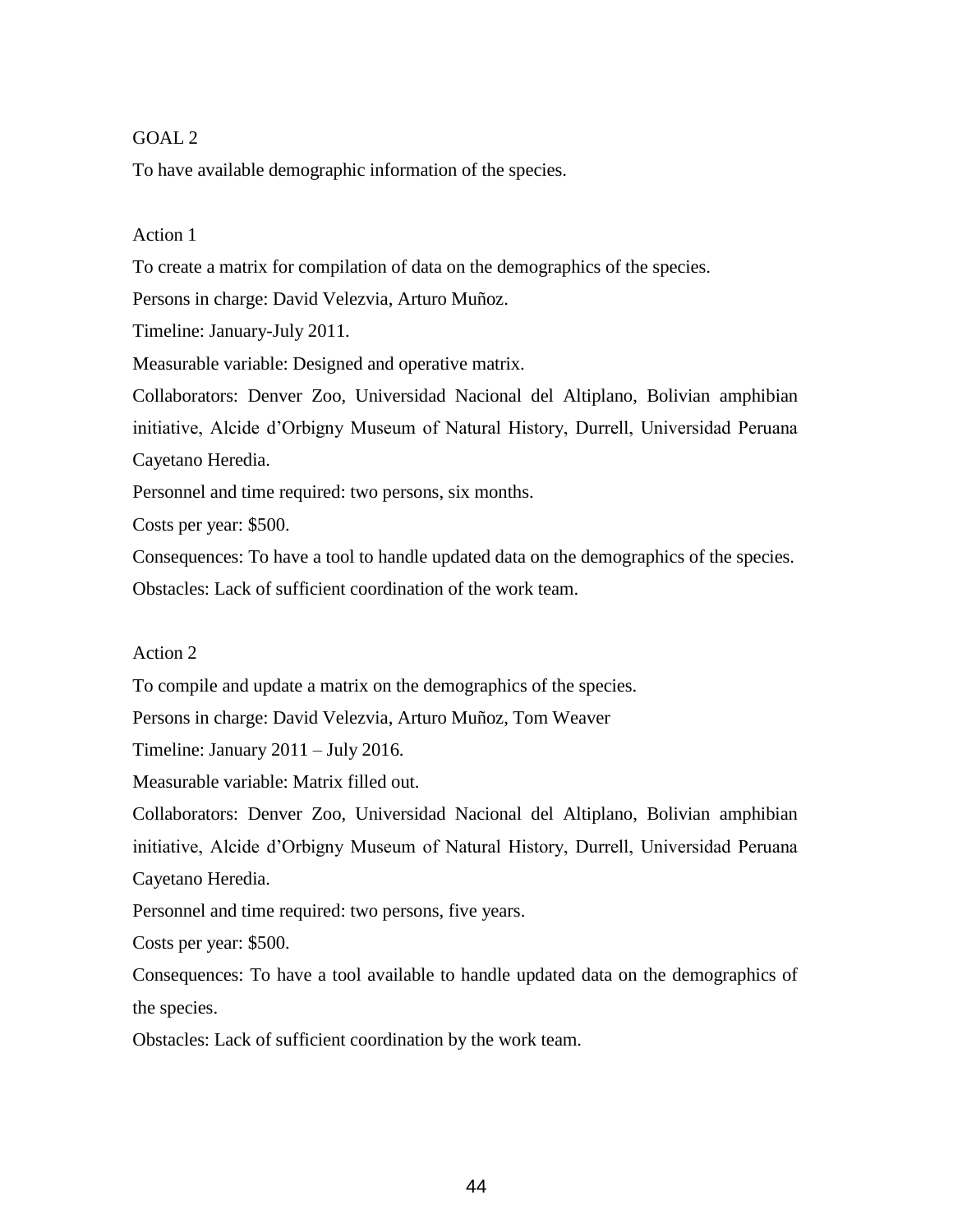GOAL 2

To have available demographic information of the species.

Action 1

To create a matrix for compilation of data on the demographics of the species.

Persons in charge: David Velezvia, Arturo Muñoz.

Timeline: January-July 2011.

Measurable variable: Designed and operative matrix.

Collaborators: Denver Zoo, Universidad Nacional del Altiplano, Bolivian amphibian initiative, Alcide d'Orbigny Museum of Natural History, Durrell, Universidad Peruana Cayetano Heredia.

Personnel and time required: two persons, six months.

Costs per year: $500.

Consequences: To have a tool to handle updated data on the demographics of the species.

Obstacles: Lack of sufficient coordination of the work team.

Action 2

To compile and update a matrix on the demographics of the species.

Persons in charge: David Velezvia, Arturo Muñoz, Tom Weaver

Timeline: January 2011 – July 2016.

Measurable variable: Matrix filled out.

Collaborators: Denver Zoo, Universidad Nacional del Altiplano, Bolivian amphibian initiative, Alcide d'Orbigny Museum of Natural History, Durrell, Universidad Peruana Cayetano Heredia.

Personnel and time required: two persons, five years.

Costs per year: $500.

Consequences: To have a tool available to handle updated data on the demographics of the species.

Obstacles: Lack of sufficient coordination by the work team.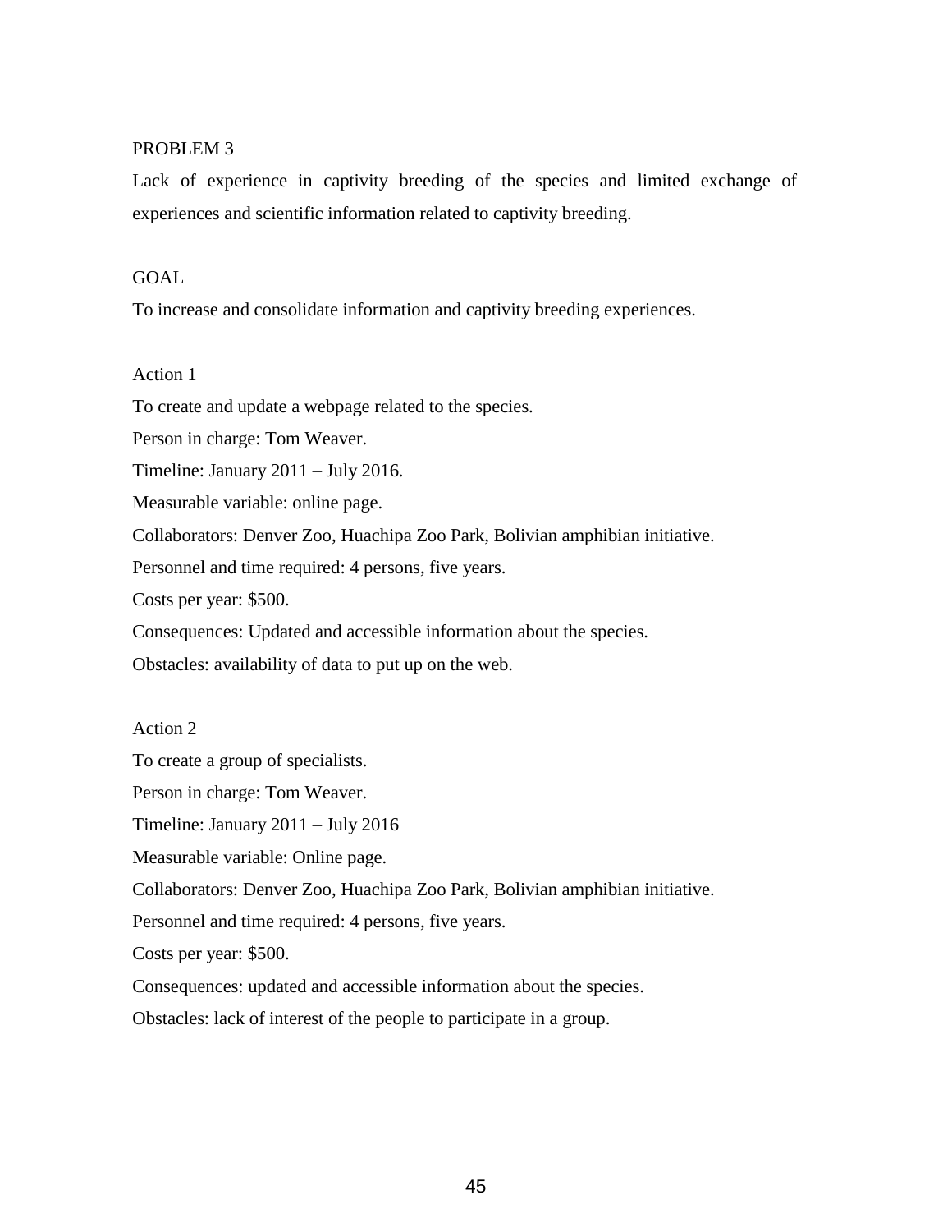PROBLEM 3

Lack of experience in captivity breeding of the species and limited exchange of experiences and scientific information related to captivity breeding.

GOAL

To increase and consolidate information and captivity breeding experiences.

Action 1

To create and update a webpage related to the species.

Person in charge: Tom Weaver.

Timeline: January 2011 – July 2016.

Measurable variable: online page.

Collaborators: Denver Zoo, Huachipa Zoo Park, Bolivian amphibian initiative.

Personnel and time required: 4 persons, five years.

Costs per year: $500.

Consequences: Updated and accessible information about the species.

Obstacles: availability of data to put up on the web.

Action 2

To create a group of specialists.

Person in charge: Tom Weaver.

Timeline: January 2011 – July 2016

Measurable variable: Online page.

Collaborators: Denver Zoo, Huachipa Zoo Park, Bolivian amphibian initiative.

Personnel and time required: 4 persons, five years.

Costs per year: $500.

Consequences: updated and accessible information about the species.

Obstacles: lack of interest of the people to participate in a group.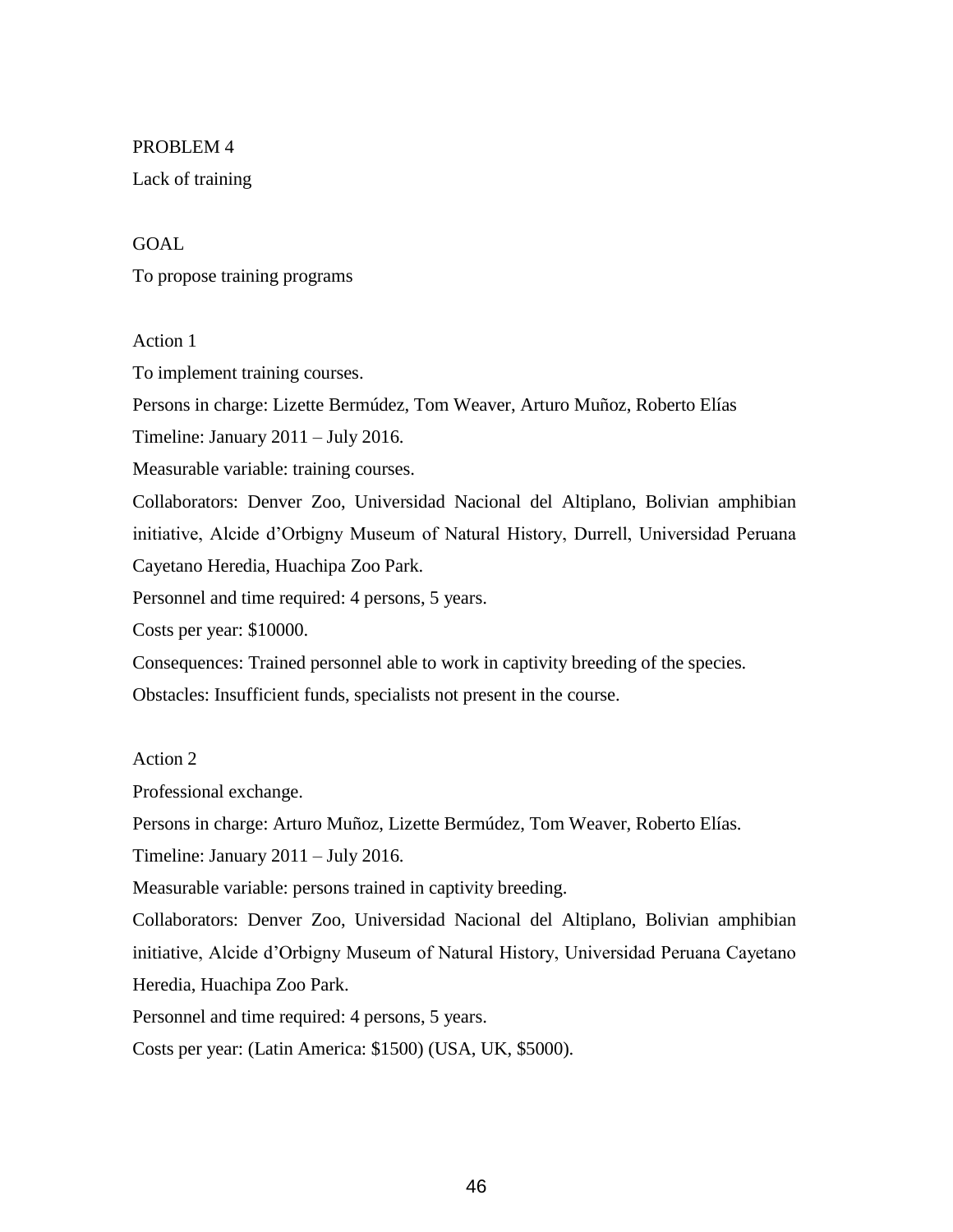PROBLEM 4

Lack of training

GOAL

To propose training programs

Action 1

To implement training courses.

Persons in charge: Lizette Bermúdez, Tom Weaver, Arturo Muñoz, Roberto Elías

Timeline: January 2011 – July 2016.

Measurable variable: training courses.

Collaborators: Denver Zoo, Universidad Nacional del Altiplano, Bolivian amphibian initiative, Alcide d'Orbigny Museum of Natural History, Durrell, Universidad Peruana Cayetano Heredia, Huachipa Zoo Park.

Personnel and time required: 4 persons, 5 years.

Costs per year: $10000.

Consequences: Trained personnel able to work in captivity breeding of the species.

Obstacles: Insufficient funds, specialists not present in the course.

Action 2

Professional exchange.

Persons in charge: Arturo Muñoz, Lizette Bermúdez, Tom Weaver, Roberto Elías.

Timeline: January 2011 – July 2016.

Measurable variable: persons trained in captivity breeding.

Collaborators: Denver Zoo, Universidad Nacional del Altiplano, Bolivian amphibian initiative, Alcide d'Orbigny Museum of Natural History, Universidad Peruana Cayetano Heredia, Huachipa Zoo Park.

Personnel and time required: 4 persons, 5 years.

Costs per year: (Latin America: $1500) (USA, UK, $5000).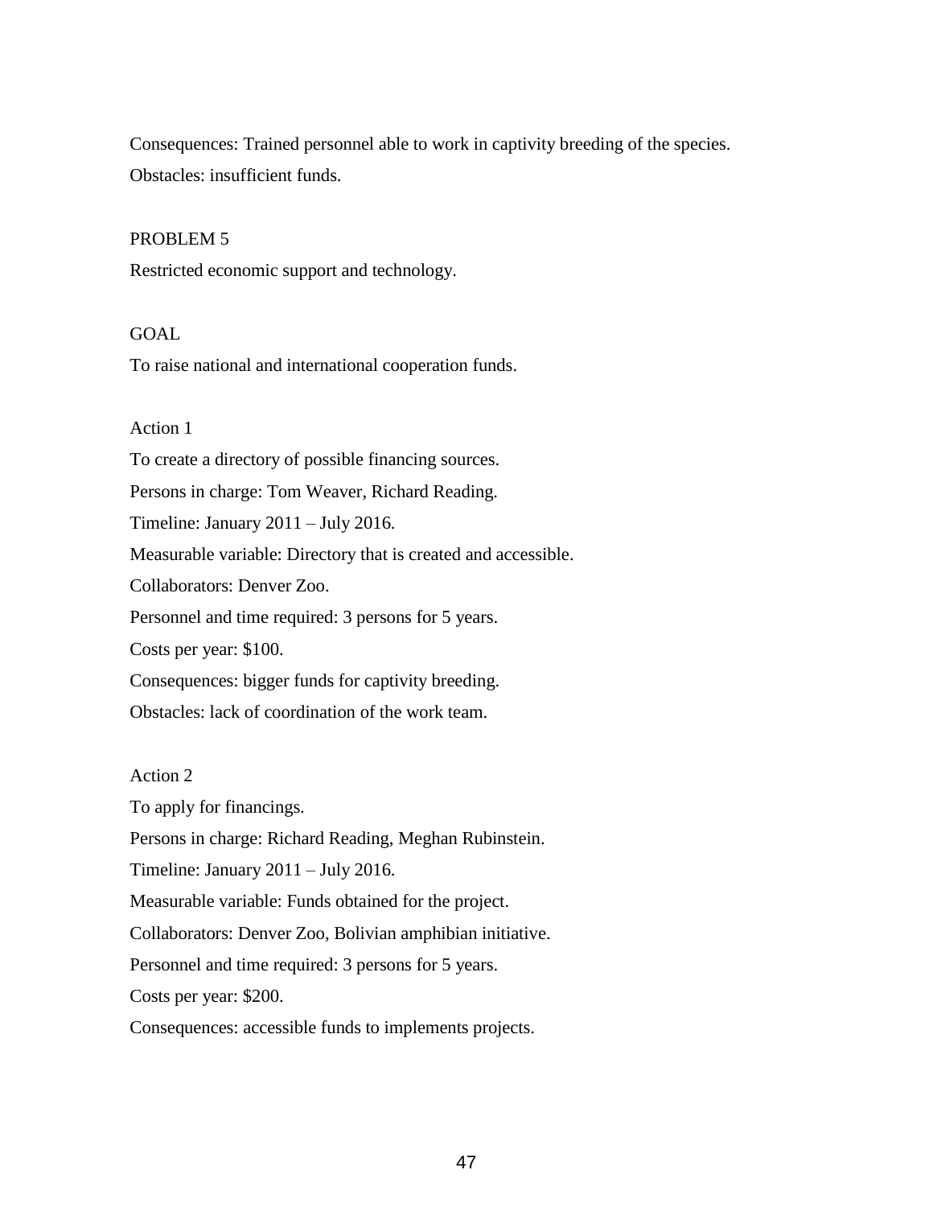Consequences: Trained personnel able to work in captivity breeding of the species.

Obstacles: insufficient funds.

PROBLEM 5

Restricted economic support and technology.

GOAL

To raise national and international cooperation funds.

Action 1

To create a directory of possible financing sources.

Persons in charge: Tom Weaver, Richard Reading.

Timeline: January 2011 – July 2016.

Measurable variable: Directory that is created and accessible.

Collaborators: Denver Zoo.

Personnel and time required: 3 persons for 5 years.

Costs per year: $100.

Consequences: bigger funds for captivity breeding.

Obstacles: lack of coordination of the work team.

Action 2

To apply for financings.

Persons in charge: Richard Reading, Meghan Rubinstein.

Timeline: January 2011 – July 2016.

Measurable variable: Funds obtained for the project.

Collaborators: Denver Zoo, Bolivian amphibian initiative.

Personnel and time required: 3 persons for 5 years.

Costs per year: $200.

Consequences: accessible funds to implements projects.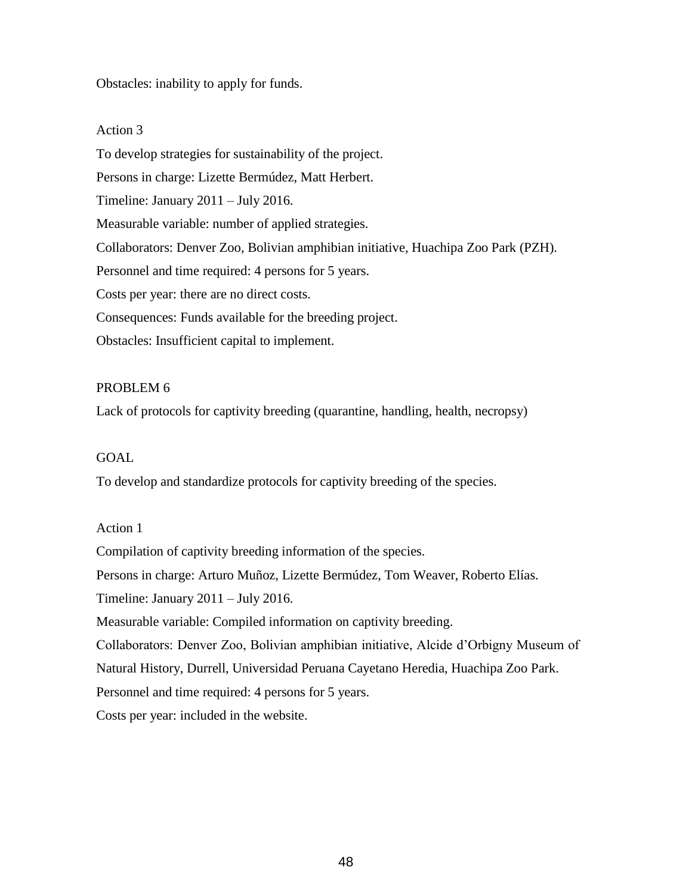Obstacles: inability to apply for funds.

Action 3

To develop strategies for sustainability of the project.

Persons in charge: Lizette Bermúdez, Matt Herbert.

Timeline: January 2011 – July 2016.

Measurable variable: number of applied strategies.

Collaborators: Denver Zoo, Bolivian amphibian initiative, Huachipa Zoo Park (PZH).

Personnel and time required: 4 persons for 5 years.

Costs per year: there are no direct costs.

Consequences: Funds available for the breeding project.

Obstacles: Insufficient capital to implement.

PROBLEM 6

Lack of protocols for captivity breeding (quarantine, handling, health, necropsy)

GOAL

To develop and standardize protocols for captivity breeding of the species.

Action 1

Compilation of captivity breeding information of the species.

Persons in charge: Arturo Muñoz, Lizette Bermúdez, Tom Weaver, Roberto Elías.

Timeline: January 2011 – July 2016.

Measurable variable: Compiled information on captivity breeding.

Collaborators: Denver Zoo, Bolivian amphibian initiative, Alcide d'Orbigny Museum of Natural History, Durrell, Universidad Peruana Cayetano Heredia, Huachipa Zoo Park.

Personnel and time required: 4 persons for 5 years.

Costs per year: included in the website.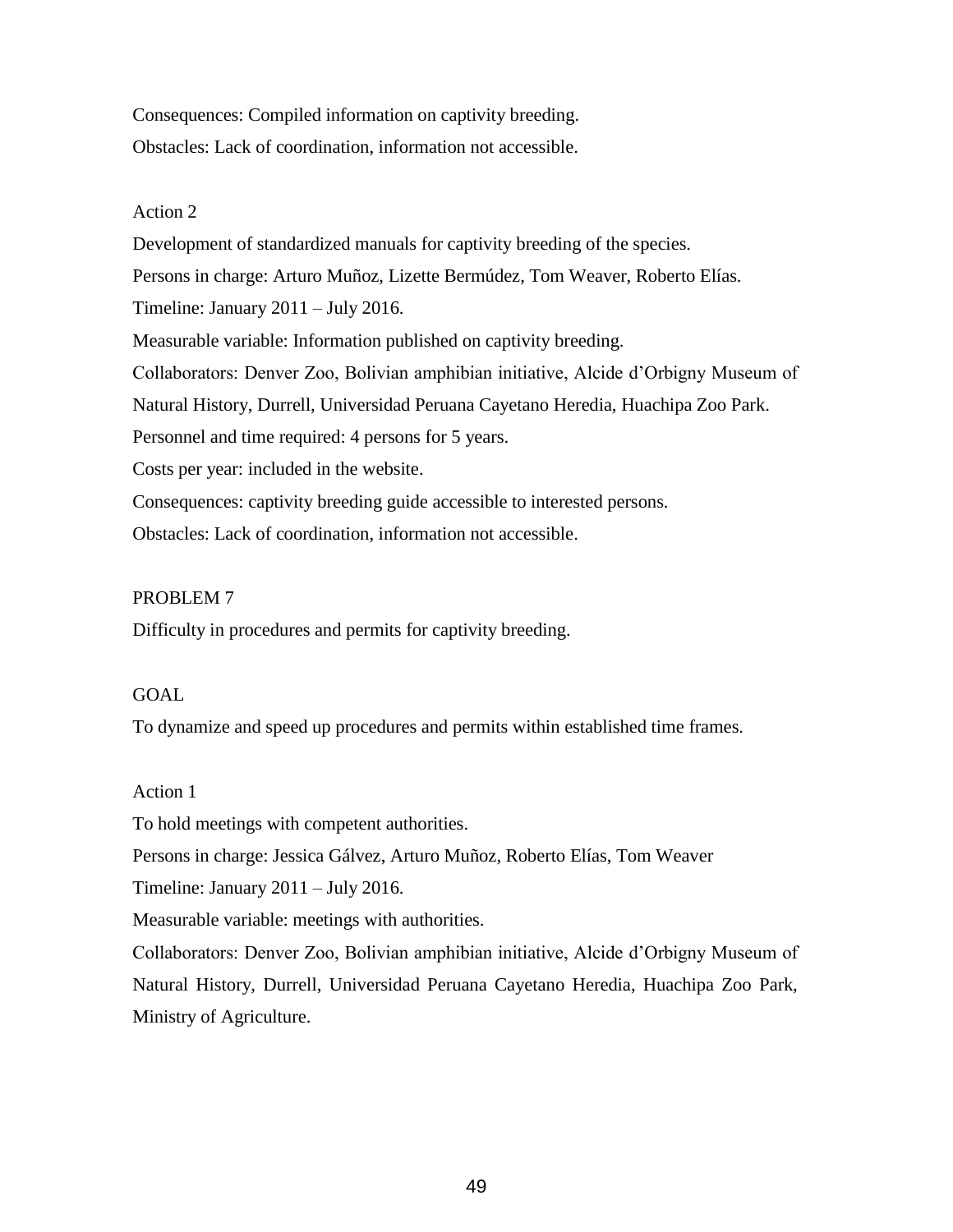Consequences: Compiled information on captivity breeding.

Obstacles: Lack of coordination, information not accessible.

Action 2

Development of standardized manuals for captivity breeding of the species.

Persons in charge: Arturo Muñoz, Lizette Bermúdez, Tom Weaver, Roberto Elías.

Timeline: January 2011 – July 2016.

Measurable variable: Information published on captivity breeding.

Collaborators: Denver Zoo, Bolivian amphibian initiative, Alcide d'Orbigny Museum of Natural History, Durrell, Universidad Peruana Cayetano Heredia, Huachipa Zoo Park.

Personnel and time required: 4 persons for 5 years.

Costs per year: included in the website.

Consequences: captivity breeding guide accessible to interested persons.

Obstacles: Lack of coordination, information not accessible.

PROBLEM 7

Difficulty in procedures and permits for captivity breeding.

GOAL

To dynamize and speed up procedures and permits within established time frames.

Action 1

To hold meetings with competent authorities.

Persons in charge: Jessica Gálvez, Arturo Muñoz, Roberto Elías, Tom Weaver

Timeline: January 2011 – July 2016.

Measurable variable: meetings with authorities.

Collaborators: Denver Zoo, Bolivian amphibian initiative, Alcide d'Orbigny Museum of Natural History, Durrell, Universidad Peruana Cayetano Heredia, Huachipa Zoo Park, Ministry of Agriculture.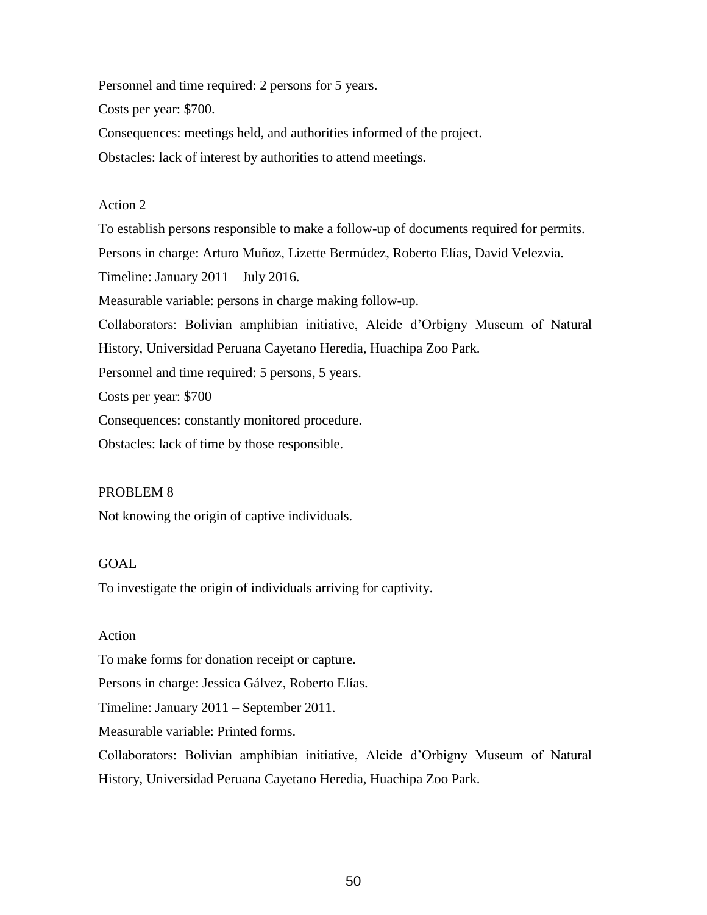Personnel and time required: 2 persons for 5 years.

Costs per year: $700.

Consequences: meetings held, and authorities informed of the project.

Obstacles: lack of interest by authorities to attend meetings.

Action 2

To establish persons responsible to make a follow-up of documents required for permits.

Persons in charge: Arturo Muñoz, Lizette Bermúdez, Roberto Elías, David Velezvia.

Timeline: January 2011 – July 2016.

Measurable variable: persons in charge making follow-up.

Collaborators: Bolivian amphibian initiative, Alcide d'Orbigny Museum of Natural History, Universidad Peruana Cayetano Heredia, Huachipa Zoo Park.

Personnel and time required: 5 persons, 5 years.

Costs per year: $700

Consequences: constantly monitored procedure.

Obstacles: lack of time by those responsible.

PROBLEM 8

Not knowing the origin of captive individuals.

GOAL

To investigate the origin of individuals arriving for captivity.

Action

To make forms for donation receipt or capture.

Persons in charge: Jessica Gálvez, Roberto Elías.

Timeline: January 2011 – September 2011.

Measurable variable: Printed forms.

Collaborators: Bolivian amphibian initiative, Alcide d'Orbigny Museum of Natural History, Universidad Peruana Cayetano Heredia, Huachipa Zoo Park.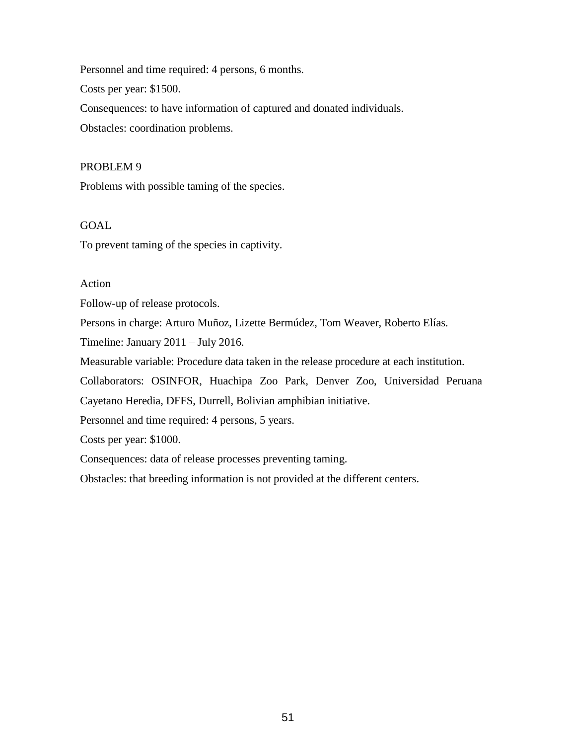Personnel and time required: 4 persons, 6 months.

Costs per year: $1500.

Consequences: to have information of captured and donated individuals.

Obstacles: coordination problems.

PROBLEM 9

Problems with possible taming of the species.

GOAL

To prevent taming of the species in captivity.

Action

Follow-up of release protocols.

Persons in charge: Arturo Muñoz, Lizette Bermúdez, Tom Weaver, Roberto Elías.

Timeline: January 2011 – July 2016.

Measurable variable: Procedure data taken in the release procedure at each institution.

Collaborators: OSINFOR, Huachipa Zoo Park, Denver Zoo, Universidad Peruana Cayetano Heredia, DFFS, Durrell, Bolivian amphibian initiative.

Personnel and time required: 4 persons, 5 years.

Costs per year: $1000.

Consequences: data of release processes preventing taming.

Obstacles: that breeding information is not provided at the different centers.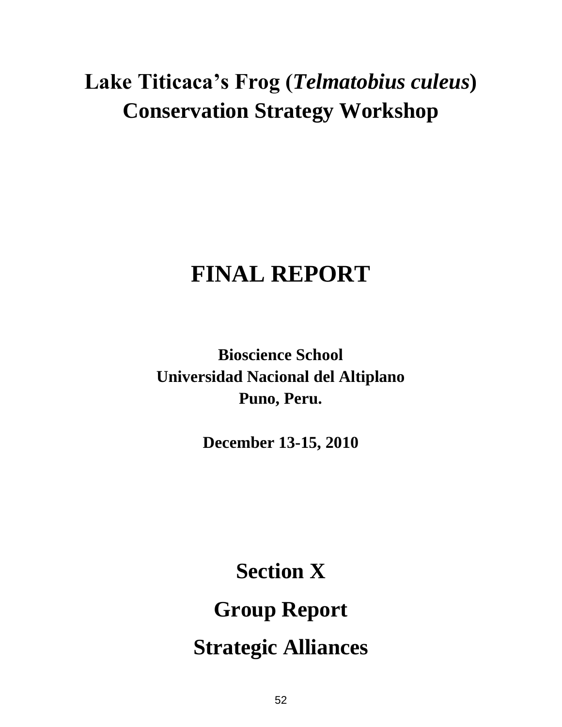# Lake Titicaca's Frog (*Telmatobius culeus*) Conservation Strategy Workshop

# FINAL REPORT

**Bioscience School**
**Universidad Nacional del Altiplano**
**Puno, Peru.**

**December 13-15, 2010**

# Section X

# Group Report

# Strategic Alliances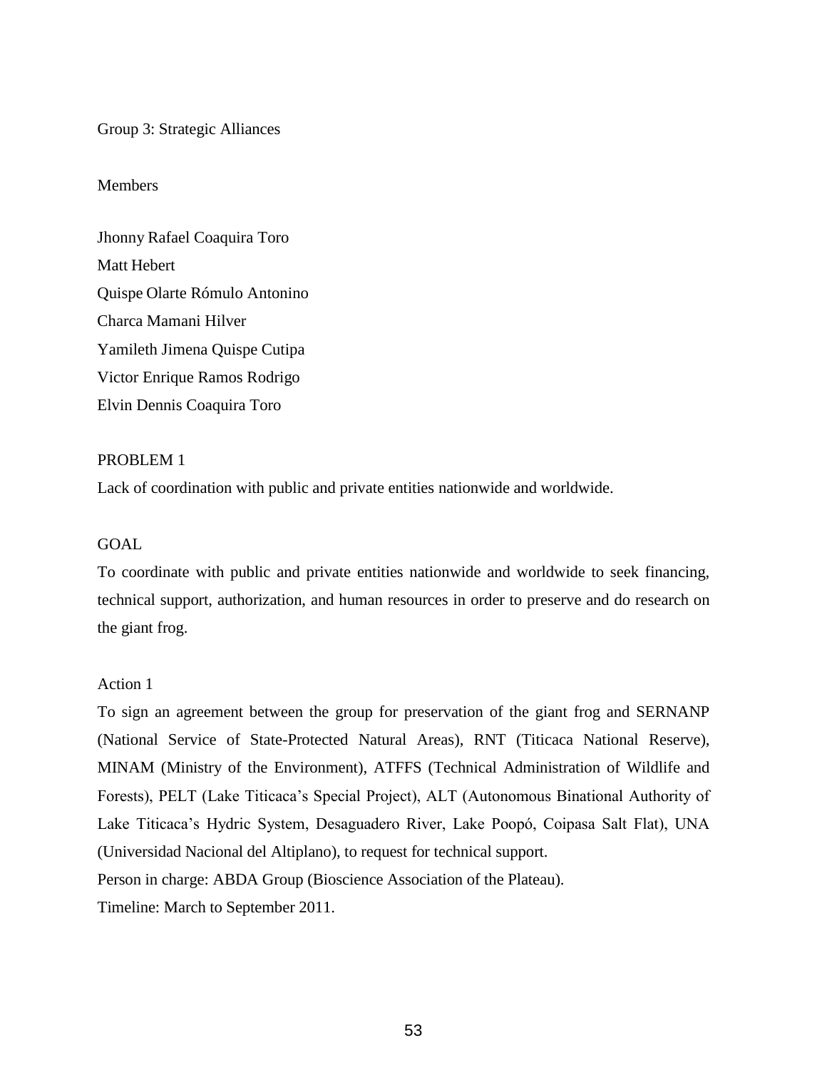Group 3: Strategic Alliances

Members

Jhonny Rafael Coaquira Toro
Matt Hebert
Quispe Olarte Rómulo Antonino
Charca Mamani Hilver
Yamileth Jimena Quispe Cutipa
Victor Enrique Ramos Rodrigo
Elvin Dennis Coaquira Toro

PROBLEM 1

Lack of coordination with public and private entities nationwide and worldwide.

GOAL

To coordinate with public and private entities nationwide and worldwide to seek financing, technical support, authorization, and human resources in order to preserve and do research on the giant frog.

Action 1

To sign an agreement between the group for preservation of the giant frog and SERNANP (National Service of State-Protected Natural Areas), RNT (Titicaca National Reserve), MINAM (Ministry of the Environment), ATFFS (Technical Administration of Wildlife and Forests), PELT (Lake Titicaca's Special Project), ALT (Autonomous Binational Authority of Lake Titicaca's Hydric System, Desaguadero River, Lake Poopó, Coipasa Salt Flat), UNA (Universidad Nacional del Altiplano), to request for technical support.
Person in charge: ABDA Group (Bioscience Association of the Plateau).
Timeline: March to September 2011.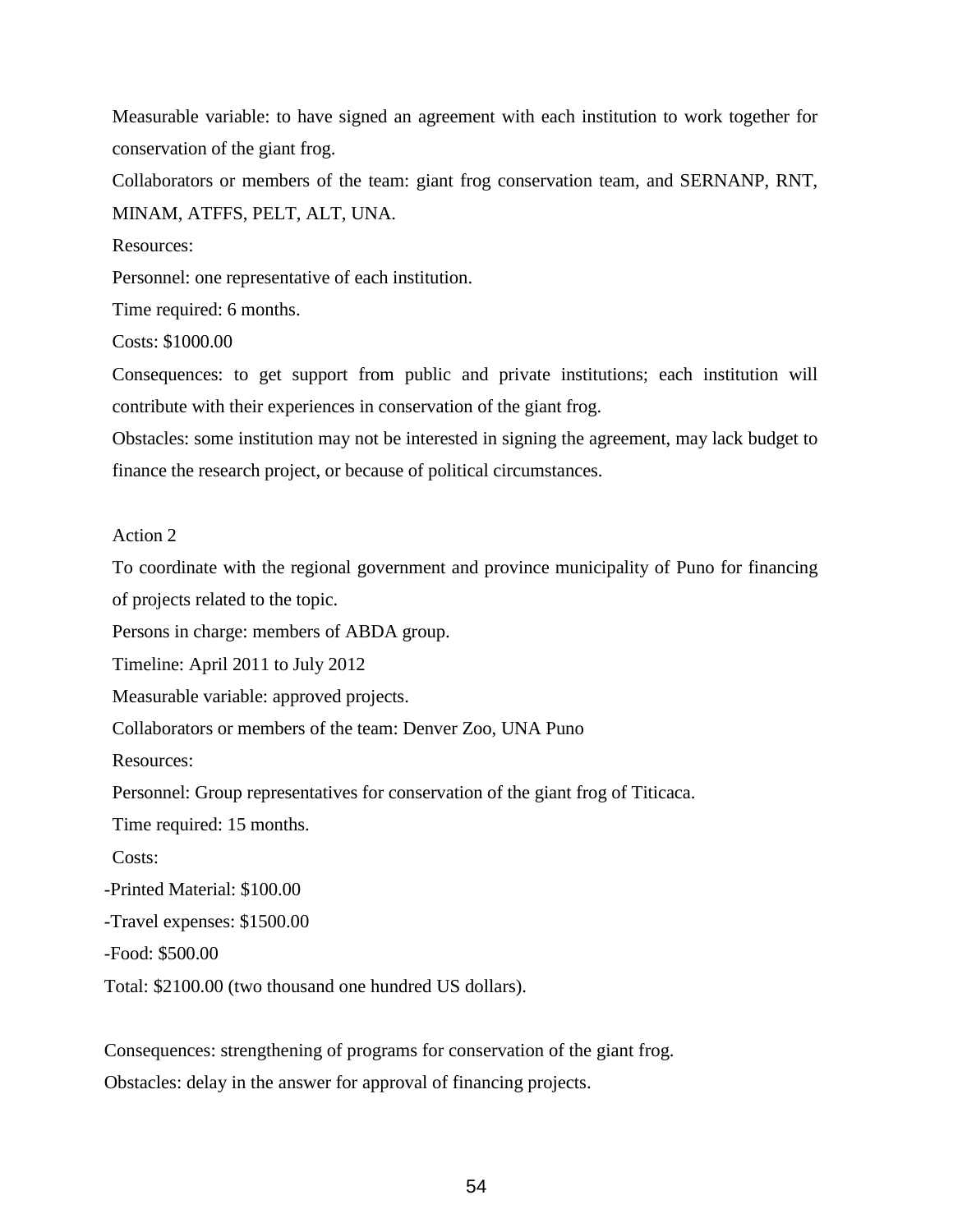Measurable variable: to have signed an agreement with each institution to work together for conservation of the giant frog.

Collaborators or members of the team: giant frog conservation team, and SERNANP, RNT, MINAM, ATFFS, PELT, ALT, UNA.

Resources:

Personnel: one representative of each institution.

Time required: 6 months.

Costs: $1000.00

Consequences: to get support from public and private institutions; each institution will contribute with their experiences in conservation of the giant frog.

Obstacles: some institution may not be interested in signing the agreement, may lack budget to finance the research project, or because of political circumstances.

Action 2

To coordinate with the regional government and province municipality of Puno for financing of projects related to the topic.

Persons in charge: members of ABDA group.

Timeline: April 2011 to July 2012

Measurable variable: approved projects.

Collaborators or members of the team: Denver Zoo, UNA Puno

Resources:

Personnel: Group representatives for conservation of the giant frog of Titicaca.

Time required: 15 months.

Costs:

-Printed Material: $100.00

-Travel expenses: $1500.00

-Food: $500.00

Total: $2100.00 (two thousand one hundred US dollars).

Consequences: strengthening of programs for conservation of the giant frog.

Obstacles: delay in the answer for approval of financing projects.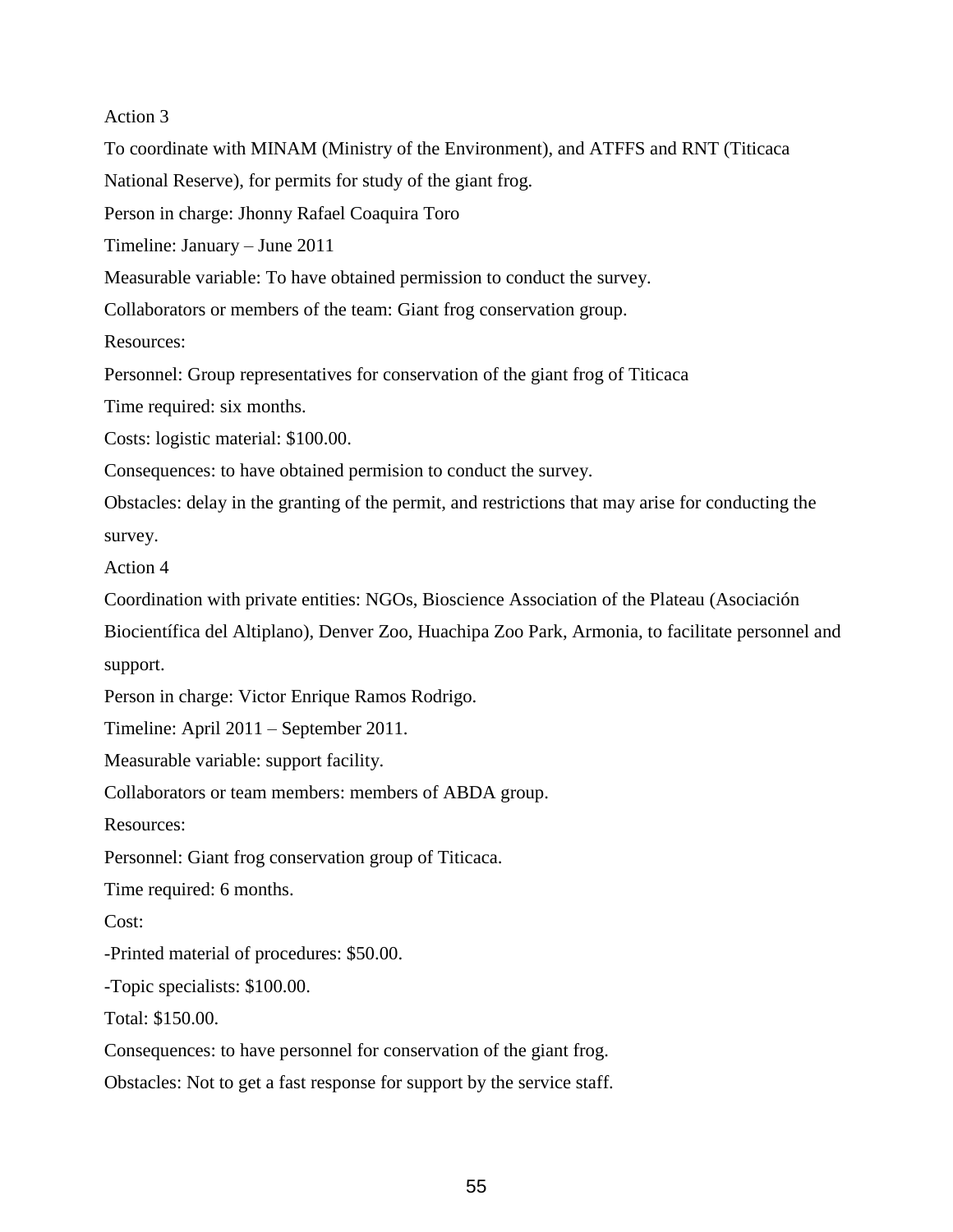Action 3

To coordinate with MINAM (Ministry of the Environment), and ATFFS and RNT (Titicaca National Reserve), for permits for study of the giant frog.

Person in charge: Jhonny Rafael Coaquira Toro

Timeline: January – June 2011

Measurable variable: To have obtained permission to conduct the survey.

Collaborators or members of the team: Giant frog conservation group.

Resources:

Personnel: Group representatives for conservation of the giant frog of Titicaca

Time required: six months.

Costs: logistic material: $100.00.

Consequences: to have obtained permision to conduct the survey.

Obstacles: delay in the granting of the permit, and restrictions that may arise for conducting the survey.

Action 4

Coordination with private entities: NGOs, Bioscience Association of the Plateau (Asociación Biocientífica del Altiplano), Denver Zoo, Huachipa Zoo Park, Armonia, to facilitate personnel and support.

Person in charge: Victor Enrique Ramos Rodrigo.

Timeline: April 2011 – September 2011.

Measurable variable: support facility.

Collaborators or team members: members of ABDA group.

Resources:

Personnel: Giant frog conservation group of Titicaca.

Time required: 6 months.

Cost:

-Printed material of procedures: $50.00.

-Topic specialists: $100.00.

Total: $150.00.

Consequences: to have personnel for conservation of the giant frog.

Obstacles: Not to get a fast response for support by the service staff.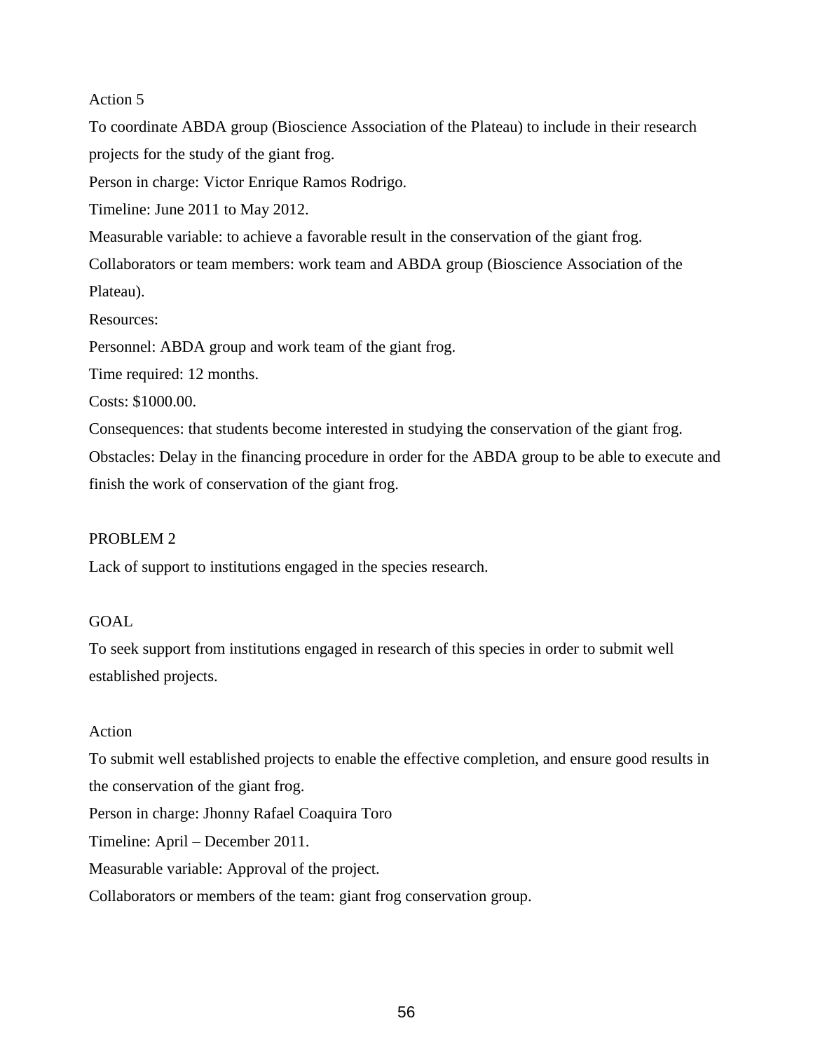Action 5

To coordinate ABDA group (Bioscience Association of the Plateau) to include in their research projects for the study of the giant frog.

Person in charge: Victor Enrique Ramos Rodrigo.

Timeline: June 2011 to May 2012.

Measurable variable: to achieve a favorable result in the conservation of the giant frog.

Collaborators or team members: work team and ABDA group (Bioscience Association of the Plateau).

Resources:

Personnel: ABDA group and work team of the giant frog.

Time required: 12 months.

Costs: $1000.00.

Consequences: that students become interested in studying the conservation of the giant frog.

Obstacles: Delay in the financing procedure in order for the ABDA group to be able to execute and finish the work of conservation of the giant frog.

PROBLEM 2

Lack of support to institutions engaged in the species research.

GOAL

To seek support from institutions engaged in research of this species in order to submit well established projects.

Action

To submit well established projects to enable the effective completion, and ensure good results in the conservation of the giant frog.

Person in charge: Jhonny Rafael Coaquira Toro

Timeline: April – December 2011.

Measurable variable: Approval of the project.

Collaborators or members of the team: giant frog conservation group.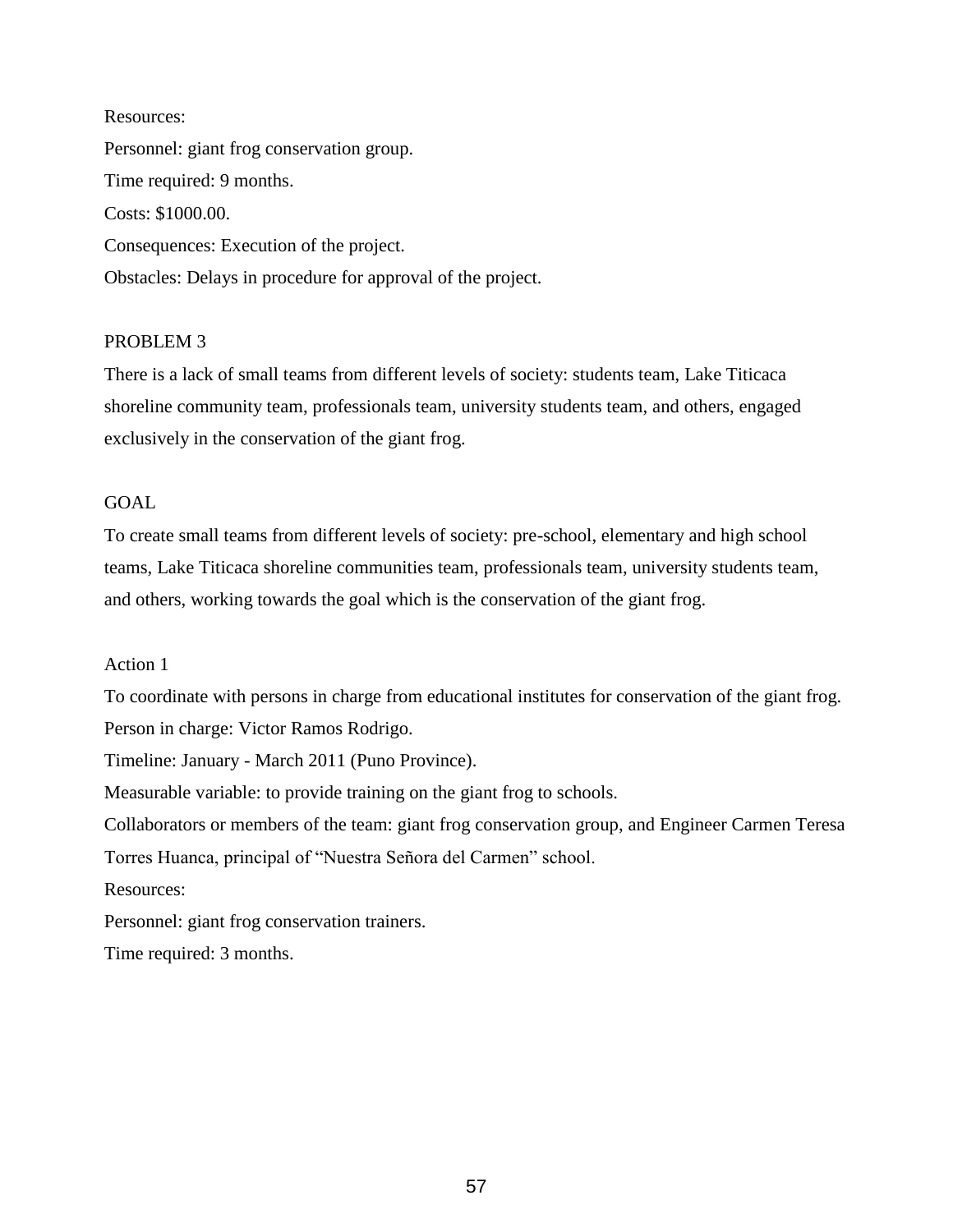Resources:

Personnel: giant frog conservation group.

Time required: 9 months.

Costs: $1000.00.

Consequences: Execution of the project.

Obstacles: Delays in procedure for approval of the project.

PROBLEM 3

There is a lack of small teams from different levels of society: students team, Lake Titicaca shoreline community team, professionals team, university students team, and others, engaged exclusively in the conservation of the giant frog.

GOAL

To create small teams from different levels of society: pre-school, elementary and high school teams, Lake Titicaca shoreline communities team, professionals team, university students team, and others, working towards the goal which is the conservation of the giant frog.

Action 1

To coordinate with persons in charge from educational institutes for conservation of the giant frog.

Person in charge: Victor Ramos Rodrigo.

Timeline: January - March 2011 (Puno Province).

Measurable variable: to provide training on the giant frog to schools.

Collaborators or members of the team: giant frog conservation group, and Engineer Carmen Teresa Torres Huanca, principal of "Nuestra Señora del Carmen" school.

Resources:

Personnel: giant frog conservation trainers.

Time required: 3 months.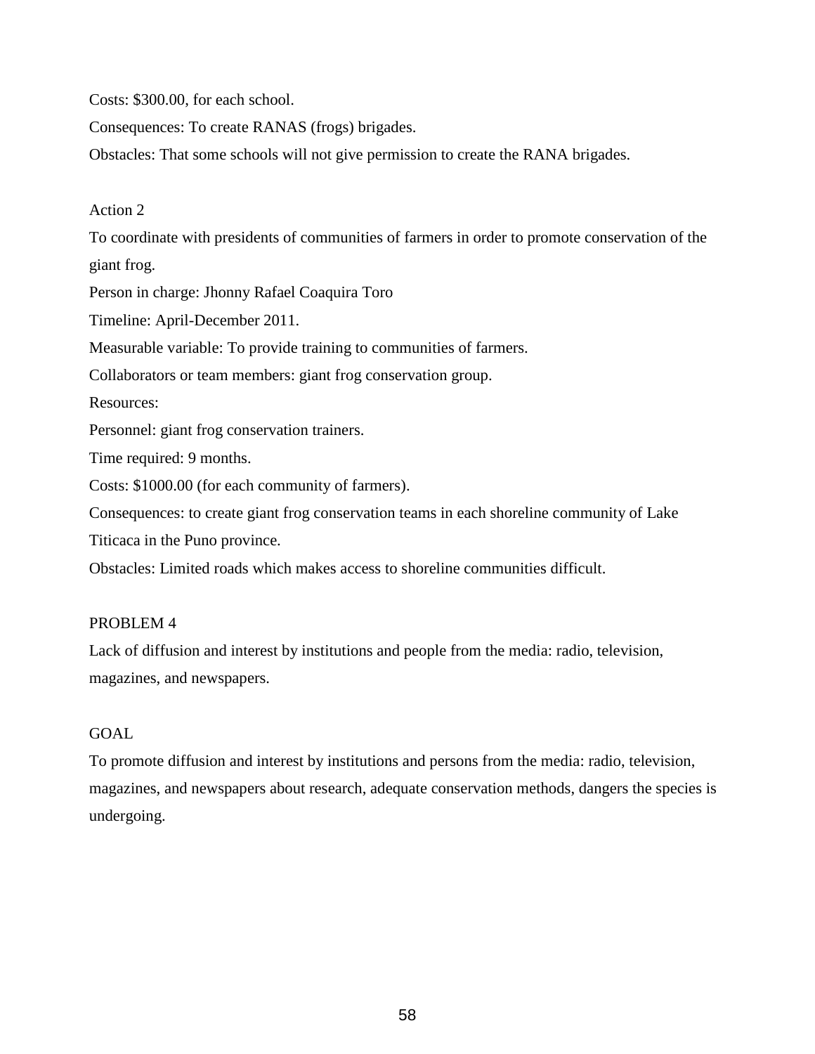Costs: $300.00, for each school.

Consequences: To create RANAS (frogs) brigades.

Obstacles: That some schools will not give permission to create the RANA brigades.

Action 2

To coordinate with presidents of communities of farmers in order to promote conservation of the giant frog.

Person in charge: Jhonny Rafael Coaquira Toro

Timeline: April-December 2011.

Measurable variable: To provide training to communities of farmers.

Collaborators or team members: giant frog conservation group.

Resources:

Personnel: giant frog conservation trainers.

Time required: 9 months.

Costs: $1000.00 (for each community of farmers).

Consequences: to create giant frog conservation teams in each shoreline community of Lake Titicaca in the Puno province.

Obstacles: Limited roads which makes access to shoreline communities difficult.

PROBLEM 4

Lack of diffusion and interest by institutions and people from the media: radio, television, magazines, and newspapers.

GOAL

To promote diffusion and interest by institutions and persons from the media: radio, television, magazines, and newspapers about research, adequate conservation methods, dangers the species is undergoing.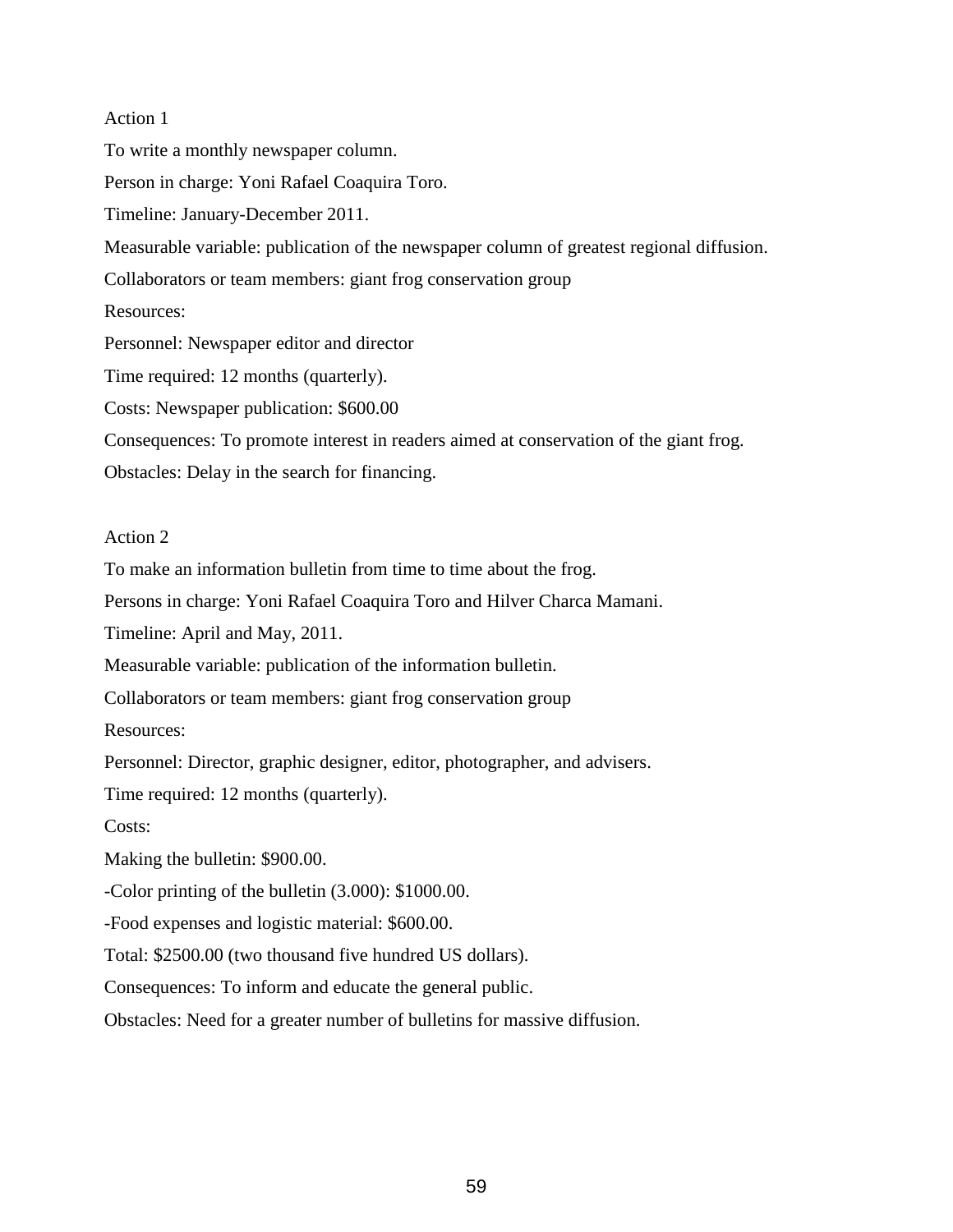Action 1

To write a monthly newspaper column.

Person in charge: Yoni Rafael Coaquira Toro.

Timeline: January-December 2011.

Measurable variable: publication of the newspaper column of greatest regional diffusion.

Collaborators or team members: giant frog conservation group

Resources:

Personnel: Newspaper editor and director

Time required: 12 months (quarterly).

Costs: Newspaper publication: $600.00

Consequences: To promote interest in readers aimed at conservation of the giant frog.

Obstacles: Delay in the search for financing.

Action 2

To make an information bulletin from time to time about the frog.

Persons in charge: Yoni Rafael Coaquira Toro and Hilver Charca Mamani.

Timeline: April and May, 2011.

Measurable variable: publication of the information bulletin.

Collaborators or team members: giant frog conservation group

Resources:

Personnel: Director, graphic designer, editor, photographer, and advisers.

Time required: 12 months (quarterly).

Costs:

Making the bulletin: $900.00.

-Color printing of the bulletin (3.000): $1000.00.

-Food expenses and logistic material: $600.00.

Total: $2500.00 (two thousand five hundred US dollars).

Consequences: To inform and educate the general public.

Obstacles: Need for a greater number of bulletins for massive diffusion.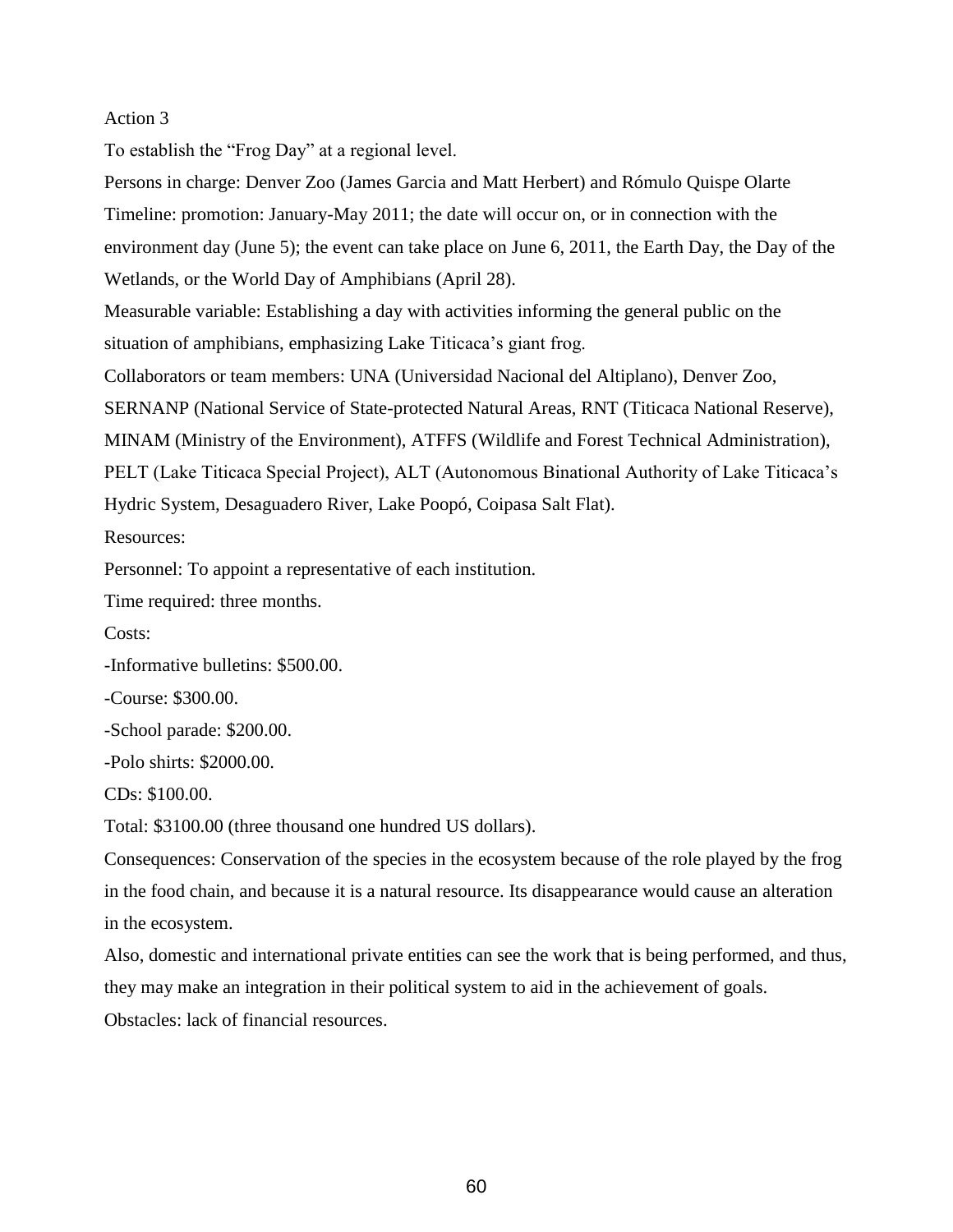Action 3

To establish the "Frog Day" at a regional level.

Persons in charge: Denver Zoo (James Garcia and Matt Herbert) and Rómulo Quispe Olarte

Timeline: promotion: January-May 2011; the date will occur on, or in connection with the environment day (June 5); the event can take place on June 6, 2011, the Earth Day, the Day of the Wetlands, or the World Day of Amphibians (April 28).

Measurable variable: Establishing a day with activities informing the general public on the situation of amphibians, emphasizing Lake Titicaca's giant frog.

Collaborators or team members: UNA (Universidad Nacional del Altiplano), Denver Zoo, SERNANP (National Service of State-protected Natural Areas, RNT (Titicaca National Reserve), MINAM (Ministry of the Environment), ATFFS (Wildlife and Forest Technical Administration), PELT (Lake Titicaca Special Project), ALT (Autonomous Binational Authority of Lake Titicaca's Hydric System, Desaguadero River, Lake Poopó, Coipasa Salt Flat).

Resources:

Personnel: To appoint a representative of each institution.

Time required: three months.

Costs:

-Informative bulletins: $500.00.

-Course: $300.00.

-School parade: $200.00.

-Polo shirts: $2000.00.

CDs: $100.00.

Total: $3100.00 (three thousand one hundred US dollars).

Consequences: Conservation of the species in the ecosystem because of the role played by the frog in the food chain, and because it is a natural resource. Its disappearance would cause an alteration in the ecosystem.

Also, domestic and international private entities can see the work that is being performed, and thus, they may make an integration in their political system to aid in the achievement of goals.

Obstacles: lack of financial resources.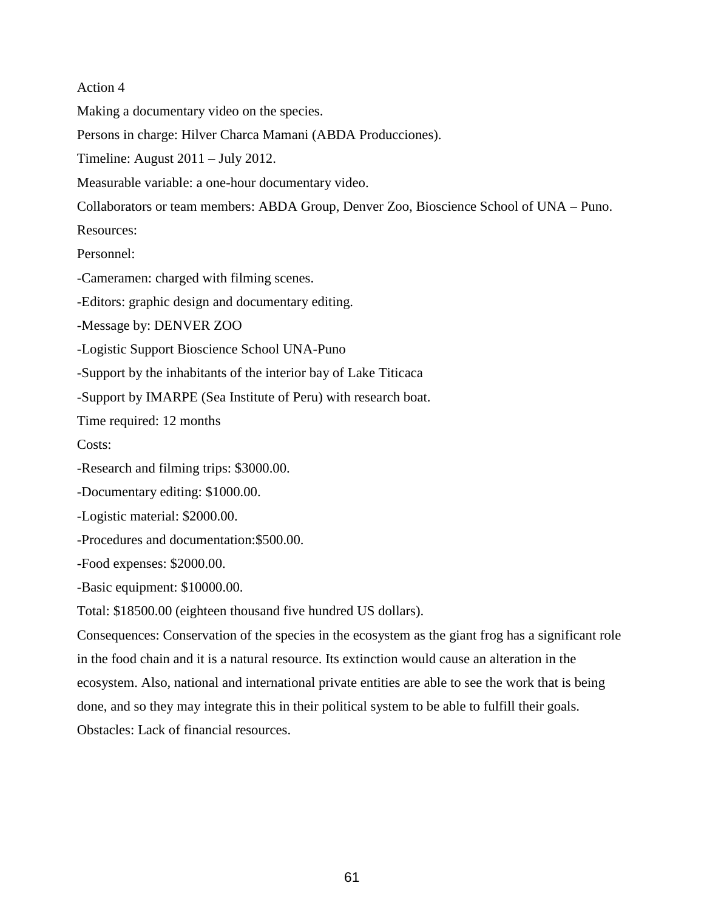Action 4

Making a documentary video on the species.

Persons in charge: Hilver Charca Mamani (ABDA Producciones).

Timeline: August 2011 – July 2012.

Measurable variable: a one-hour documentary video.

Collaborators or team members: ABDA Group, Denver Zoo, Bioscience School of UNA – Puno.

Resources:

Personnel:

-Cameramen: charged with filming scenes.

-Editors: graphic design and documentary editing.

-Message by: DENVER ZOO

-Logistic Support Bioscience School UNA-Puno

-Support by the inhabitants of the interior bay of Lake Titicaca

-Support by IMARPE (Sea Institute of Peru) with research boat.

Time required: 12 months

Costs:

-Research and filming trips: $3000.00.

-Documentary editing: $1000.00.

-Logistic material: $2000.00.

-Procedures and documentation:$500.00.

-Food expenses: $2000.00.

-Basic equipment: $10000.00.

Total: $18500.00 (eighteen thousand five hundred US dollars).

Consequences: Conservation of the species in the ecosystem as the giant frog has a significant role in the food chain and it is a natural resource. Its extinction would cause an alteration in the ecosystem. Also, national and international private entities are able to see the work that is being done, and so they may integrate this in their political system to be able to fulfill their goals.

Obstacles: Lack of financial resources.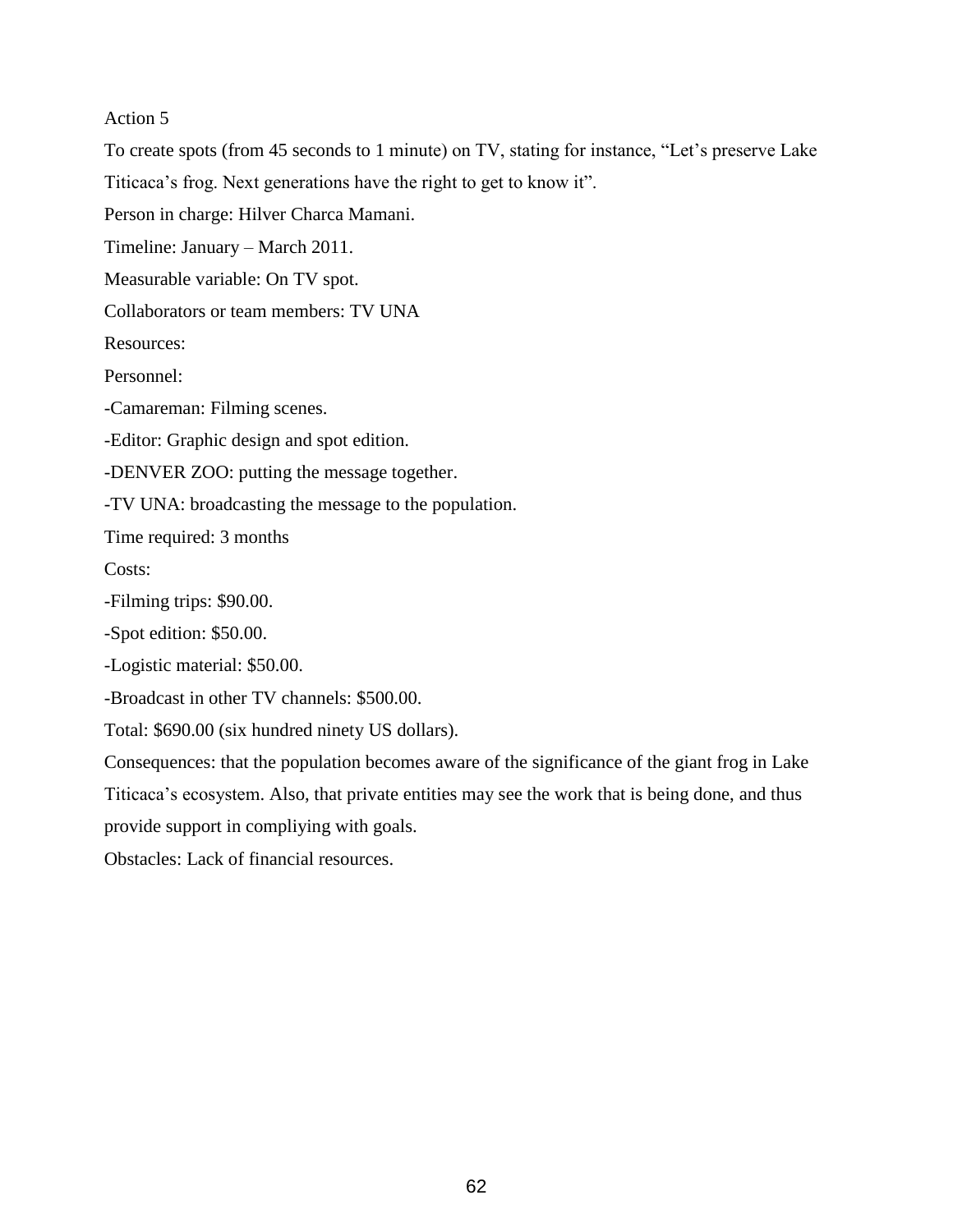Action 5

To create spots (from 45 seconds to 1 minute) on TV, stating for instance, "Let's preserve Lake Titicaca's frog. Next generations have the right to get to know it".

Person in charge: Hilver Charca Mamani.

Timeline: January – March 2011.

Measurable variable: On TV spot.

Collaborators or team members: TV UNA

Resources:

Personnel:

-Camareman: Filming scenes.

-Editor: Graphic design and spot edition.

-DENVER ZOO: putting the message together.

-TV UNA: broadcasting the message to the population.

Time required: 3 months

Costs:

-Filming trips: $90.00.

-Spot edition: $50.00.

-Logistic material: $50.00.

-Broadcast in other TV channels: $500.00.

Total: $690.00 (six hundred ninety US dollars).

Consequences: that the population becomes aware of the significance of the giant frog in Lake Titicaca's ecosystem. Also, that private entities may see the work that is being done, and thus provide support in compliying with goals.

Obstacles: Lack of financial resources.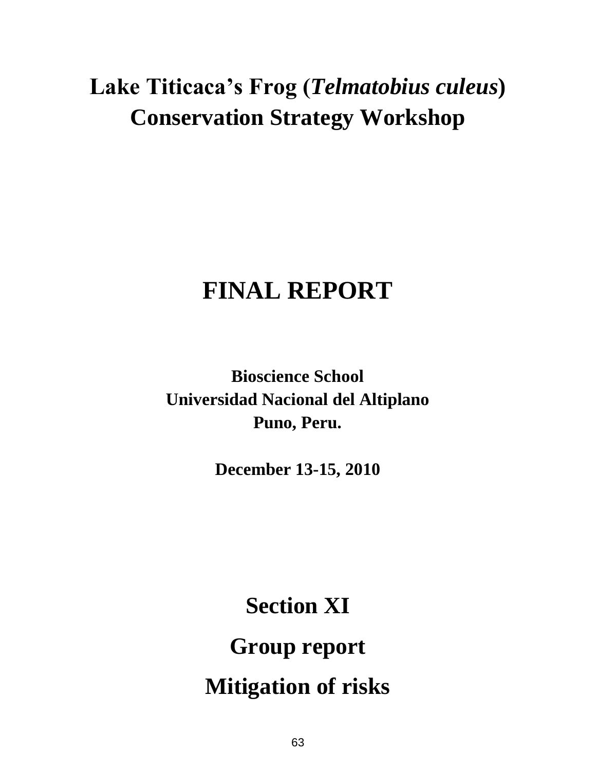# Lake Titicaca's Frog (*Telmatobius culeus*) Conservation Strategy Workshop

# FINAL REPORT

**Bioscience School**
**Universidad Nacional del Altiplano**
**Puno, Peru.**

**December 13-15, 2010**

# Section XI

# Group report

# Mitigation of risks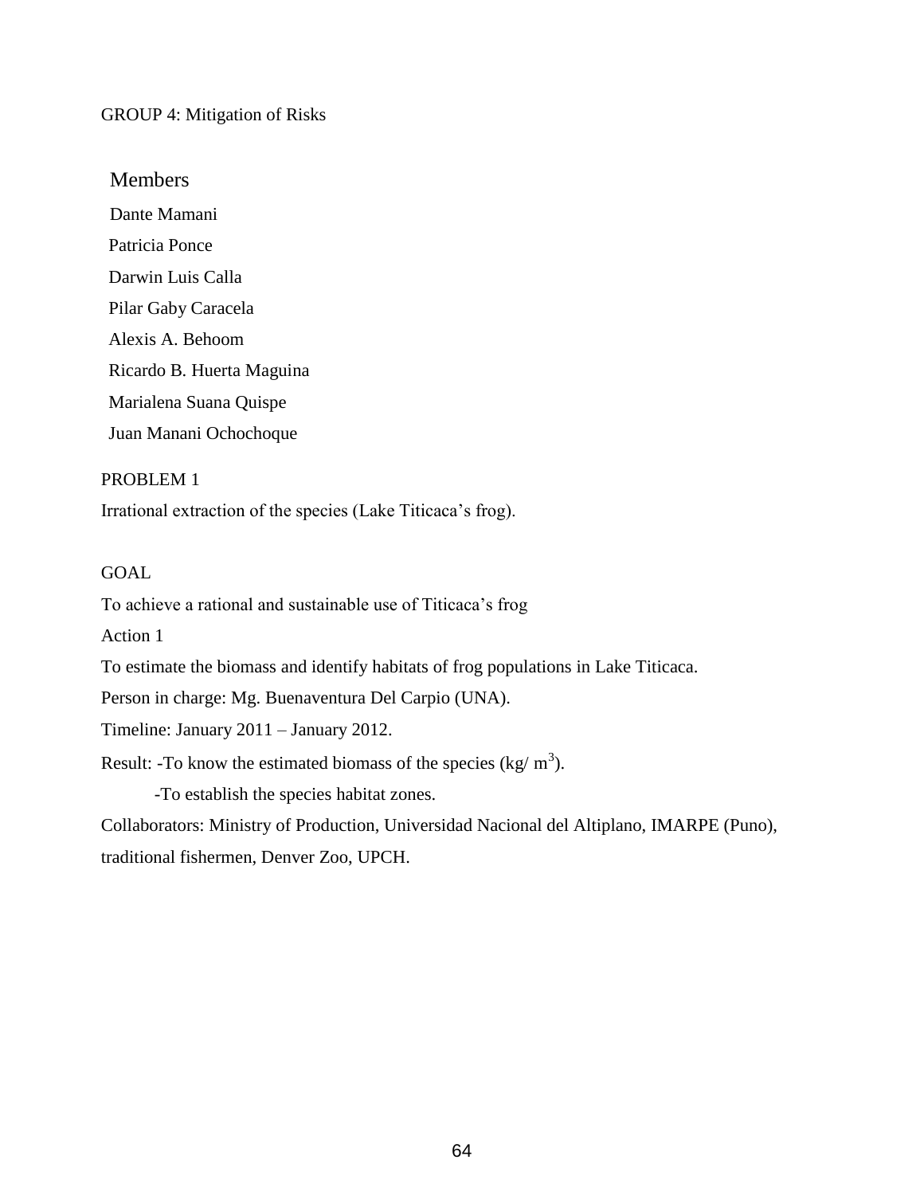GROUP 4: Mitigation of Risks

Members

Dante Mamani

Patricia Ponce

Darwin Luis Calla

Pilar Gaby Caracela

Alexis A. Behoom

Ricardo B. Huerta Maguina

Marialena Suana Quispe

Juan Manani Ochochoque

PROBLEM 1

Irrational extraction of the species (Lake Titicaca's frog).

GOAL

To achieve a rational and sustainable use of Titicaca's frog

Action 1

To estimate the biomass and identify habitats of frog populations in Lake Titicaca.

Person in charge: Mg. Buenaventura Del Carpio (UNA).

Timeline: January 2011 – January 2012.

Result: -To know the estimated biomass of the species (kg/ $m^3$).

-To establish the species habitat zones.

Collaborators: Ministry of Production, Universidad Nacional del Altiplano, IMARPE (Puno), traditional fishermen, Denver Zoo, UPCH.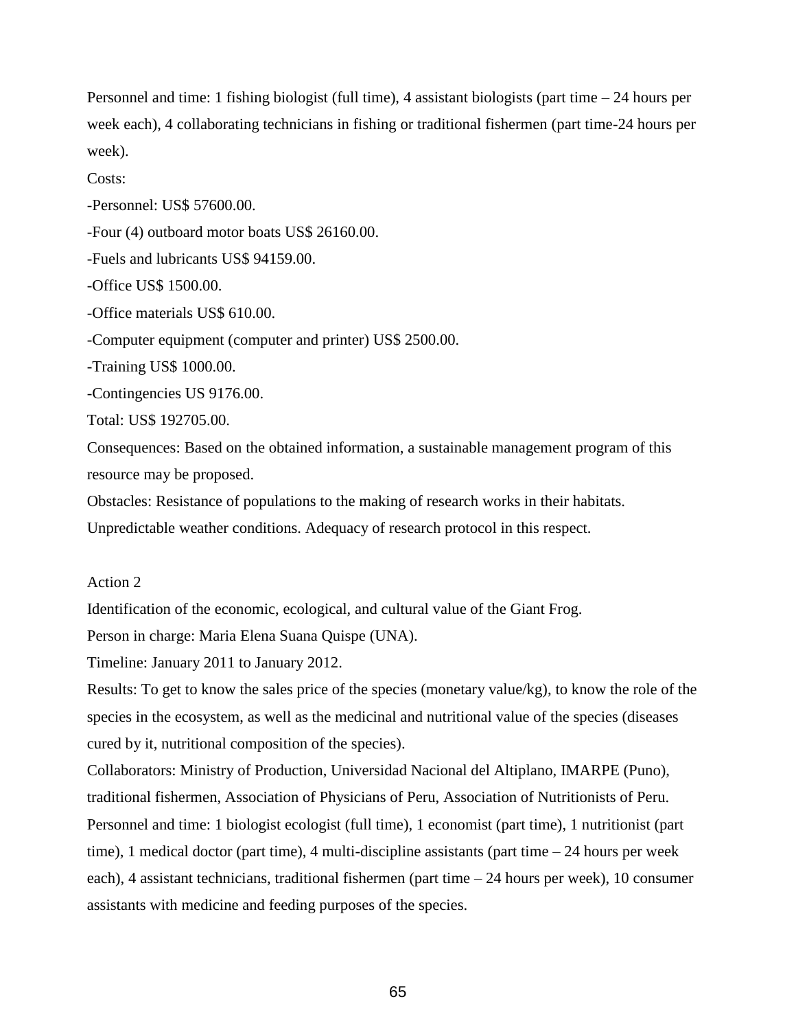Personnel and time: 1 fishing biologist (full time), 4 assistant biologists (part time – 24 hours per week each), 4 collaborating technicians in fishing or traditional fishermen (part time-24 hours per week).

Costs:

-Personnel: US$ 57600.00.

-Four (4) outboard motor boats US$ 26160.00.

-Fuels and lubricants US$ 94159.00.

-Office US$ 1500.00.

-Office materials US$ 610.00.

-Computer equipment (computer and printer) US$ 2500.00.

-Training US$ 1000.00.

-Contingencies US 9176.00.

Total: US$ 192705.00.

Consequences: Based on the obtained information, a sustainable management program of this resource may be proposed.

Obstacles: Resistance of populations to the making of research works in their habitats. Unpredictable weather conditions. Adequacy of research protocol in this respect.

Action 2

Identification of the economic, ecological, and cultural value of the Giant Frog.

Person in charge: Maria Elena Suana Quispe (UNA).

Timeline: January 2011 to January 2012.

Results: To get to know the sales price of the species (monetary value/kg), to know the role of the species in the ecosystem, as well as the medicinal and nutritional value of the species (diseases cured by it, nutritional composition of the species).

Collaborators: Ministry of Production, Universidad Nacional del Altiplano, IMARPE (Puno), traditional fishermen, Association of Physicians of Peru, Association of Nutritionists of Peru.

Personnel and time: 1 biologist ecologist (full time), 1 economist (part time), 1 nutritionist (part time), 1 medical doctor (part time), 4 multi-discipline assistants (part time – 24 hours per week each), 4 assistant technicians, traditional fishermen (part time – 24 hours per week), 10 consumer assistants with medicine and feeding purposes of the species.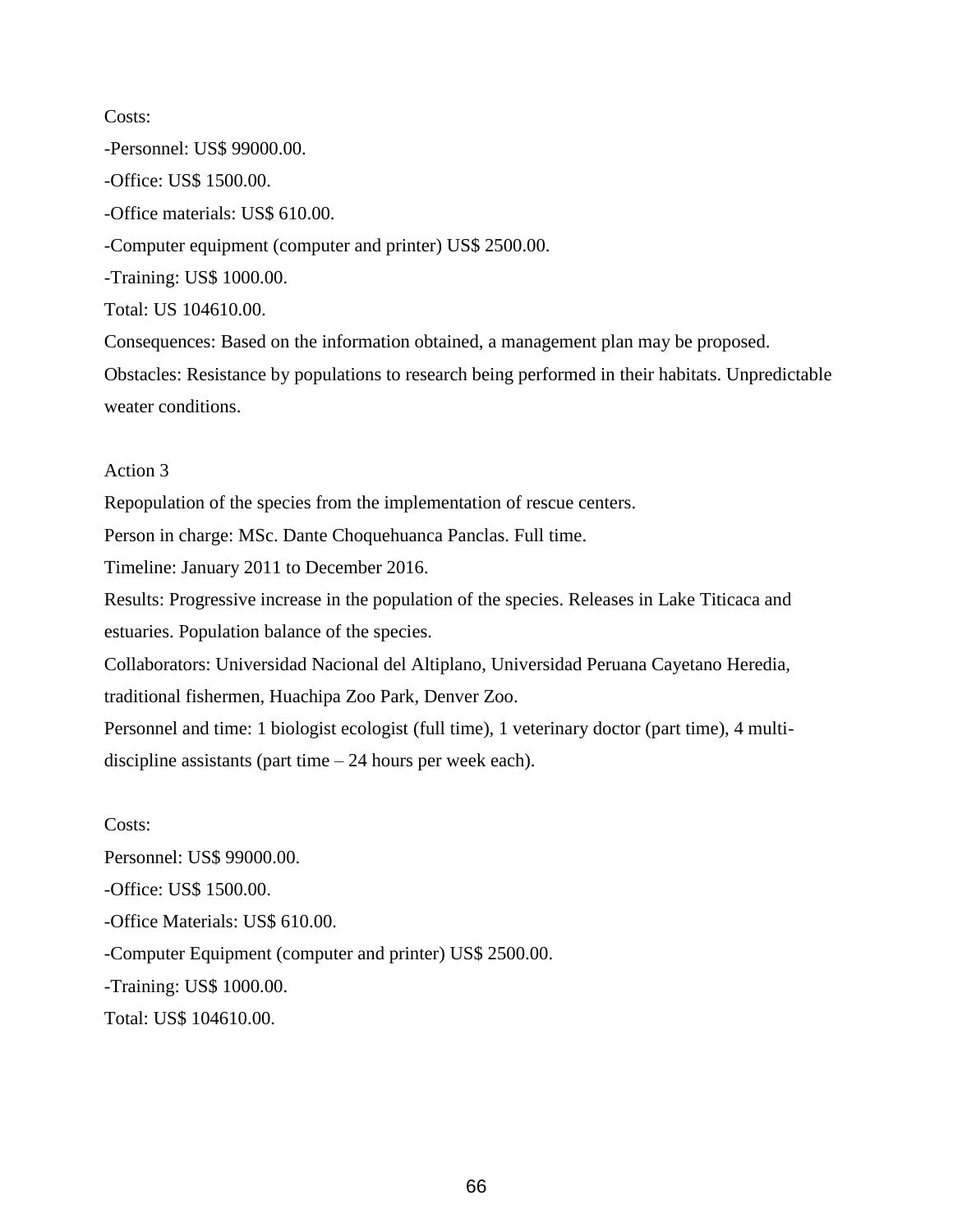Costs:

-Personnel: US$ 99000.00.

-Office: US$ 1500.00.

-Office materials: US$ 610.00.

-Computer equipment (computer and printer) US$ 2500.00.

-Training: US$ 1000.00.

Total: US 104610.00.

Consequences: Based on the information obtained, a management plan may be proposed.

Obstacles: Resistance by populations to research being performed in their habitats. Unpredictable weater conditions.

Action 3

Repopulation of the species from the implementation of rescue centers.

Person in charge: MSc. Dante Choquehuanca Panclas. Full time.

Timeline: January 2011 to December 2016.

Results: Progressive increase in the population of the species. Releases in Lake Titicaca and estuaries. Population balance of the species.

Collaborators: Universidad Nacional del Altiplano, Universidad Peruana Cayetano Heredia, traditional fishermen, Huachipa Zoo Park, Denver Zoo.

Personnel and time: 1 biologist ecologist (full time), 1 veterinary doctor (part time), 4 multi-discipline assistants (part time – 24 hours per week each).

Costs:

Personnel: US$ 99000.00.

-Office: US$ 1500.00.

-Office Materials: US$ 610.00.

-Computer Equipment (computer and printer) US$ 2500.00.

-Training: US$ 1000.00.

Total: US$ 104610.00.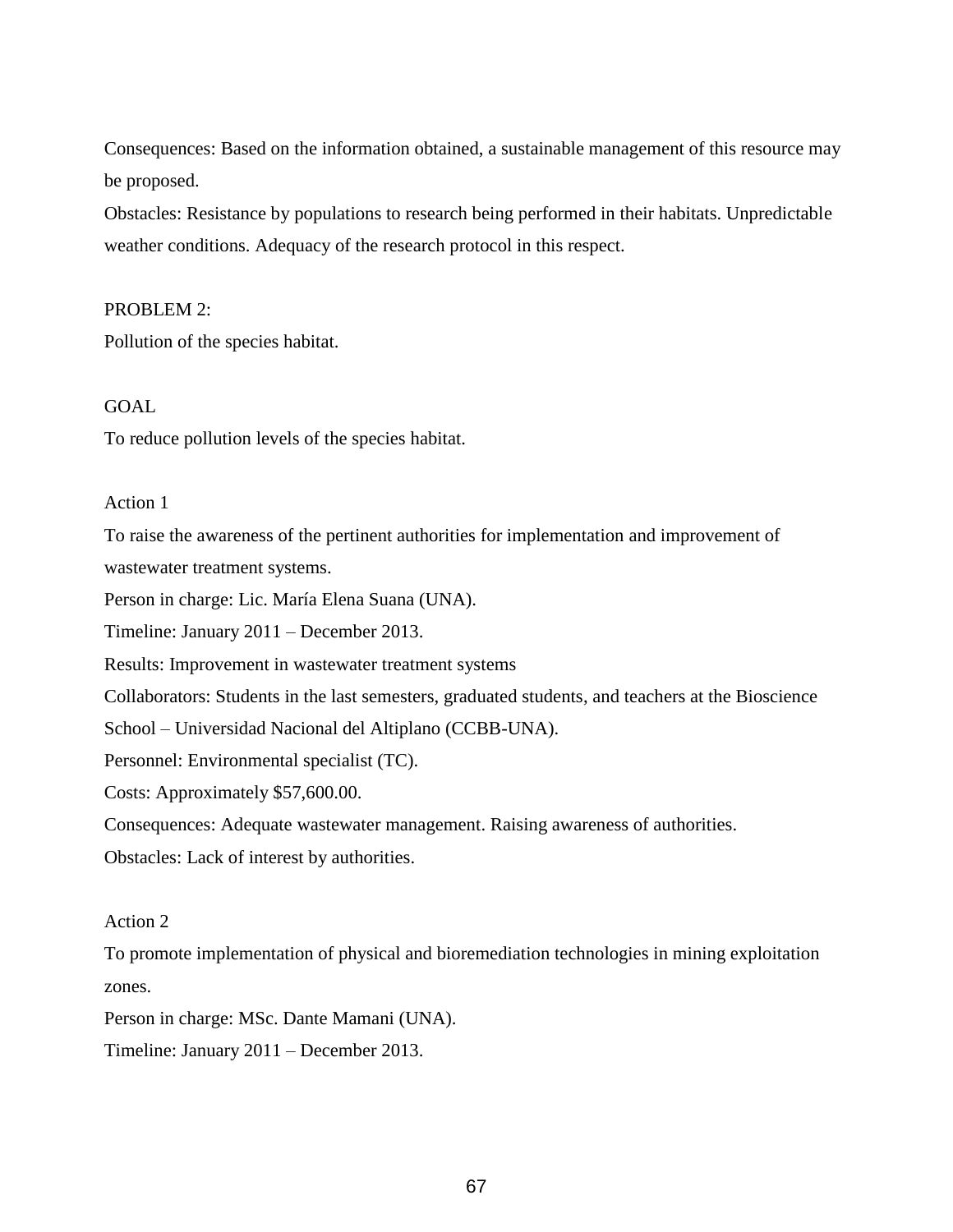Consequences: Based on the information obtained, a sustainable management of this resource may be proposed.

Obstacles: Resistance by populations to research being performed in their habitats. Unpredictable weather conditions. Adequacy of the research protocol in this respect.

PROBLEM 2:

Pollution of the species habitat.

GOAL

To reduce pollution levels of the species habitat.

Action 1

To raise the awareness of the pertinent authorities for implementation and improvement of wastewater treatment systems.

Person in charge: Lic. María Elena Suana (UNA).

Timeline: January 2011 – December 2013.

Results: Improvement in wastewater treatment systems

Collaborators: Students in the last semesters, graduated students, and teachers at the Bioscience School – Universidad Nacional del Altiplano (CCBB-UNA).

Personnel: Environmental specialist (TC).

Costs: Approximately $57,600.00.

Consequences: Adequate wastewater management. Raising awareness of authorities.

Obstacles: Lack of interest by authorities.

Action 2

To promote implementation of physical and bioremediation technologies in mining exploitation zones.

Person in charge: MSc. Dante Mamani (UNA).

Timeline: January 2011 – December 2013.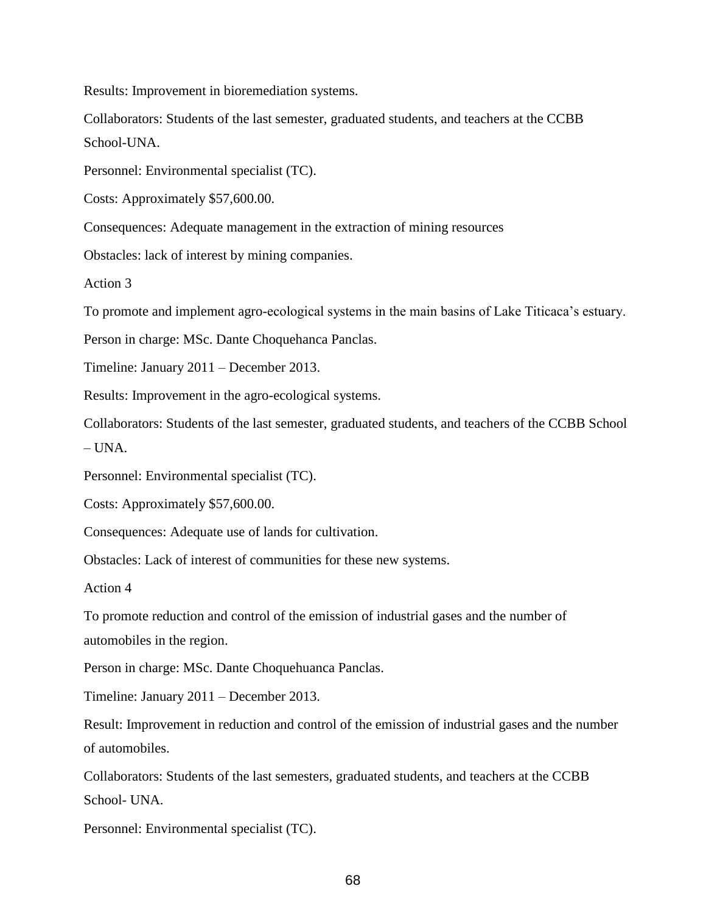Results: Improvement in bioremediation systems.

Collaborators: Students of the last semester, graduated students, and teachers at the CCBB School-UNA.

Personnel: Environmental specialist (TC).

Costs: Approximately $57,600.00.

Consequences: Adequate management in the extraction of mining resources

Obstacles: lack of interest by mining companies.

Action 3

To promote and implement agro-ecological systems in the main basins of Lake Titicaca's estuary.

Person in charge: MSc. Dante Choquehanca Panclas.

Timeline: January 2011 – December 2013.

Results: Improvement in the agro-ecological systems.

Collaborators: Students of the last semester, graduated students, and teachers of the CCBB School – UNA.

Personnel: Environmental specialist (TC).

Costs: Approximately $57,600.00.

Consequences: Adequate use of lands for cultivation.

Obstacles: Lack of interest of communities for these new systems.

Action 4

To promote reduction and control of the emission of industrial gases and the number of automobiles in the region.

Person in charge: MSc. Dante Choquehuanca Panclas.

Timeline: January 2011 – December 2013.

Result: Improvement in reduction and control of the emission of industrial gases and the number of automobiles.

Collaborators: Students of the last semesters, graduated students, and teachers at the CCBB School- UNA.

Personnel: Environmental specialist (TC).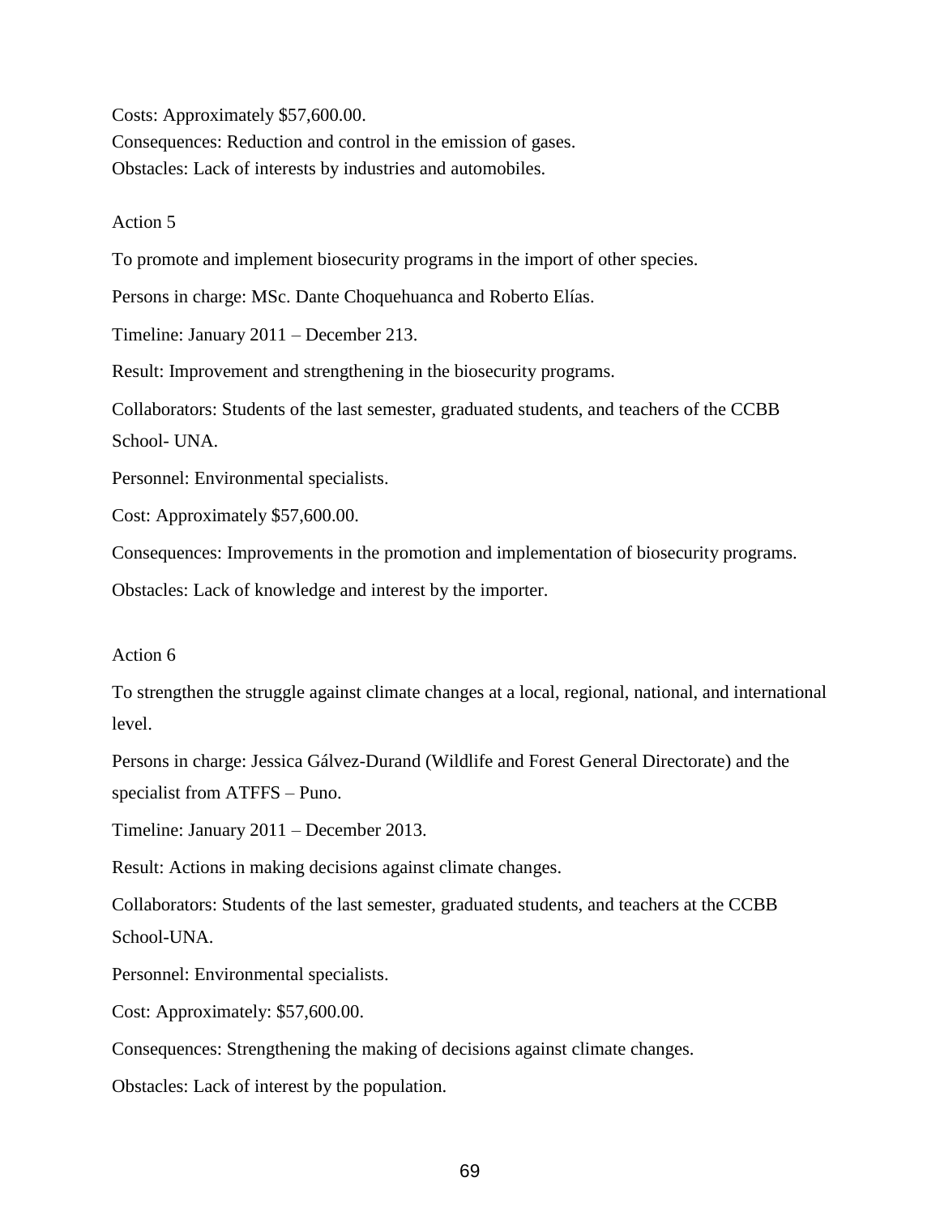Costs: Approximately $57,600.00.
Consequences: Reduction and control in the emission of gases.
Obstacles: Lack of interests by industries and automobiles.

Action 5

To promote and implement biosecurity programs in the import of other species.

Persons in charge: MSc. Dante Choquehuanca and Roberto Elías.

Timeline: January 2011 – December 213.

Result: Improvement and strengthening in the biosecurity programs.

Collaborators: Students of the last semester, graduated students, and teachers of the CCBB School- UNA.

Personnel: Environmental specialists.

Cost: Approximately $57,600.00.

Consequences: Improvements in the promotion and implementation of biosecurity programs.

Obstacles: Lack of knowledge and interest by the importer.

Action 6

To strengthen the struggle against climate changes at a local, regional, national, and international level.

Persons in charge: Jessica Gálvez-Durand (Wildlife and Forest General Directorate) and the specialist from ATFFS – Puno.

Timeline: January 2011 – December 2013.

Result: Actions in making decisions against climate changes.

Collaborators: Students of the last semester, graduated students, and teachers at the CCBB School-UNA.

Personnel: Environmental specialists.

Cost: Approximately: $57,600.00.

Consequences: Strengthening the making of decisions against climate changes.

Obstacles: Lack of interest by the population.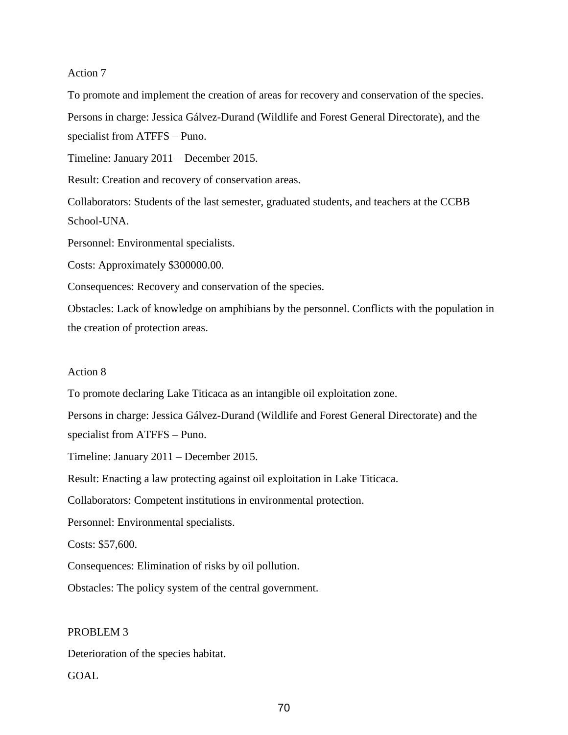Action 7

To promote and implement the creation of areas for recovery and conservation of the species.

Persons in charge: Jessica Gálvez-Durand (Wildlife and Forest General Directorate), and the specialist from ATFFS – Puno.

Timeline: January 2011 – December 2015.

Result: Creation and recovery of conservation areas.

Collaborators: Students of the last semester, graduated students, and teachers at the CCBB School-UNA.

Personnel: Environmental specialists.

Costs: Approximately $300000.00.

Consequences: Recovery and conservation of the species.

Obstacles: Lack of knowledge on amphibians by the personnel. Conflicts with the population in the creation of protection areas.

Action 8

To promote declaring Lake Titicaca as an intangible oil exploitation zone.

Persons in charge: Jessica Gálvez-Durand (Wildlife and Forest General Directorate) and the specialist from ATFFS – Puno.

Timeline: January 2011 – December 2015.

Result: Enacting a law protecting against oil exploitation in Lake Titicaca.

Collaborators: Competent institutions in environmental protection.

Personnel: Environmental specialists.

Costs: $57,600.

Consequences: Elimination of risks by oil pollution.

Obstacles: The policy system of the central government.

PROBLEM 3

Deterioration of the species habitat.

GOAL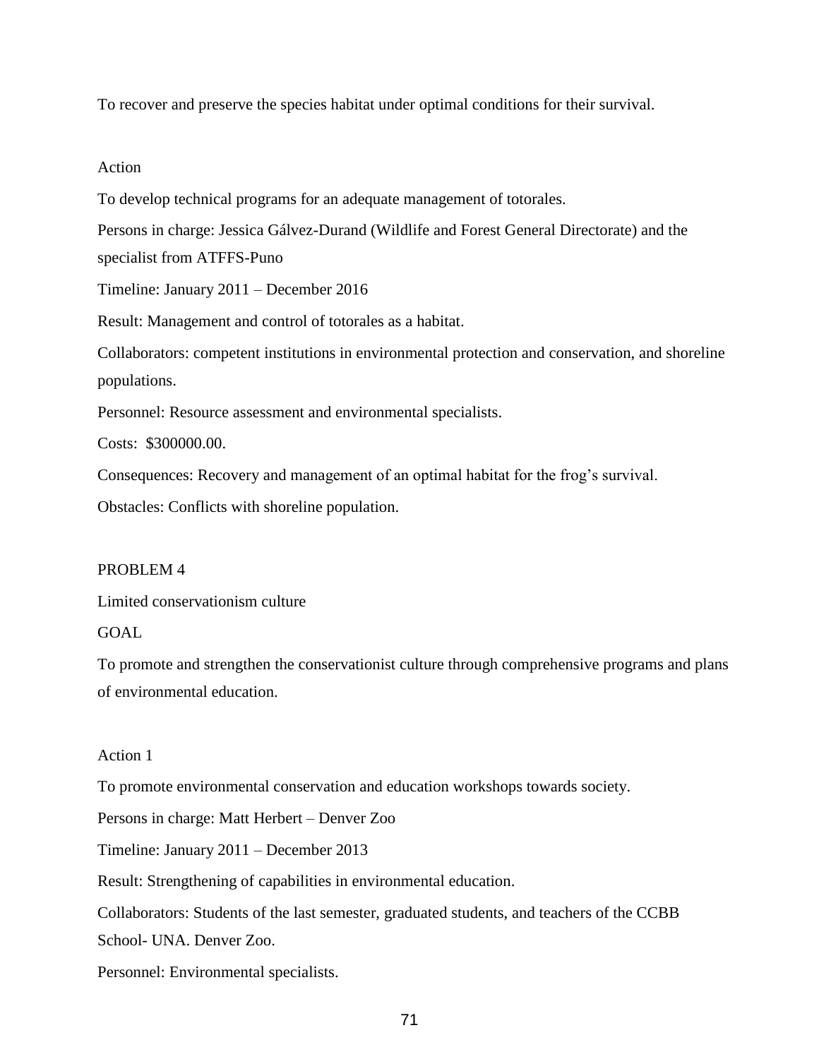To recover and preserve the species habitat under optimal conditions for their survival.

Action

To develop technical programs for an adequate management of totorales.

Persons in charge: Jessica Gálvez-Durand (Wildlife and Forest General Directorate) and the specialist from ATFFS-Puno

Timeline: January 2011 – December 2016

Result: Management and control of totorales as a habitat.

Collaborators: competent institutions in environmental protection and conservation, and shoreline populations.

Personnel: Resource assessment and environmental specialists.

Costs: $300000.00.

Consequences: Recovery and management of an optimal habitat for the frog's survival.

Obstacles: Conflicts with shoreline population.

PROBLEM 4

Limited conservationism culture

GOAL

To promote and strengthen the conservationist culture through comprehensive programs and plans of environmental education.

Action 1

To promote environmental conservation and education workshops towards society.

Persons in charge: Matt Herbert – Denver Zoo

Timeline: January 2011 – December 2013

Result: Strengthening of capabilities in environmental education.

Collaborators: Students of the last semester, graduated students, and teachers of the CCBB School- UNA. Denver Zoo.

Personnel: Environmental specialists.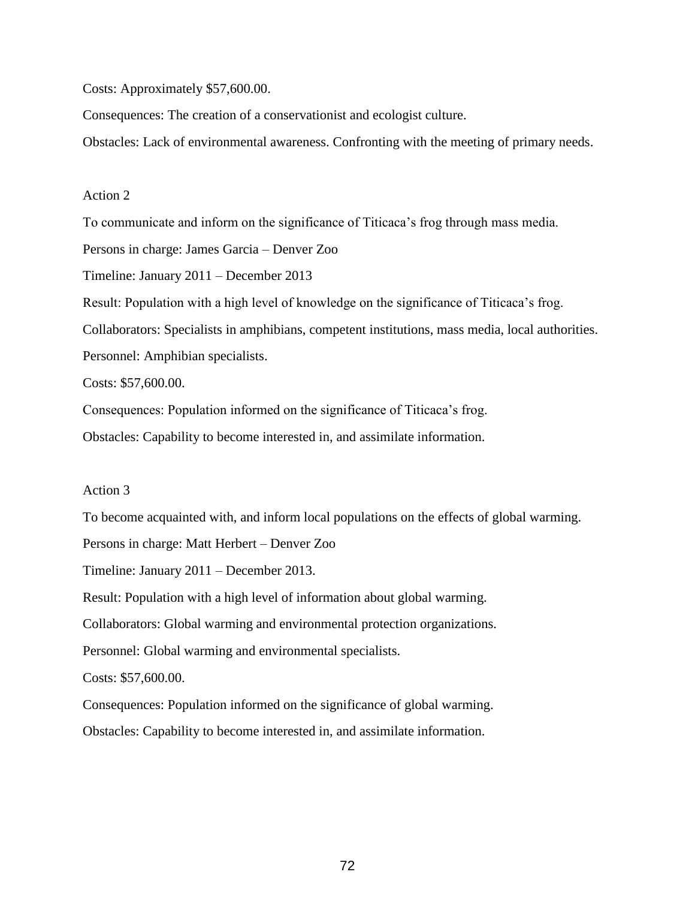Costs: Approximately $57,600.00.

Consequences: The creation of a conservationist and ecologist culture.

Obstacles: Lack of environmental awareness. Confronting with the meeting of primary needs.

Action 2

To communicate and inform on the significance of Titicaca's frog through mass media.

Persons in charge: James Garcia – Denver Zoo

Timeline: January 2011 – December 2013

Result: Population with a high level of knowledge on the significance of Titicaca's frog.

Collaborators: Specialists in amphibians, competent institutions, mass media, local authorities.

Personnel: Amphibian specialists.

Costs: $57,600.00.

Consequences: Population informed on the significance of Titicaca's frog.

Obstacles: Capability to become interested in, and assimilate information.

Action 3

To become acquainted with, and inform local populations on the effects of global warming.

Persons in charge: Matt Herbert – Denver Zoo

Timeline: January 2011 – December 2013.

Result: Population with a high level of information about global warming.

Collaborators: Global warming and environmental protection organizations.

Personnel: Global warming and environmental specialists.

Costs: $57,600.00.

Consequences: Population informed on the significance of global warming.

Obstacles: Capability to become interested in, and assimilate information.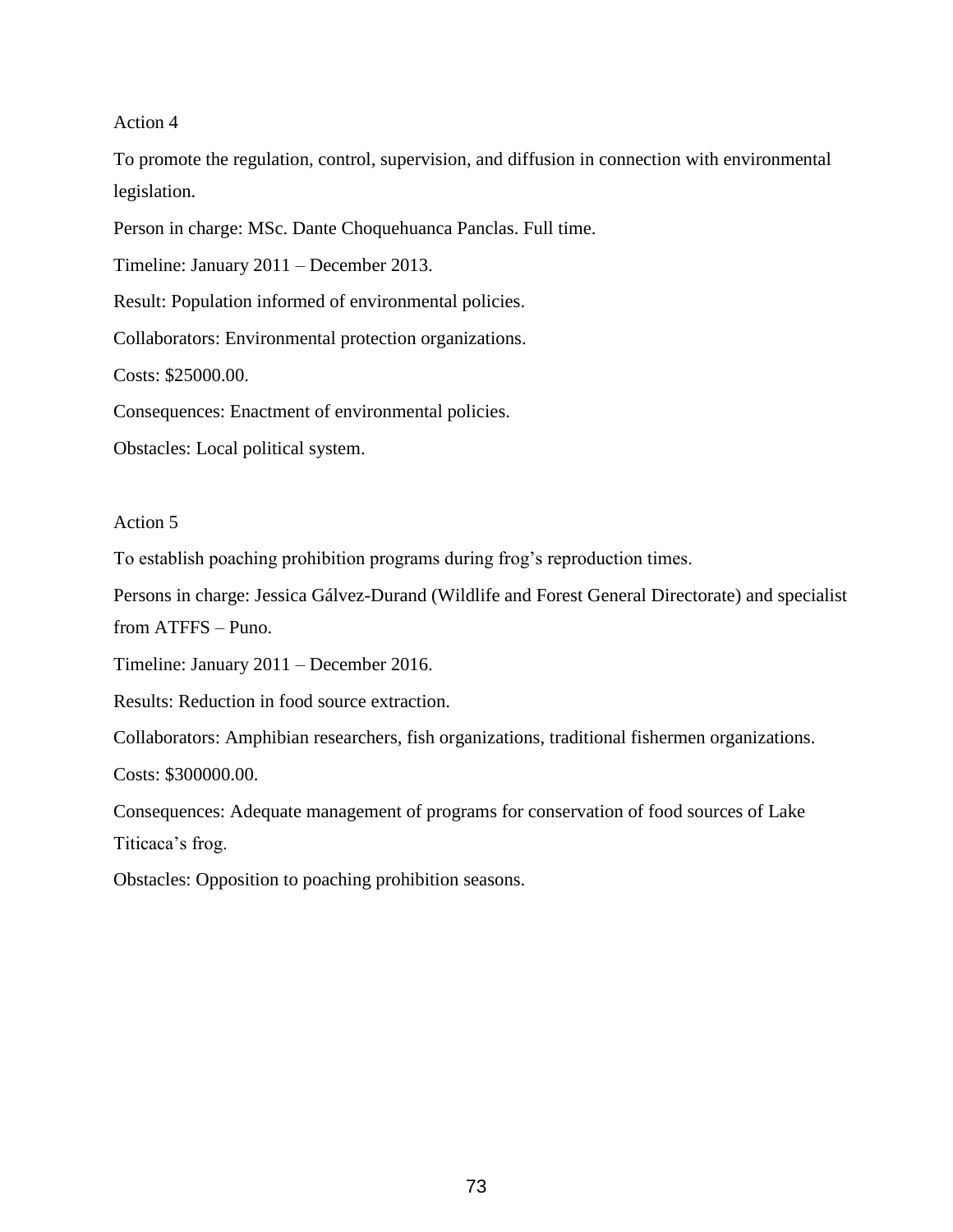Action 4

To promote the regulation, control, supervision, and diffusion in connection with environmental legislation.

Person in charge: MSc. Dante Choquehuanca Panclas. Full time.

Timeline: January 2011 – December 2013.

Result: Population informed of environmental policies.

Collaborators: Environmental protection organizations.

Costs: $25000.00.

Consequences: Enactment of environmental policies.

Obstacles: Local political system.

Action 5

To establish poaching prohibition programs during frog's reproduction times.

Persons in charge: Jessica Gálvez-Durand (Wildlife and Forest General Directorate) and specialist from ATFFS – Puno.

Timeline: January 2011 – December 2016.

Results: Reduction in food source extraction.

Collaborators: Amphibian researchers, fish organizations, traditional fishermen organizations.

Costs: $300000.00.

Consequences: Adequate management of programs for conservation of food sources of Lake Titicaca's frog.

Obstacles: Opposition to poaching prohibition seasons.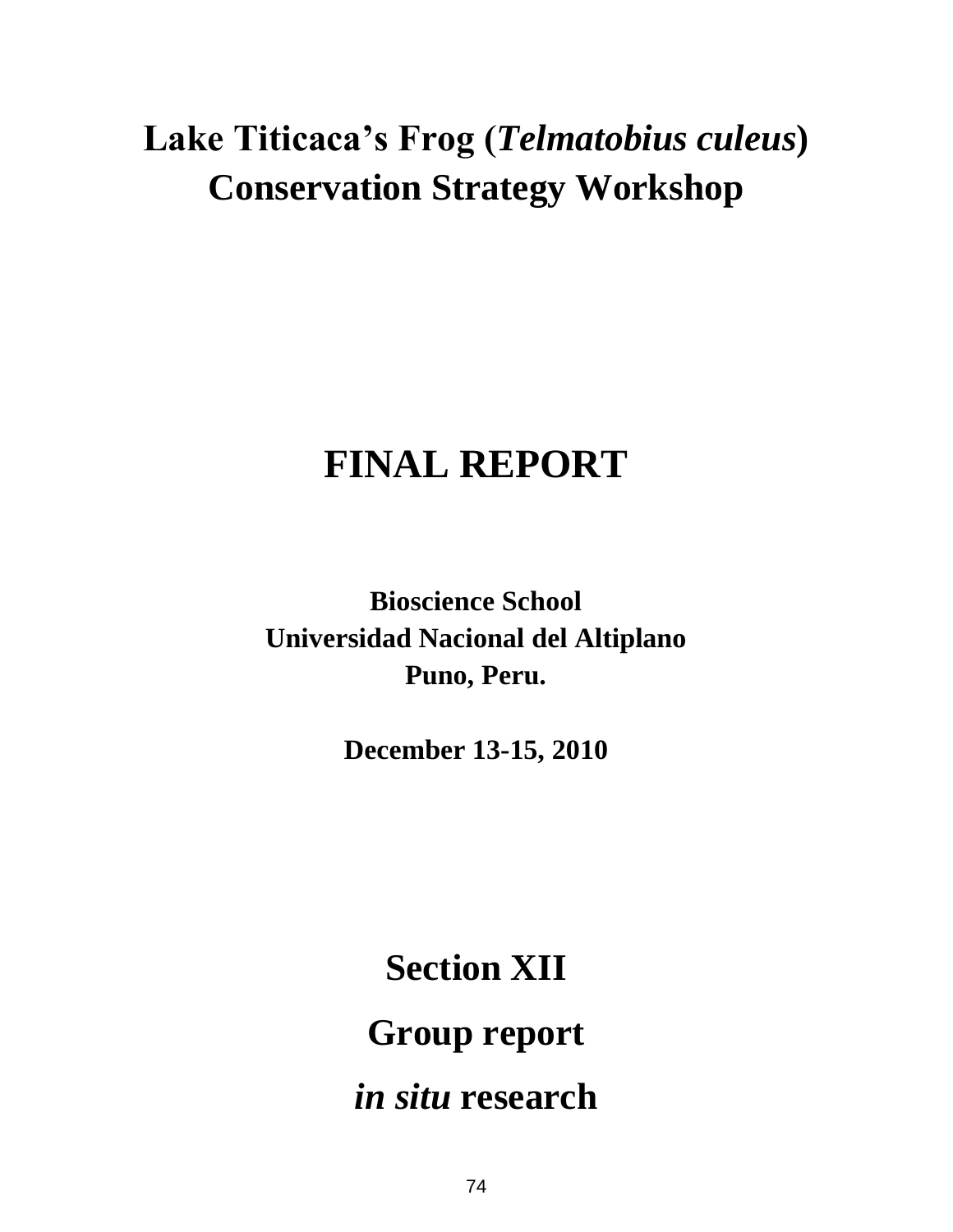# Lake Titicaca's Frog (*Telmatobius culeus*) Conservation Strategy Workshop

# FINAL REPORT

**Bioscience School**
**Universidad Nacional del Altiplano**
**Puno, Peru.**

**December 13-15, 2010**

# Section XII

# Group report

# *in situ* research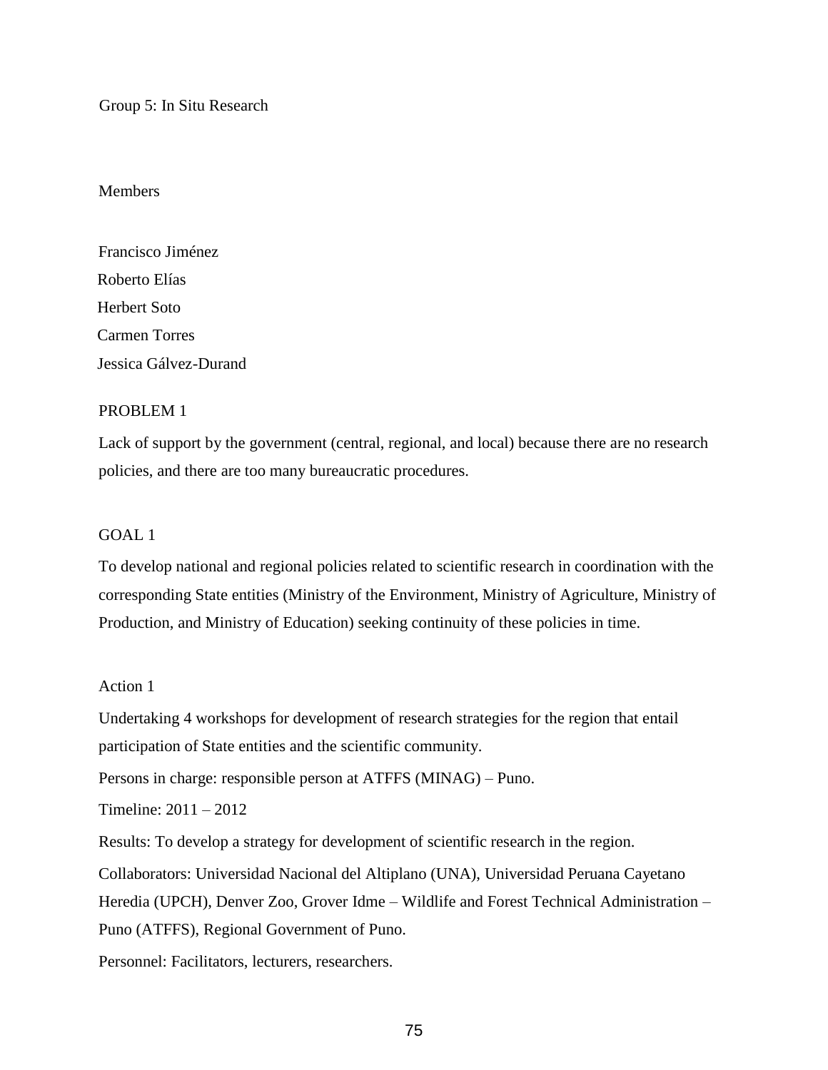Group 5: In Situ Research

Members

Francisco Jiménez
Roberto Elías
Herbert Soto
Carmen Torres
Jessica Gálvez-Durand

PROBLEM 1

Lack of support by the government (central, regional, and local) because there are no research policies, and there are too many bureaucratic procedures.

GOAL 1

To develop national and regional policies related to scientific research in coordination with the corresponding State entities (Ministry of the Environment, Ministry of Agriculture, Ministry of Production, and Ministry of Education) seeking continuity of these policies in time.

Action 1

Undertaking 4 workshops for development of research strategies for the region that entail participation of State entities and the scientific community.

Persons in charge: responsible person at ATFFS (MINAG) – Puno.

Timeline: 2011 – 2012

Results: To develop a strategy for development of scientific research in the region.

Collaborators: Universidad Nacional del Altiplano (UNA), Universidad Peruana Cayetano Heredia (UPCH), Denver Zoo, Grover Idme – Wildlife and Forest Technical Administration – Puno (ATFFS), Regional Government of Puno.

Personnel: Facilitators, lecturers, researchers.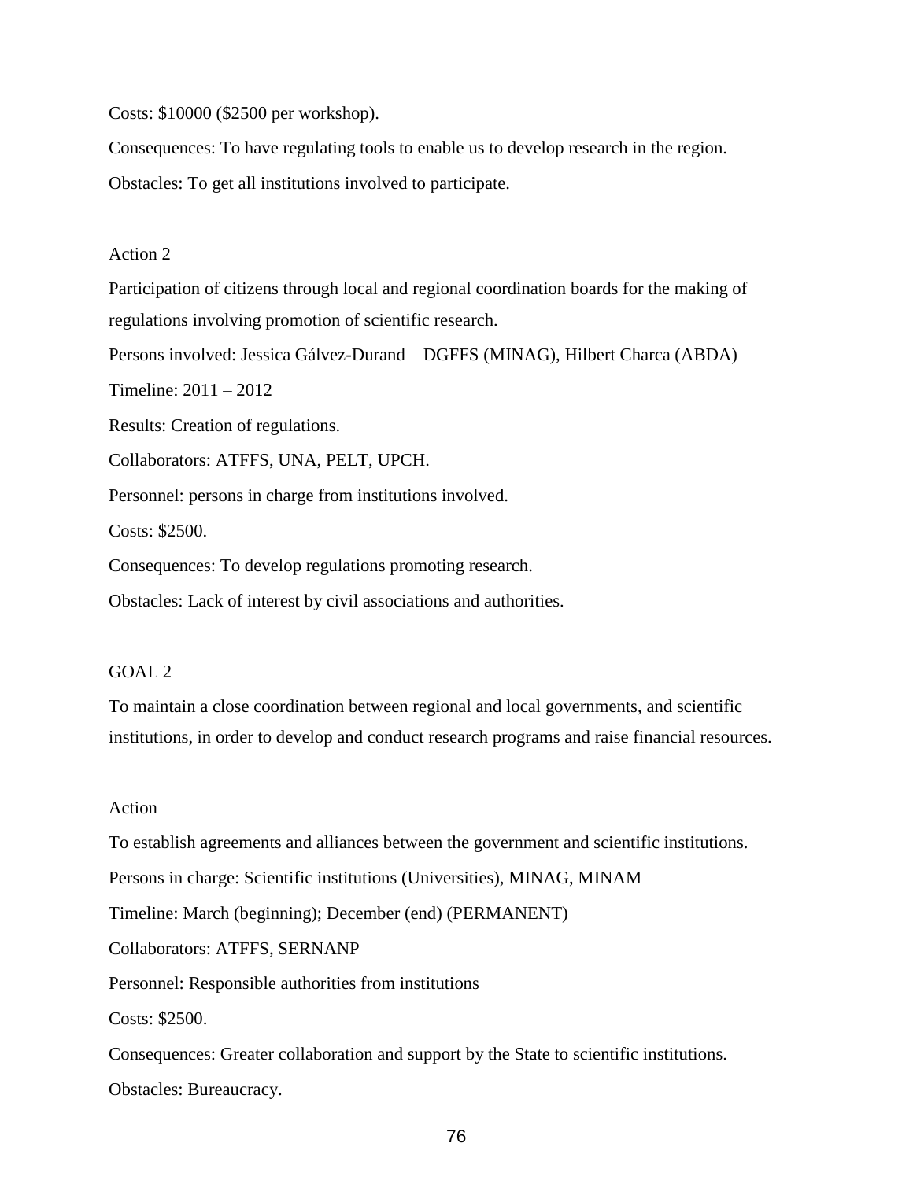Costs: $10000 ($2500 per workshop).

Consequences: To have regulating tools to enable us to develop research in the region.

Obstacles: To get all institutions involved to participate.

Action 2

Participation of citizens through local and regional coordination boards for the making of regulations involving promotion of scientific research.

Persons involved: Jessica Gálvez-Durand – DGFFS (MINAG), Hilbert Charca (ABDA)

Timeline: 2011 – 2012

Results: Creation of regulations.

Collaborators: ATFFS, UNA, PELT, UPCH.

Personnel: persons in charge from institutions involved.

Costs: $2500.

Consequences: To develop regulations promoting research.

Obstacles: Lack of interest by civil associations and authorities.

GOAL 2

To maintain a close coordination between regional and local governments, and scientific institutions, in order to develop and conduct research programs and raise financial resources.

Action

To establish agreements and alliances between the government and scientific institutions.

Persons in charge: Scientific institutions (Universities), MINAG, MINAM

Timeline: March (beginning); December (end) (PERMANENT)

Collaborators: ATFFS, SERNANP

Personnel: Responsible authorities from institutions

Costs: $2500.

Consequences: Greater collaboration and support by the State to scientific institutions.

Obstacles: Bureaucracy.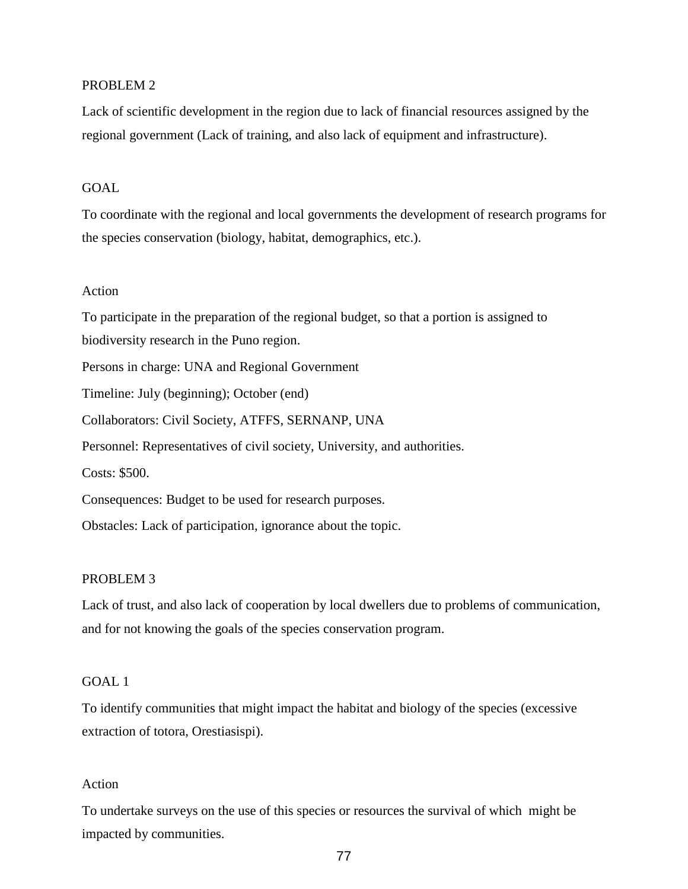PROBLEM 2

Lack of scientific development in the region due to lack of financial resources assigned by the regional government (Lack of training, and also lack of equipment and infrastructure).

GOAL

To coordinate with the regional and local governments the development of research programs for the species conservation (biology, habitat, demographics, etc.).

Action

To participate in the preparation of the regional budget, so that a portion is assigned to biodiversity research in the Puno region.

Persons in charge: UNA and Regional Government

Timeline: July (beginning); October (end)

Collaborators: Civil Society, ATFFS, SERNANP, UNA

Personnel: Representatives of civil society, University, and authorities.

Costs: $500.

Consequences: Budget to be used for research purposes.

Obstacles: Lack of participation, ignorance about the topic.

PROBLEM 3

Lack of trust, and also lack of cooperation by local dwellers due to problems of communication, and for not knowing the goals of the species conservation program.

GOAL 1

To identify communities that might impact the habitat and biology of the species (excessive extraction of totora, Orestiasispi).

Action

To undertake surveys on the use of this species or resources the survival of which might be impacted by communities.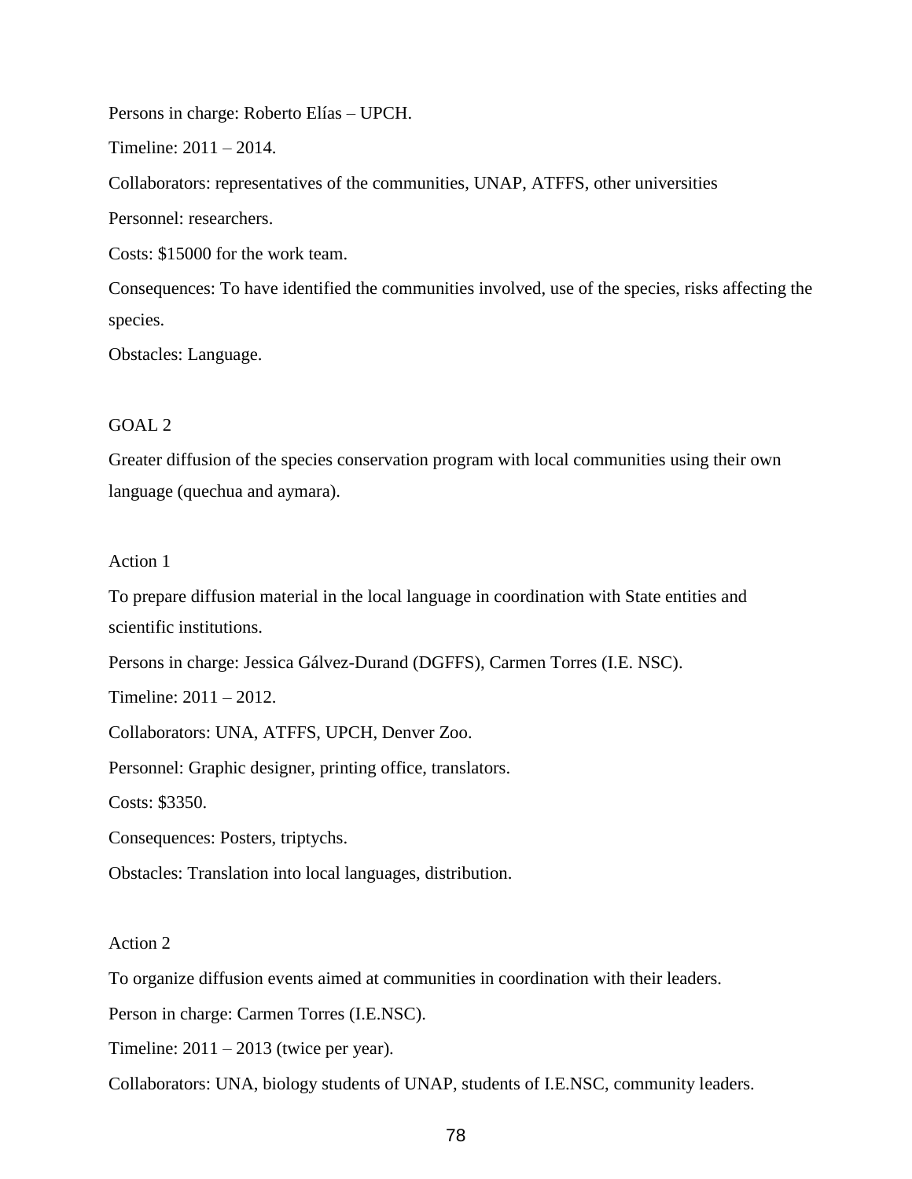Persons in charge: Roberto Elías – UPCH.

Timeline: 2011 – 2014.

Collaborators: representatives of the communities, UNAP, ATFFS, other universities

Personnel: researchers.

Costs: $15000 for the work team.

Consequences: To have identified the communities involved, use of the species, risks affecting the species.

Obstacles: Language.

GOAL 2

Greater diffusion of the species conservation program with local communities using their own language (quechua and aymara).

Action 1

To prepare diffusion material in the local language in coordination with State entities and scientific institutions.

Persons in charge: Jessica Gálvez-Durand (DGFFS), Carmen Torres (I.E. NSC).

Timeline: 2011 – 2012.

Collaborators: UNA, ATFFS, UPCH, Denver Zoo.

Personnel: Graphic designer, printing office, translators.

Costs: $3350.

Consequences: Posters, triptychs.

Obstacles: Translation into local languages, distribution.

Action 2

To organize diffusion events aimed at communities in coordination with their leaders.

Person in charge: Carmen Torres (I.E.NSC).

Timeline: 2011 – 2013 (twice per year).

Collaborators: UNA, biology students of UNAP, students of I.E.NSC, community leaders.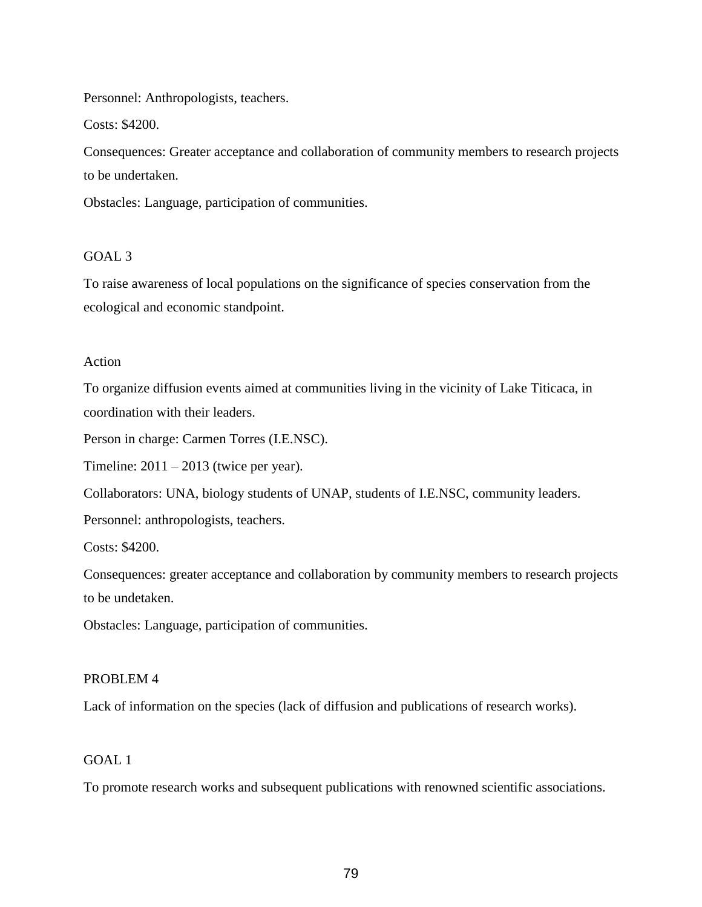Personnel: Anthropologists, teachers.

Costs: $4200.

Consequences: Greater acceptance and collaboration of community members to research projects to be undertaken.

Obstacles: Language, participation of communities.

GOAL 3

To raise awareness of local populations on the significance of species conservation from the ecological and economic standpoint.

Action

To organize diffusion events aimed at communities living in the vicinity of Lake Titicaca, in coordination with their leaders.

Person in charge: Carmen Torres (I.E.NSC).

Timeline: 2011 – 2013 (twice per year).

Collaborators: UNA, biology students of UNAP, students of I.E.NSC, community leaders.

Personnel: anthropologists, teachers.

Costs: $4200.

Consequences: greater acceptance and collaboration by community members to research projects to be undetaken.

Obstacles: Language, participation of communities.

PROBLEM 4

Lack of information on the species (lack of diffusion and publications of research works).

GOAL 1

To promote research works and subsequent publications with renowned scientific associations.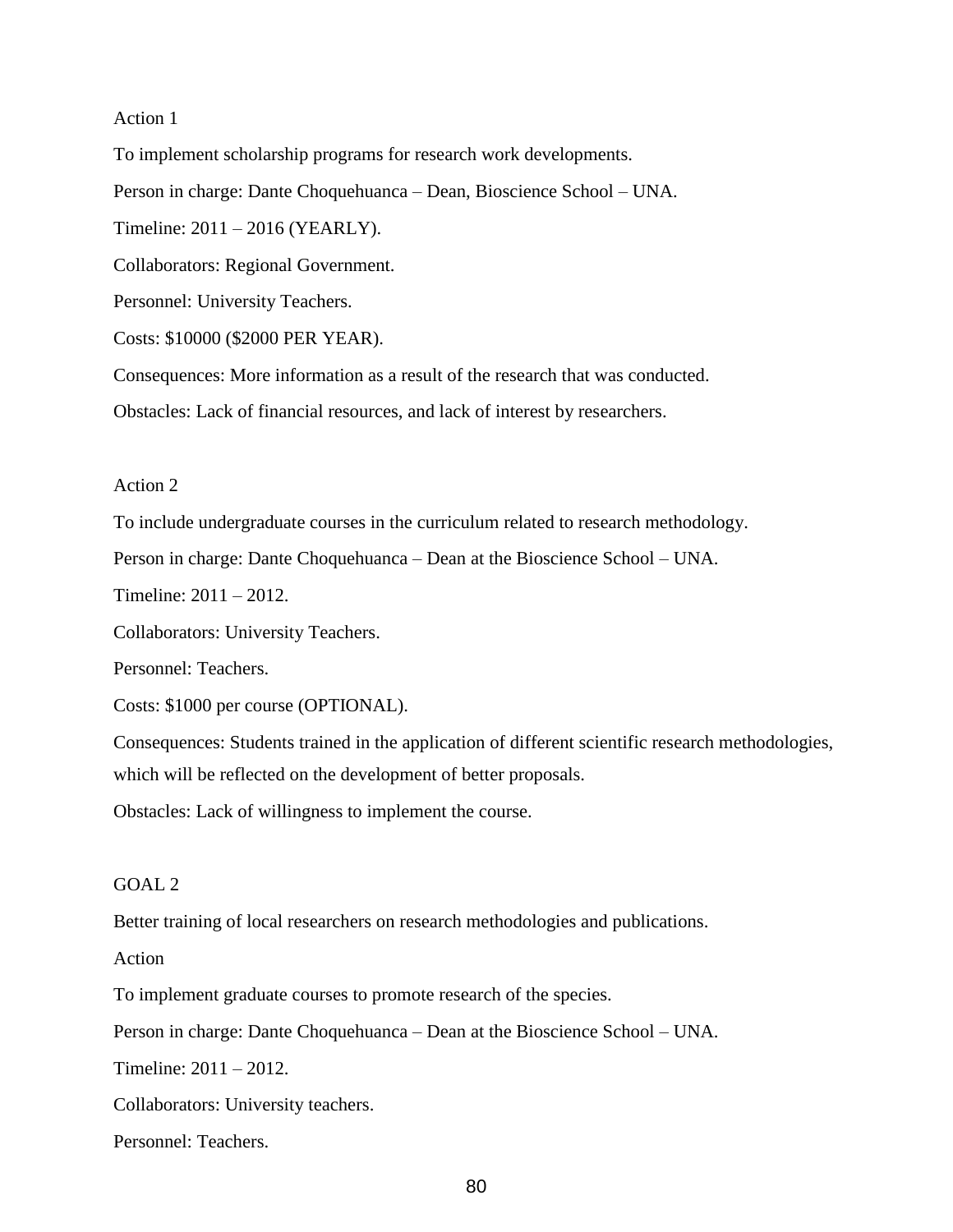Action 1

To implement scholarship programs for research work developments.

Person in charge: Dante Choquehuanca – Dean, Bioscience School – UNA.

Timeline: 2011 – 2016 (YEARLY).

Collaborators: Regional Government.

Personnel: University Teachers.

Costs: $10000 ($2000 PER YEAR).

Consequences: More information as a result of the research that was conducted.

Obstacles: Lack of financial resources, and lack of interest by researchers.

Action 2

To include undergraduate courses in the curriculum related to research methodology.

Person in charge: Dante Choquehuanca – Dean at the Bioscience School – UNA.

Timeline: 2011 – 2012.

Collaborators: University Teachers.

Personnel: Teachers.

Costs: $1000 per course (OPTIONAL).

Consequences: Students trained in the application of different scientific research methodologies, which will be reflected on the development of better proposals.

Obstacles: Lack of willingness to implement the course.

GOAL 2

Better training of local researchers on research methodologies and publications.

Action

To implement graduate courses to promote research of the species.

Person in charge: Dante Choquehuanca – Dean at the Bioscience School – UNA.

Timeline: 2011 – 2012.

Collaborators: University teachers.

Personnel: Teachers.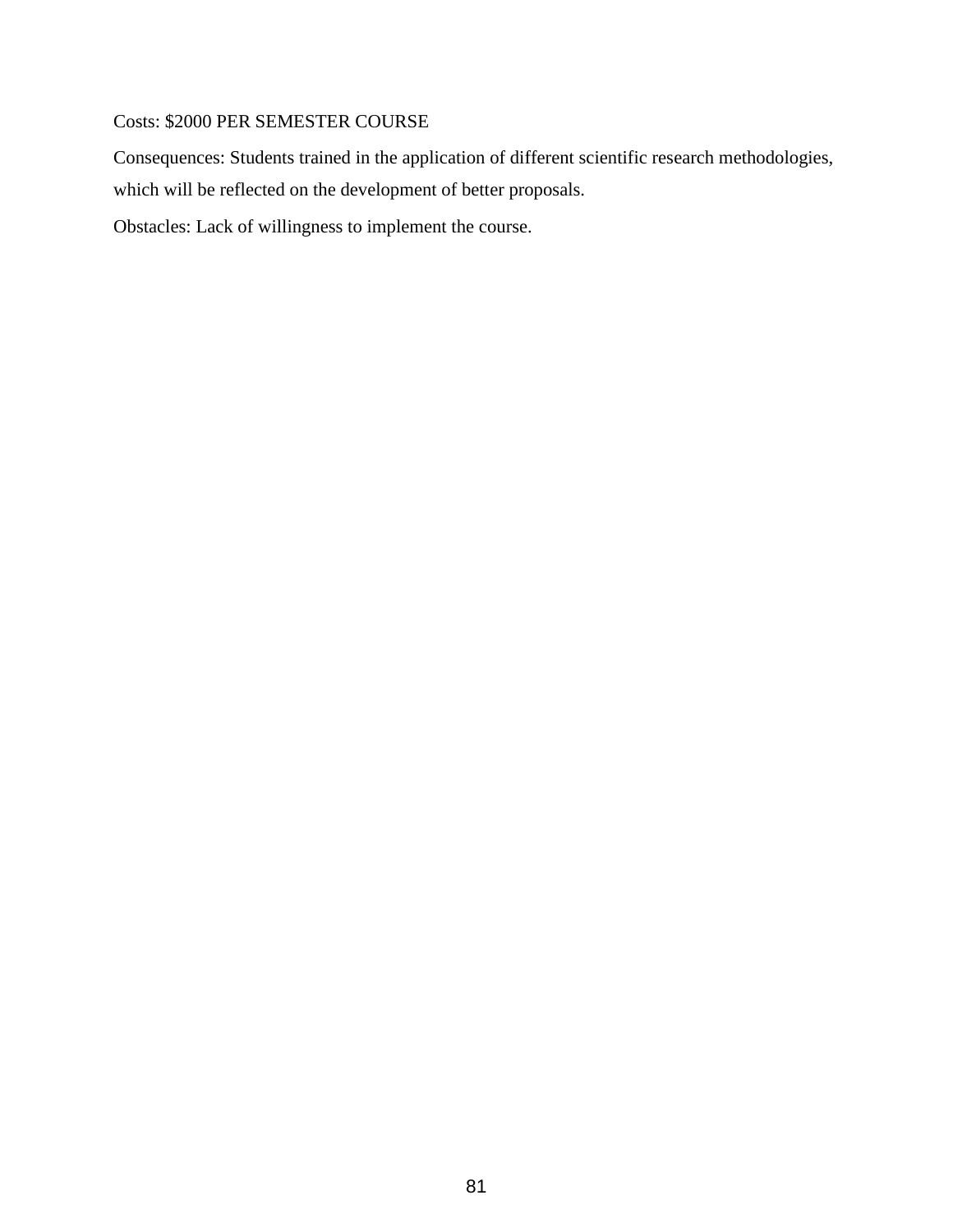Costs: $2000 PER SEMESTER COURSE

Consequences: Students trained in the application of different scientific research methodologies, which will be reflected on the development of better proposals.

Obstacles: Lack of willingness to implement the course.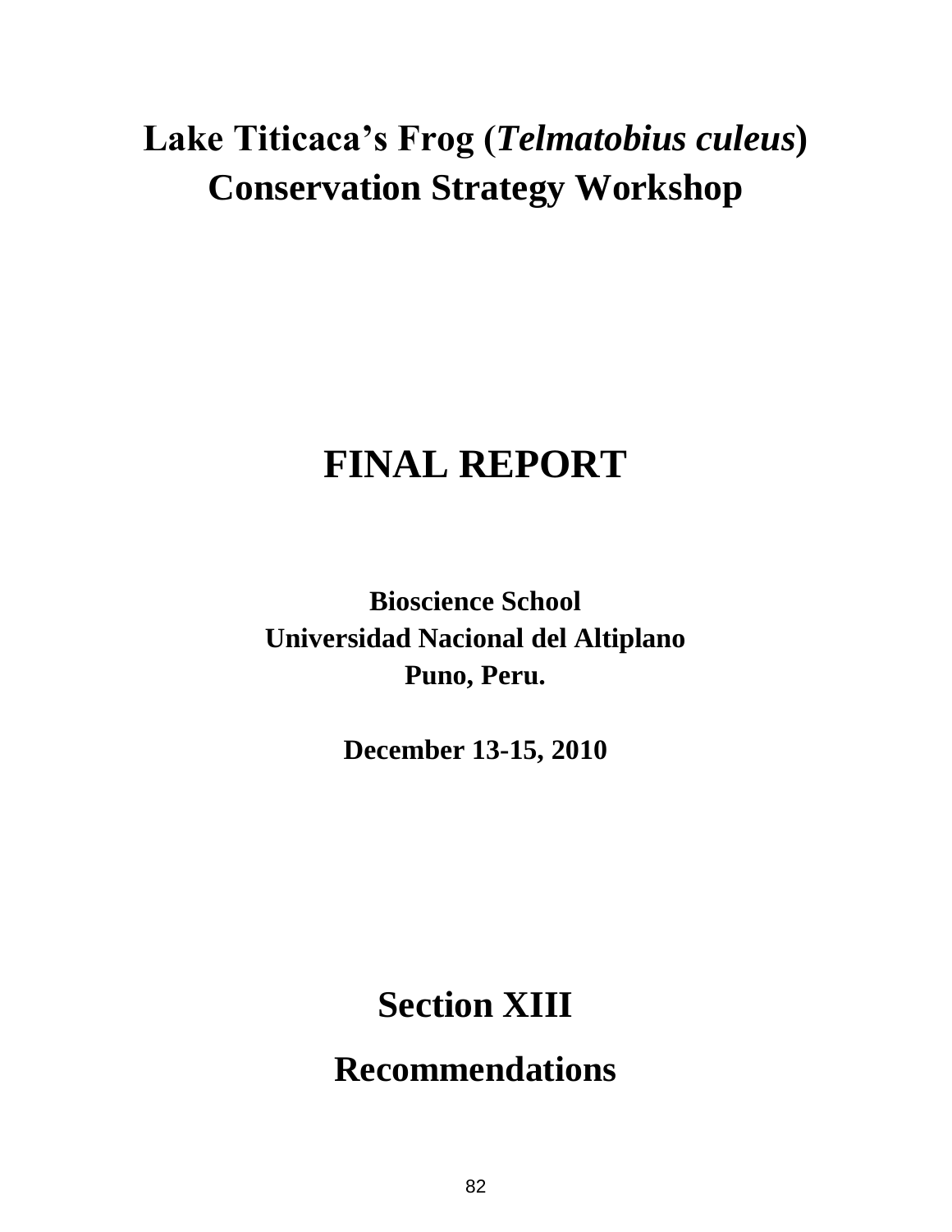# Lake Titicaca's Frog (*Telmatobius culeus*) Conservation Strategy Workshop

# FINAL REPORT

**Bioscience School**
**Universidad Nacional del Altiplano**
**Puno, Peru.**

**December 13-15, 2010**

# Section XIII

# Recommendations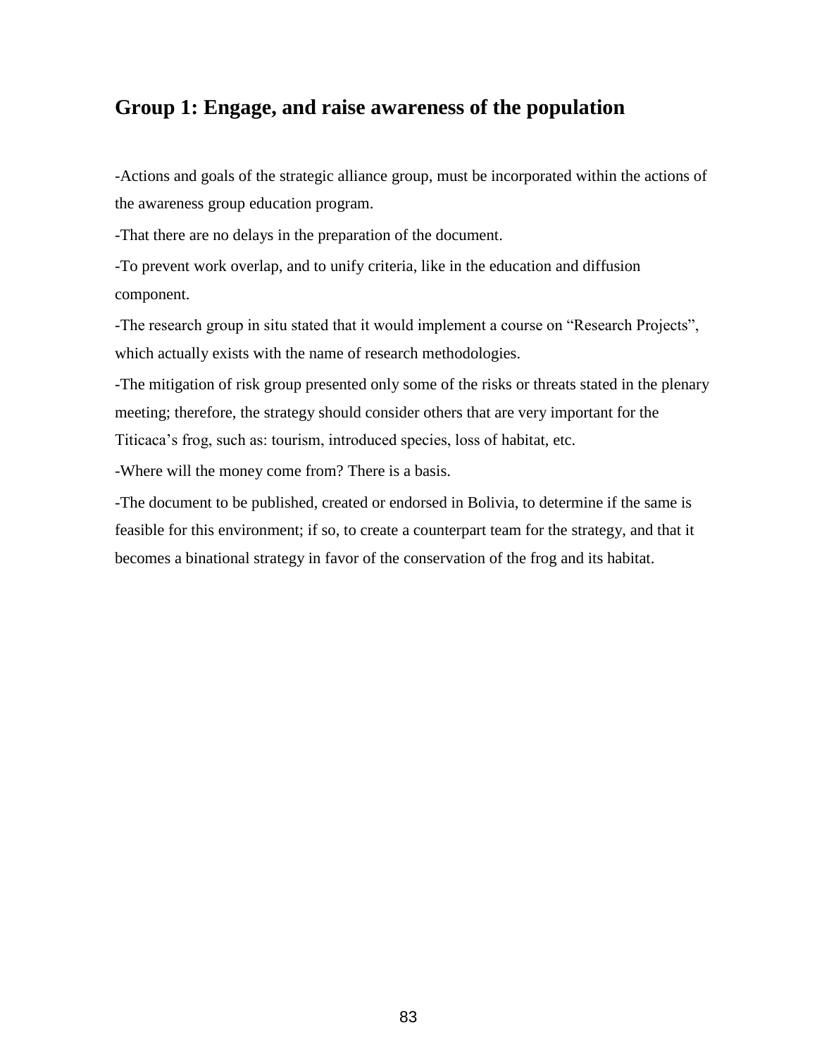## Group 1: Engage, and raise awareness of the population

-Actions and goals of the strategic alliance group, must be incorporated within the actions of the awareness group education program.

-That there are no delays in the preparation of the document.

-To prevent work overlap, and to unify criteria, like in the education and diffusion component.

-The research group in situ stated that it would implement a course on “Research Projects”, which actually exists with the name of research methodologies.

-The mitigation of risk group presented only some of the risks or threats stated in the plenary meeting; therefore, the strategy should consider others that are very important for the Titicaca’s frog, such as: tourism, introduced species, loss of habitat, etc.

-Where will the money come from? There is a basis.

-The document to be published, created or endorsed in Bolivia, to determine if the same is feasible for this environment; if so, to create a counterpart team for the strategy, and that it becomes a binational strategy in favor of the conservation of the frog and its habitat.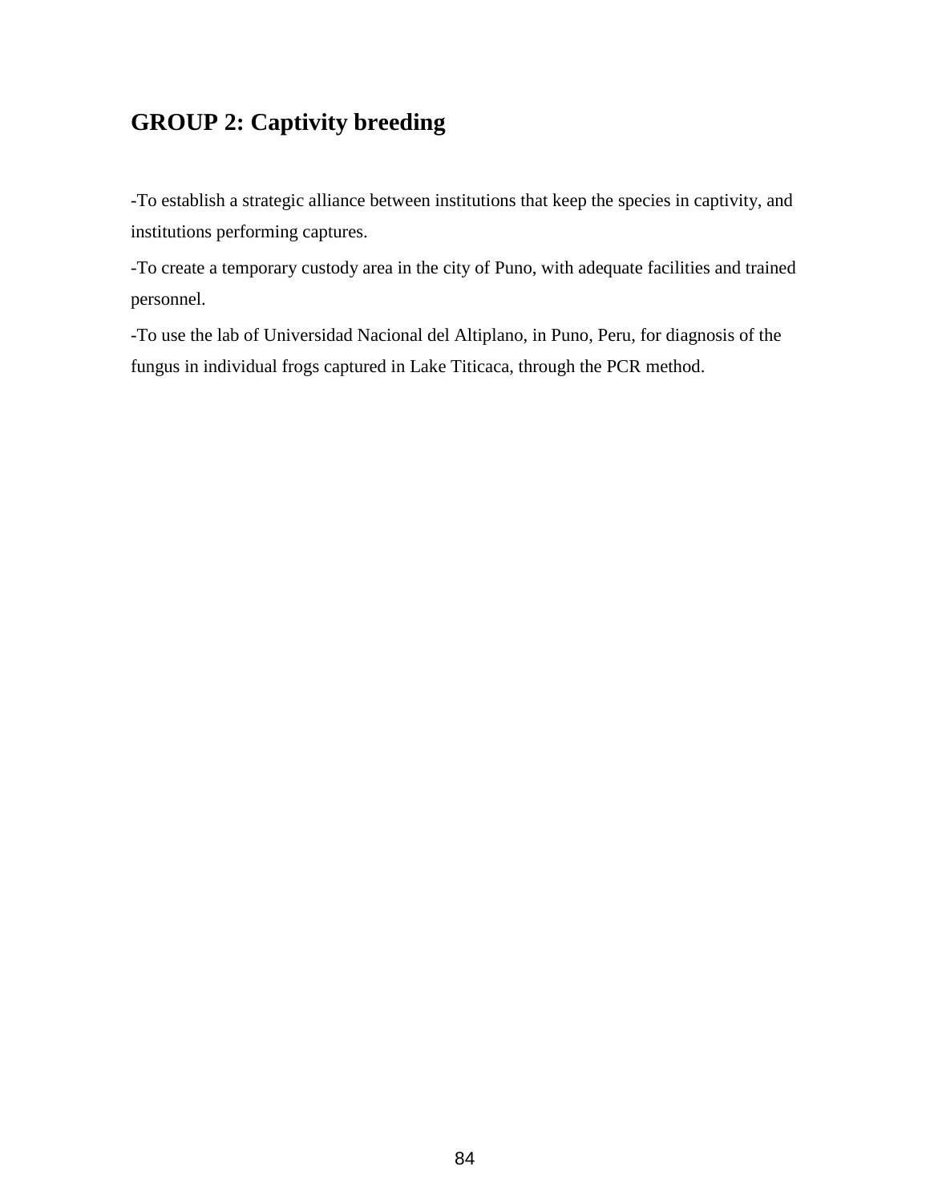## GROUP 2: Captivity breeding

-To establish a strategic alliance between institutions that keep the species in captivity, and institutions performing captures.

-To create a temporary custody area in the city of Puno, with adequate facilities and trained personnel.

-To use the lab of Universidad Nacional del Altiplano, in Puno, Peru, for diagnosis of the fungus in individual frogs captured in Lake Titicaca, through the PCR method.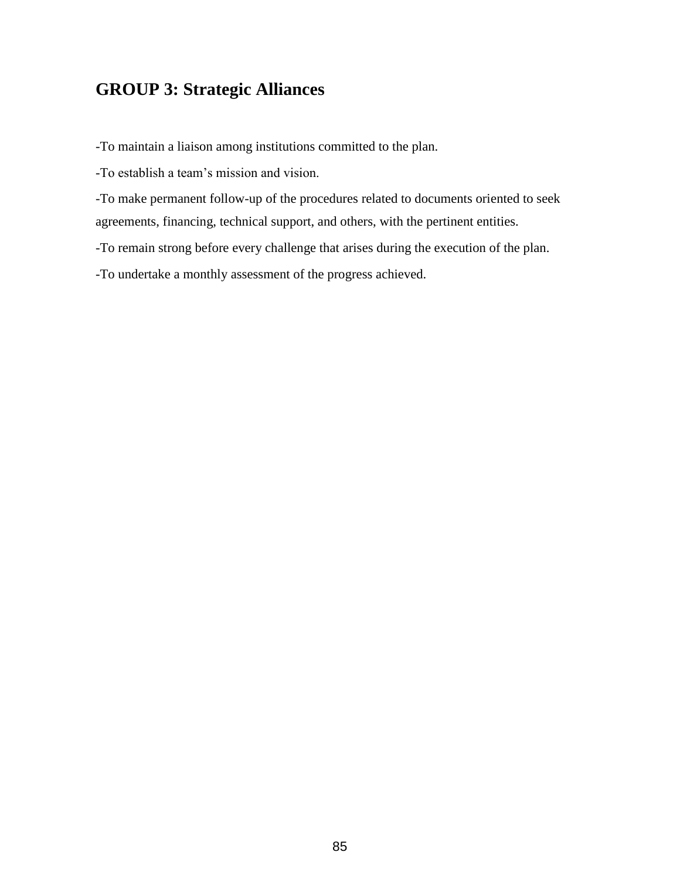## GROUP 3: Strategic Alliances

-To maintain a liaison among institutions committed to the plan.

-To establish a team's mission and vision.

-To make permanent follow-up of the procedures related to documents oriented to seek agreements, financing, technical support, and others, with the pertinent entities.

-To remain strong before every challenge that arises during the execution of the plan.

-To undertake a monthly assessment of the progress achieved.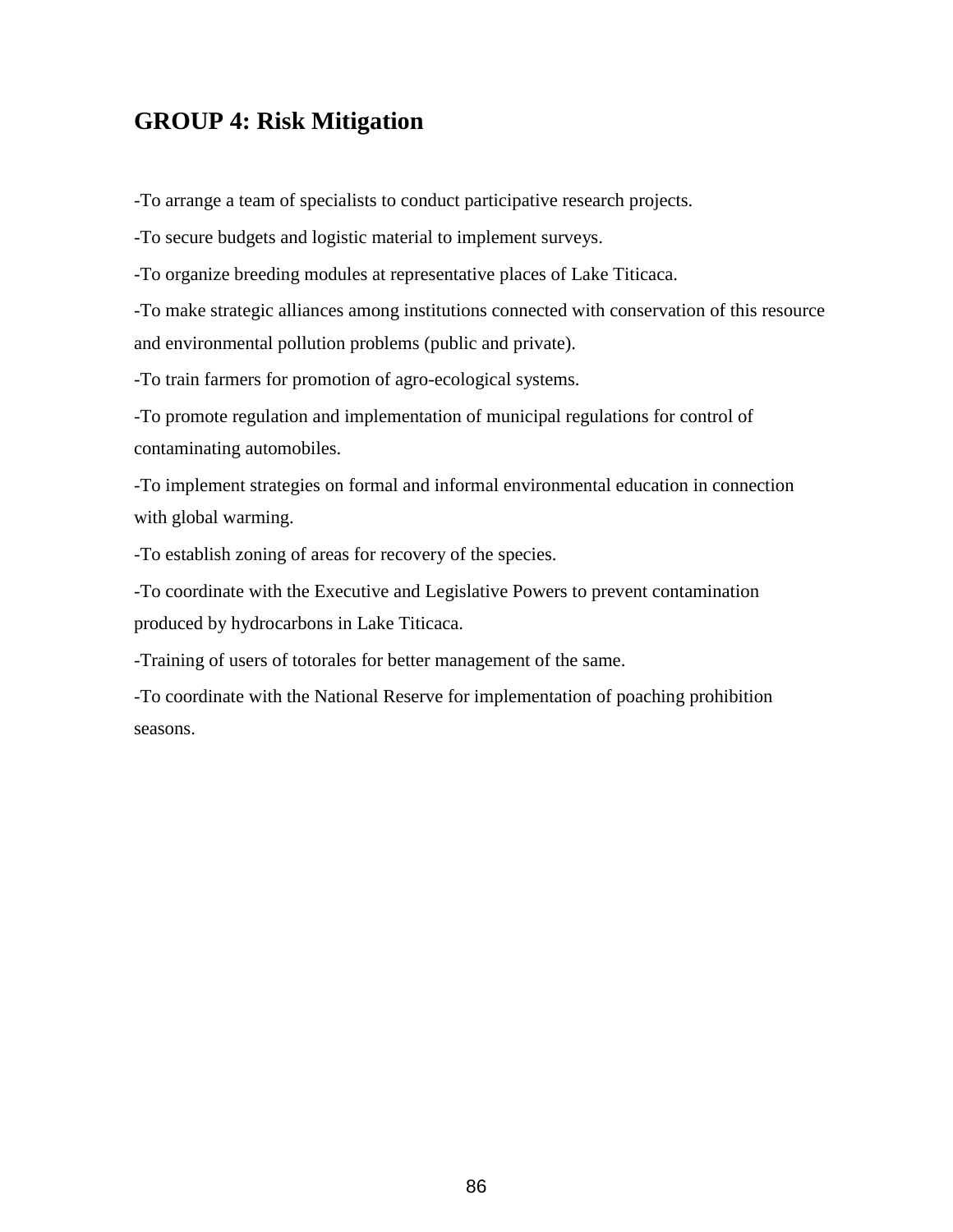## GROUP 4: Risk Mitigation

-To arrange a team of specialists to conduct participative research projects.

-To secure budgets and logistic material to implement surveys.

-To organize breeding modules at representative places of Lake Titicaca.

-To make strategic alliances among institutions connected with conservation of this resource and environmental pollution problems (public and private).

-To train farmers for promotion of agro-ecological systems.

-To promote regulation and implementation of municipal regulations for control of contaminating automobiles.

-To implement strategies on formal and informal environmental education in connection with global warming.

-To establish zoning of areas for recovery of the species.

-To coordinate with the Executive and Legislative Powers to prevent contamination produced by hydrocarbons in Lake Titicaca.

-Training of users of totorales for better management of the same.

-To coordinate with the National Reserve for implementation of poaching prohibition seasons.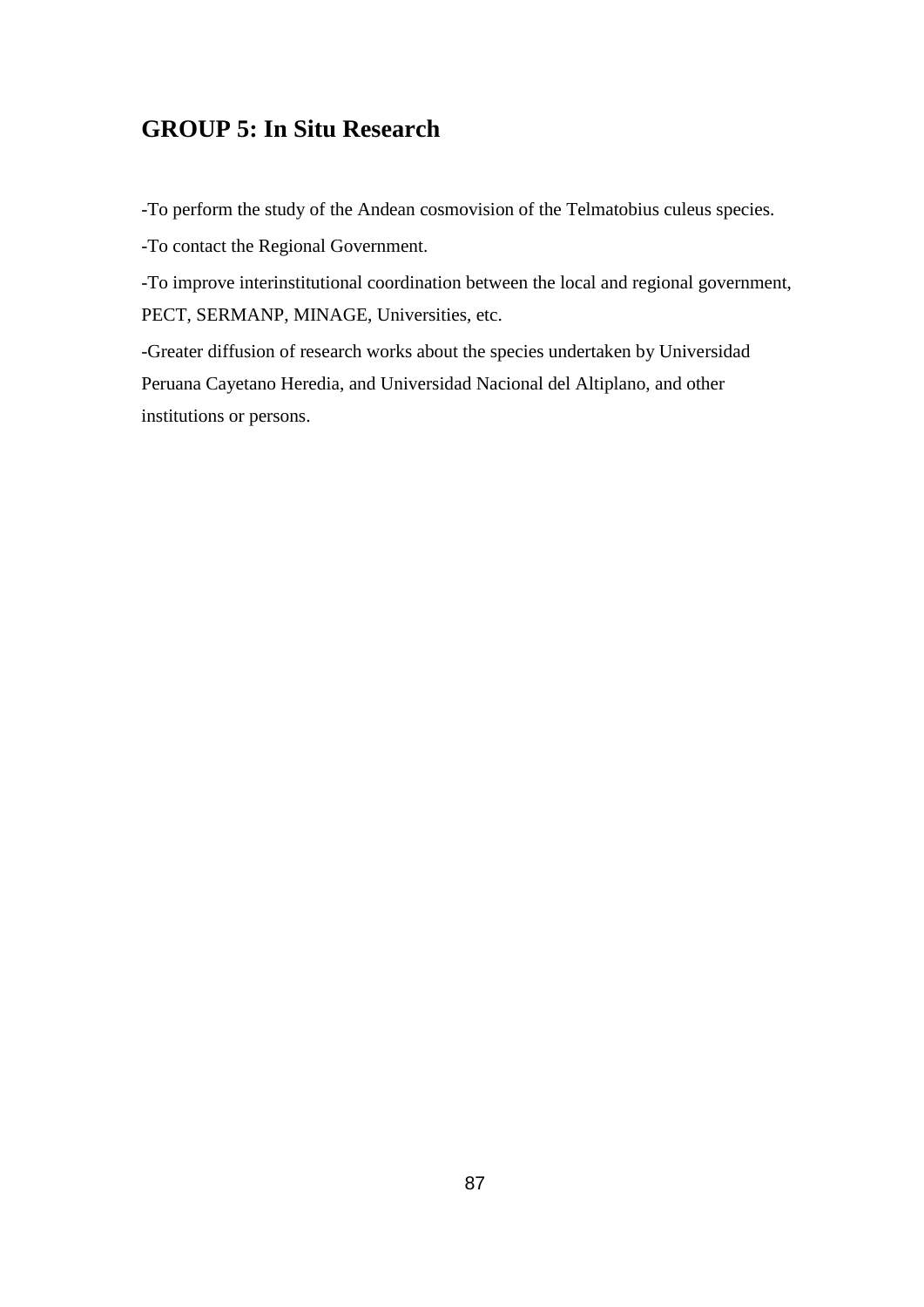## GROUP 5: In Situ Research

-To perform the study of the Andean cosmovision of the Telmatobius culeus species.

-To contact the Regional Government.

-To improve interinstitutional coordination between the local and regional government, PECT, SERMANP, MINAGE, Universities, etc.

-Greater diffusion of research works about the species undertaken by Universidad Peruana Cayetano Heredia, and Universidad Nacional del Altiplano, and other institutions or persons.